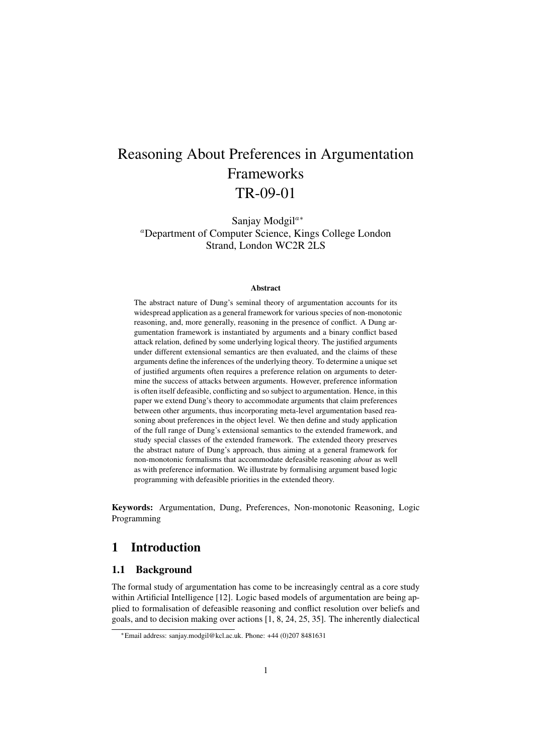# Reasoning About Preferences in Argumentation Frameworks TR-09-01

Sanjay Modgil[a*]

[a]Department of Computer Science, Kings College London Strand, London WC2R 2LS

### Abstract

The abstract nature of Dung's seminal theory of argumentation accounts for its widespread application as a general framework for various species of non-monotonic reasoning, and, more generally, reasoning in the presence of conflict. A Dung argumentation framework is instantiated by arguments and a binary conflict based attack relation, defined by some underlying logical theory. The justified arguments under different extensional semantics are then evaluated, and the claims of these arguments define the inferences of the underlying theory. To determine a unique set of justified arguments often requires a preference relation on arguments to determine the success of attacks between arguments. However, preference information is often itself defeasible, conflicting and so subject to argumentation. Hence, in this paper we extend Dung's theory to accommodate arguments that claim preferences between other arguments, thus incorporating meta-level argumentation based reasoning about preferences in the object level. We then define and study application of the full range of Dung's extensional semantics to the extended framework, and study special classes of the extended framework. The extended theory preserves the abstract nature of Dung's approach, thus aiming at a general framework for non-monotonic formalisms that accommodate defeasible reasoning *about* as well as with preference information. We illustrate by formalising argument based logic programming with defeasible priorities in the extended theory.

**Keywords:** Argumentation, Dung, Preferences, Non-monotonic Reasoning, Logic Programming

## 1 Introduction

### 1.1 Background

The formal study of argumentation has come to be increasingly central as a core study within Artificial Intelligence [12]. Logic based models of argumentation are being applied to formalisation of defeasible reasoning and conflict resolution over beliefs and goals, and to decision making over actions [1, 8, 24, 25, 35]. The inherently dialectical

*Email address: sanjay.modgil@kcl.ac.uk. Phone: +44 (0)207 8481631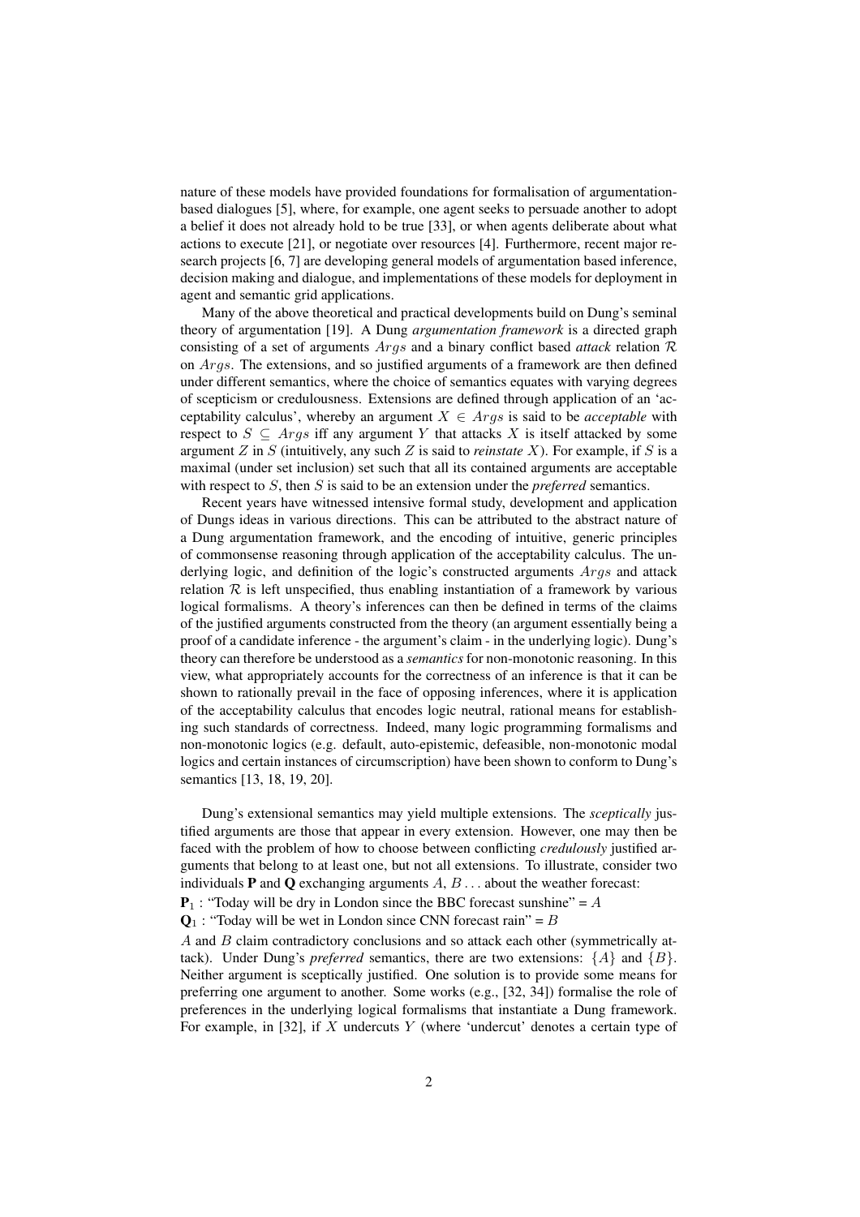nature of these models have provided foundations for formalisation of argumentation-based dialogues [5], where, for example, one agent seeks to persuade another to adopt a belief it does not already hold to be true [33], or when agents deliberate about what actions to execute [21], or negotiate over resources [4]. Furthermore, recent major research projects [6, 7] are developing general models of argumentation based inference, decision making and dialogue, and implementations of these models for deployment in agent and semantic grid applications.

Many of the above theoretical and practical developments build on Dung's seminal theory of argumentation [19]. A Dung *argumentation framework* is a directed graph consisting of a set of arguments $Args$ and a binary conflict based *attack* relation $\mathcal{R}$ on $Args$. The extensions, and so justified arguments of a framework are then defined under different semantics, where the choice of semantics equates with varying degrees of scepticism or credulousness. Extensions are defined through application of an 'acceptability calculus', whereby an argument $X \in Args$ is said to be *acceptable* with respect to $S \subseteq Args$ iff any argument $Y$ that attacks $X$ is itself attacked by some argument $Z$ in $S$ (intuitively, any such $Z$ is said to *reinstate* $X$). For example, if $S$ is a maximal (under set inclusion) set such that all its contained arguments are acceptable with respect to $S$, then $S$ is said to be an extension under the *preferred* semantics.

Recent years have witnessed intensive formal study, development and application of Dungs ideas in various directions. This can be attributed to the abstract nature of a Dung argumentation framework, and the encoding of intuitive, generic principles of commonsense reasoning through application of the acceptability calculus. The underlying logic, and definition of the logic's constructed arguments $Args$ and attack relation $\mathcal{R}$ is left unspecified, thus enabling instantiation of a framework by various logical formalisms. A theory's inferences can then be defined in terms of the claims of the justified arguments constructed from the theory (an argument essentially being a proof of a candidate inference - the argument's claim - in the underlying logic). Dung's theory can therefore be understood as a *semantics* for non-monotonic reasoning. In this view, what appropriately accounts for the correctness of an inference is that it can be shown to rationally prevail in the face of opposing inferences, where it is application of the acceptability calculus that encodes logic neutral, rational means for establishing such standards of correctness. Indeed, many logic programming formalisms and non-monotonic logics (e.g. default, auto-epistemic, defeasible, non-monotonic modal logics and certain instances of circumscription) have been shown to conform to Dung's semantics [13, 18, 19, 20].

Dung's extensional semantics may yield multiple extensions. The *sceptically* justified arguments are those that appear in every extension. However, one may then be faced with the problem of how to choose between conflicting *credulously* justified arguments that belong to at least one, but not all extensions. To illustrate, consider two individuals **P** and **Q** exchanging arguments $A$, $B \ldots$ about the weather forecast:

$\mathbf{P}_1$ : "Today will be dry in London since the BBC forecast sunshine" = $A$

$\mathbf{Q}_1$ : "Today will be wet in London since CNN forecast rain" = $B$

$A$ and $B$ claim contradictory conclusions and so attack each other (symmetrically attack). Under Dung's *preferred* semantics, there are two extensions: $\{A\}$ and $\{B\}$. Neither argument is sceptically justified. One solution is to provide some means for preferring one argument to another. Some works (e.g., [32, 34]) formalise the role of preferences in the underlying logical formalisms that instantiate a Dung framework. For example, in [32], if $X$ undercuts $Y$ (where 'undercut' denotes a certain type of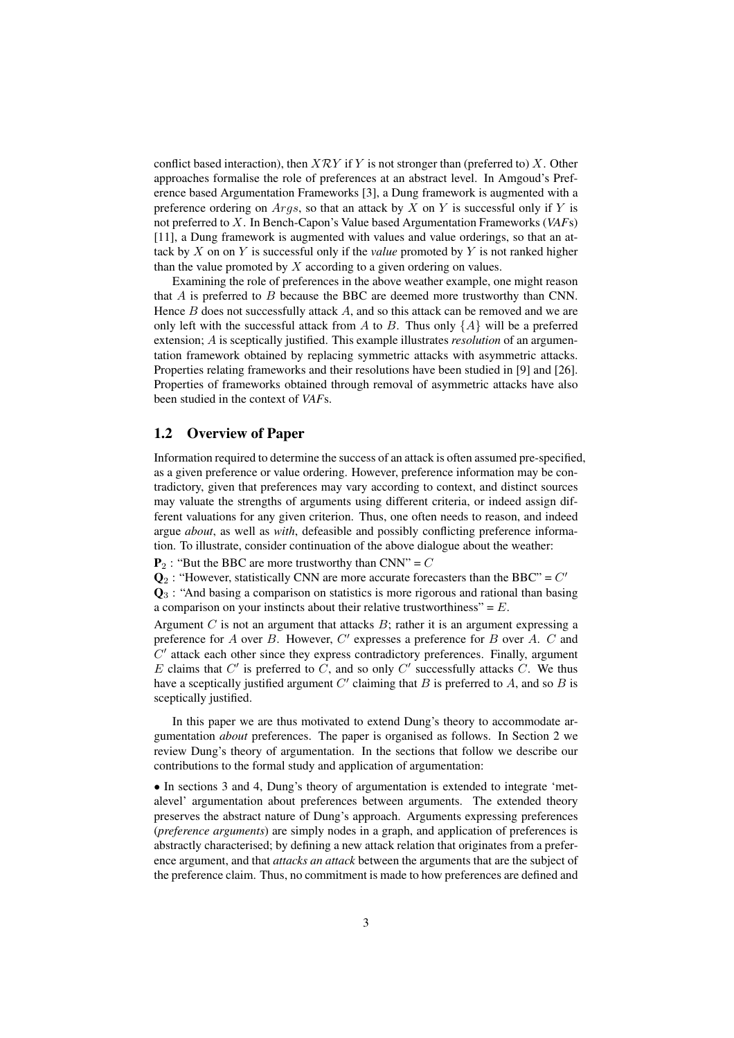conflict based interaction), then $X\mathcal{R}Y$ if $Y$ is not stronger than (preferred to) $X$. Other approaches formalise the role of preferences at an abstract level. In Amgoud's Preference based Argumentation Frameworks [3], a Dung framework is augmented with a preference ordering on $Args$, so that an attack by $X$ on $Y$ is successful only if $Y$ is not preferred to $X$. In Bench-Capon's Value based Argumentation Frameworks (*VAF*s) [11], a Dung framework is augmented with values and value orderings, so that an attack by $X$ on on $Y$ is successful only if the *value* promoted by $Y$ is not ranked higher than the value promoted by $X$ according to a given ordering on values.

Examining the role of preferences in the above weather example, one might reason that $A$ is preferred to $B$ because the BBC are deemed more trustworthy than CNN. Hence $B$ does not successfully attack $A$, and so this attack can be removed and we are only left with the successful attack from $A$ to $B$. Thus only $\{A\}$ will be a preferred extension; $A$ is sceptically justified. This example illustrates *resolution* of an argumentation framework obtained by replacing symmetric attacks with asymmetric attacks. Properties relating frameworks and their resolutions have been studied in [9] and [26]. Properties of frameworks obtained through removal of asymmetric attacks have also been studied in the context of *VAF*s.

## 1.2 Overview of Paper

Information required to determine the success of an attack is often assumed pre-specified, as a given preference or value ordering. However, preference information may be contradictory, given that preferences may vary according to context, and distinct sources may valuate the strengths of arguments using different criteria, or indeed assign different valuations for any given criterion. Thus, one often needs to reason, and indeed argue *about*, as well as *with*, defeasible and possibly conflicting preference information. To illustrate, consider continuation of the above dialogue about the weather:

$\mathbf{P}_2$ : "But the BBC are more trustworthy than CNN" = $C$

$\mathbf{Q}_2$ : "However, statistically CNN are more accurate forecasters than the BBC" = $C'$

$\mathbf{Q}_3$ : "And basing a comparison on statistics is more rigorous and rational than basing a comparison on your instincts about their relative trustworthiness" = $E$.

Argument $C$ is not an argument that attacks $B$; rather it is an argument expressing a preference for $A$ over $B$. However, $C'$ expresses a preference for $B$ over $A$. $C$ and $C'$ attack each other since they express contradictory preferences. Finally, argument $E$ claims that $C'$ is preferred to $C$, and so only $C'$ successfully attacks $C$. We thus have a sceptically justified argument $C'$ claiming that $B$ is preferred to $A$, and so $B$ is sceptically justified.

In this paper we are thus motivated to extend Dung's theory to accommodate argumentation *about* preferences. The paper is organised as follows. In Section 2 we review Dung's theory of argumentation. In the sections that follow we describe our contributions to the formal study and application of argumentation:

• In sections 3 and 4, Dung's theory of argumentation is extended to integrate 'metalevel' argumentation about preferences between arguments. The extended theory preserves the abstract nature of Dung's approach. Arguments expressing preferences (*preference arguments*) are simply nodes in a graph, and application of preferences is abstractly characterised; by defining a new attack relation that originates from a preference argument, and that *attacks an attack* between the arguments that are the subject of the preference claim. Thus, no commitment is made to how preferences are defined and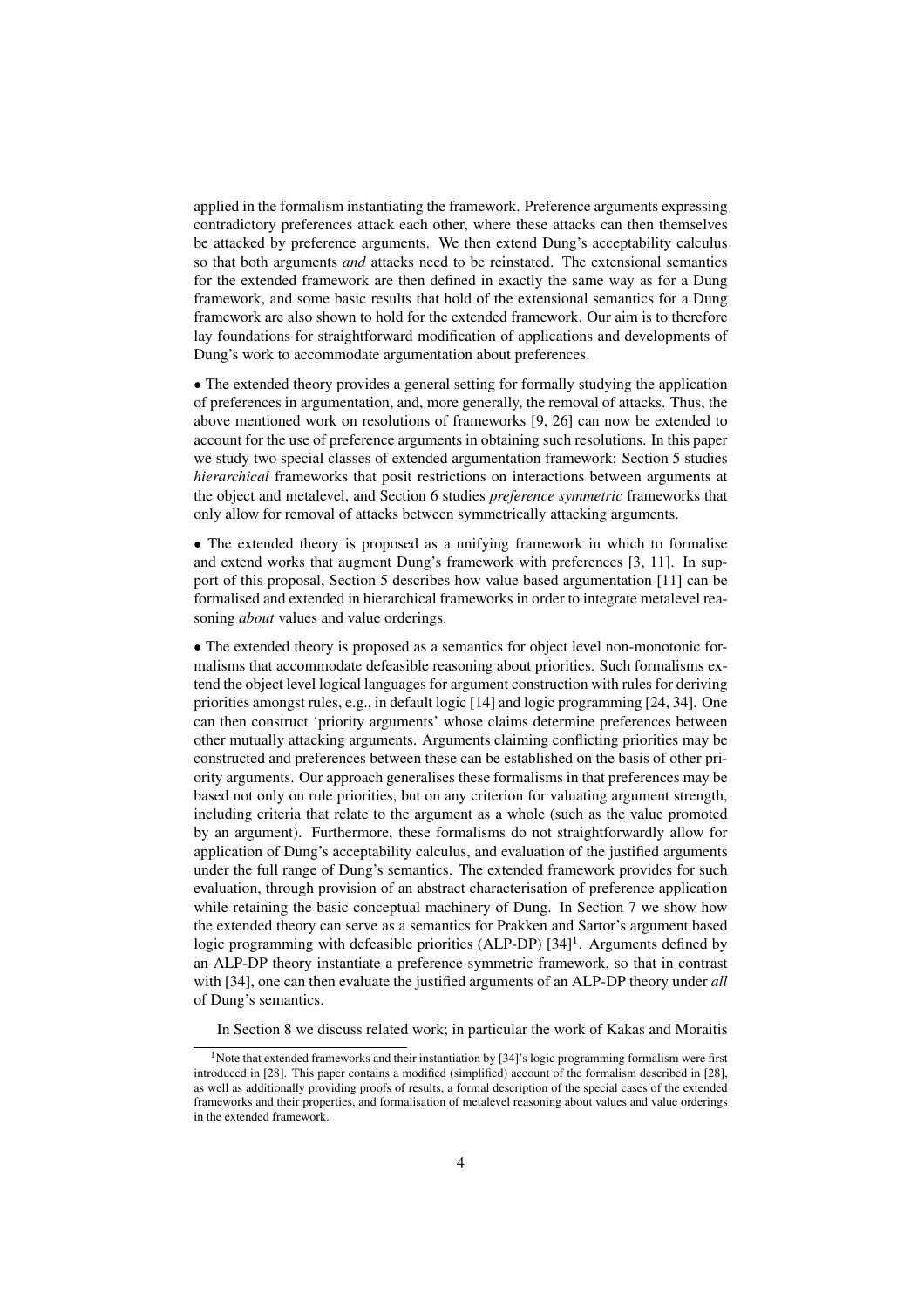applied in the formalism instantiating the framework. Preference arguments expressing contradictory preferences attack each other, where these attacks can then themselves be attacked by preference arguments. We then extend Dung's acceptability calculus so that both arguments *and* attacks need to be reinstated. The extensional semantics for the extended framework are then defined in exactly the same way as for a Dung framework, and some basic results that hold of the extensional semantics for a Dung framework are also shown to hold for the extended framework. Our aim is to therefore lay foundations for straightforward modification of applications and developments of Dung's work to accommodate argumentation about preferences.

• The extended theory provides a general setting for formally studying the application of preferences in argumentation, and, more generally, the removal of attacks. Thus, the above mentioned work on resolutions of frameworks [9, 26] can now be extended to account for the use of preference arguments in obtaining such resolutions. In this paper we study two special classes of extended argumentation framework: Section 5 studies *hierarchical* frameworks that posit restrictions on interactions between arguments at the object and metalevel, and Section 6 studies *preference symmetric* frameworks that only allow for removal of attacks between symmetrically attacking arguments.

• The extended theory is proposed as a unifying framework in which to formalise and extend works that augment Dung's framework with preferences [3, 11]. In support of this proposal, Section 5 describes how value based argumentation [11] can be formalised and extended in hierarchical frameworks in order to integrate metalevel reasoning *about* values and value orderings.

• The extended theory is proposed as a semantics for object level non-monotonic formalisms that accommodate defeasible reasoning about priorities. Such formalisms extend the object level logical languages for argument construction with rules for deriving priorities amongst rules, e.g., in default logic [14] and logic programming [24, 34]. One can then construct 'priority arguments' whose claims determine preferences between other mutually attacking arguments. Arguments claiming conflicting priorities may be constructed and preferences between these can be established on the basis of other priority arguments. Our approach generalises these formalisms in that preferences may be based not only on rule priorities, but on any criterion for valuating argument strength, including criteria that relate to the argument as a whole (such as the value promoted by an argument). Furthermore, these formalisms do not straightforwardly allow for application of Dung's acceptability calculus, and evaluation of the justified arguments under the full range of Dung's semantics. The extended framework provides for such evaluation, through provision of an abstract characterisation of preference application while retaining the basic conceptual machinery of Dung. In Section 7 we show how the extended theory can serve as a semantics for Prakken and Sartor's argument based logic programming with defeasible priorities (ALP-DP) [34][1]. Arguments defined by an ALP-DP theory instantiate a preference symmetric framework, so that in contrast with [34], one can then evaluate the justified arguments of an ALP-DP theory under *all* of Dung's semantics.

In Section 8 we discuss related work; in particular the work of Kakas and Moraitis

[1] Note that extended frameworks and their instantiation by [34]'s logic programming formalism were first introduced in [28]. This paper contains a modified (simplified) account of the formalism described in [28], as well as additionally providing proofs of results, a formal description of the special cases of the extended frameworks and their properties, and formalisation of metalevel reasoning about values and value orderings in the extended framework.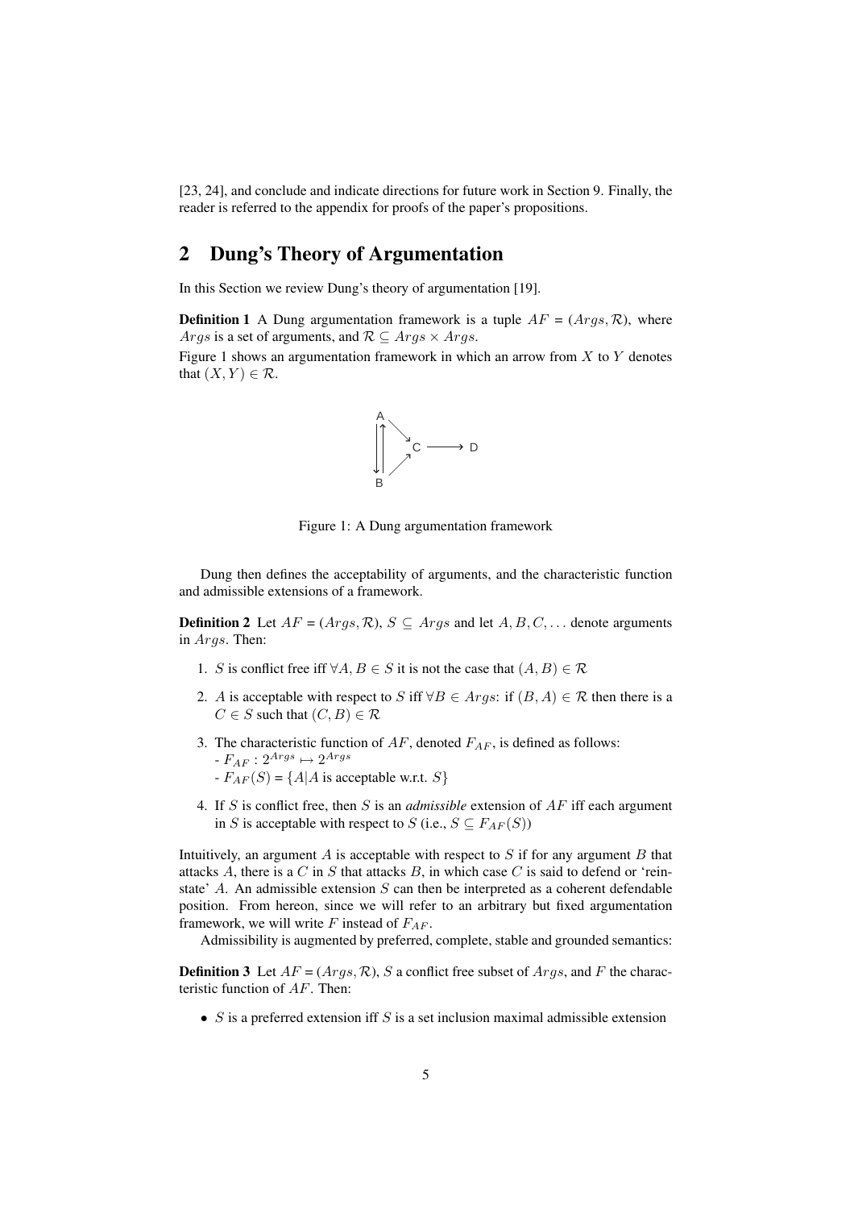[23, 24], and conclude and indicate directions for future work in Section 9. Finally, the reader is referred to the appendix for proofs of the paper's propositions.

## 2 Dung's Theory of Argumentation

In this Section we review Dung's theory of argumentation [19].

**Definition 1** A Dung argumentation framework is a tuple $AF = (Args, \mathcal{R})$, where $Args$ is a set of arguments, and $\mathcal{R} \subseteq Args \times Args$.
Figure 1 shows an argumentation framework in which an arrow from $X$ to $Y$ denotes that $(X, Y) \in \mathcal{R}$.

Figure 1: A Dung argumentation framework

Dung then defines the acceptability of arguments, and the characteristic function and admissible extensions of a framework.

**Definition 2** Let $AF = (Args, \mathcal{R})$, $S \subseteq Args$ and let $A, B, C, \ldots$ denote arguments in $Args$. Then:

1. $S$ is conflict free iff $\forall A, B \in S$ it is not the case that $(A, B) \in \mathcal{R}$
2. $A$ is acceptable with respect to $S$ iff $\forall B \in Args$: if $(B, A) \in \mathcal{R}$ then there is a $C \in S$ such that $(C, B) \in \mathcal{R}$
3. The characteristic function of $AF$, denoted $F_{AF}$, is defined as follows:
   - $F_{AF} : 2^{Args} \mapsto 2^{Args}$
   - $F_{AF}(S) = \{A | A$ is acceptable w.r.t. $S\}$
4. If $S$ is conflict free, then $S$ is an *admissible* extension of $AF$ iff each argument in $S$ is acceptable with respect to $S$ (i.e., $S \subseteq F_{AF}(S)$)

Intuitively, an argument $A$ is acceptable with respect to $S$ if for any argument $B$ that attacks $A$, there is a $C$ in $S$ that attacks $B$, in which case $C$ is said to defend or 'reinstate' $A$. An admissible extension $S$ can then be interpreted as a coherent defendable position. From hereon, since we will refer to an arbitrary but fixed argumentation framework, we will write $F$ instead of $F_{AF}$.

Admissibility is augmented by preferred, complete, stable and grounded semantics:

**Definition 3** Let $AF = (Args, \mathcal{R})$, $S$ a conflict free subset of $Args$, and $F$ the characteristic function of $AF$. Then:

- $S$ is a preferred extension iff $S$ is a set inclusion maximal admissible extension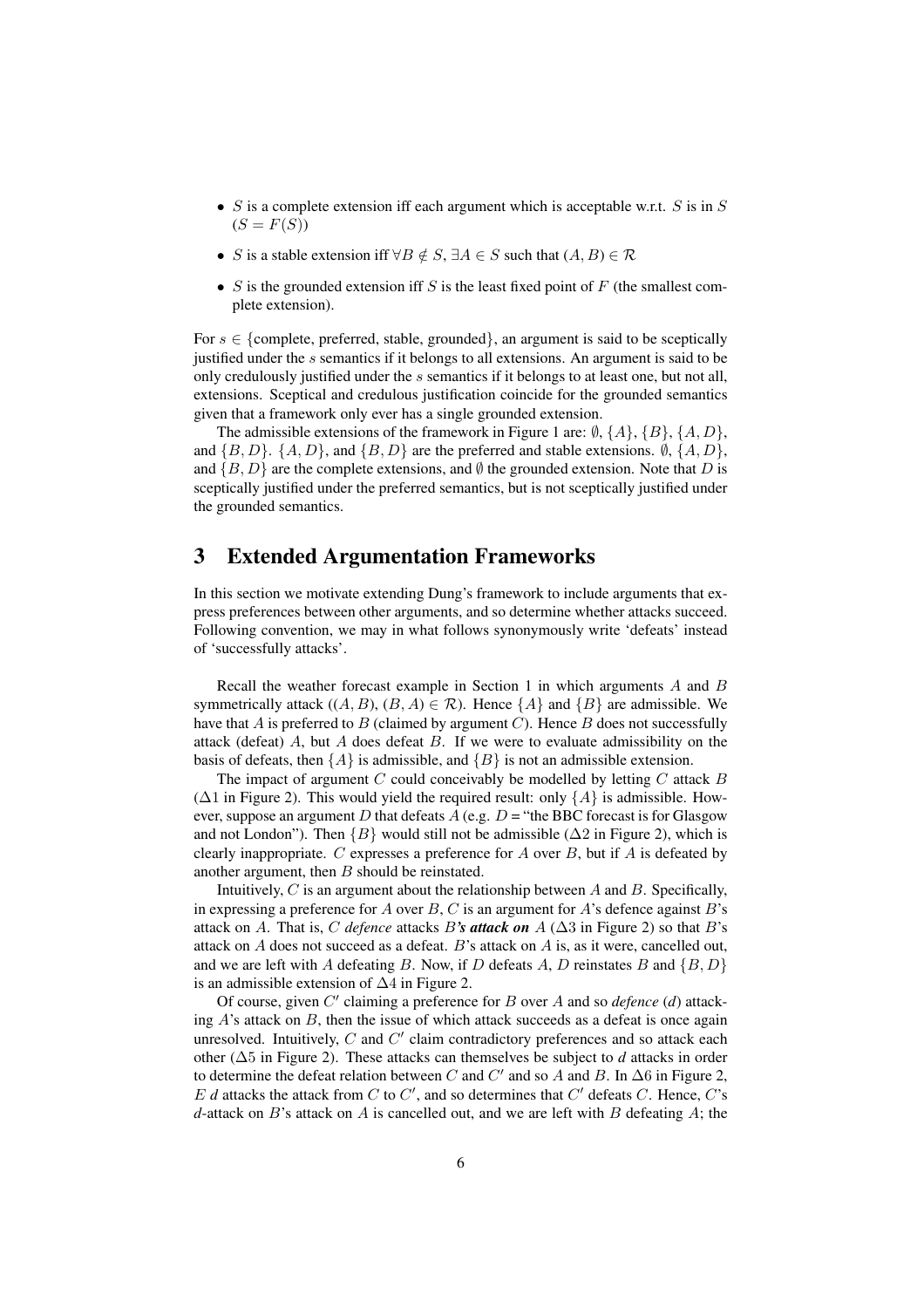- $S$ is a complete extension iff each argument which is acceptable w.r.t. $S$ is in $S$ ($S = F(S)$)
- $S$ is a stable extension iff $\forall B \notin S$, $\exists A \in S$ such that $(A, B) \in \mathcal{R}$
- $S$ is the grounded extension iff $S$ is the least fixed point of $F$ (the smallest complete extension).

For $s \in$ {complete, preferred, stable, grounded}, an argument is said to be sceptically justified under the $s$ semantics if it belongs to all extensions. An argument is said to be only credulously justified under the $s$ semantics if it belongs to at least one, but not all, extensions. Sceptical and credulous justification coincide for the grounded semantics given that a framework only ever has a single grounded extension.

The admissible extensions of the framework in Figure 1 are: $\emptyset$, $\{A\}$, $\{B\}$, $\{A, D\}$, and $\{B, D\}$. $\{A, D\}$, and $\{B, D\}$ are the preferred and stable extensions. $\emptyset$, $\{A, D\}$, and $\{B, D\}$ are the complete extensions, and $\emptyset$ the grounded extension. Note that $D$ is sceptically justified under the preferred semantics, but is not sceptically justified under the grounded semantics.

# 3 Extended Argumentation Frameworks

In this section we motivate extending Dung's framework to include arguments that express preferences between other arguments, and so determine whether attacks succeed. Following convention, we may in what follows synonymously write 'defeats' instead of 'successfully attacks'.

Recall the weather forecast example in Section 1 in which arguments $A$ and $B$ symmetrically attack ($(A, B)$, $(B, A) \in \mathcal{R}$). Hence $\{A\}$ and $\{B\}$ are admissible. We have that $A$ is preferred to $B$ (claimed by argument $C$). Hence $B$ does not successfully attack (defeat) $A$, but $A$ does defeat $B$. If we were to evaluate admissibility on the basis of defeats, then $\{A\}$ is admissible, and $\{B\}$ is not an admissible extension.

The impact of argument $C$ could conceivably be modelled by letting $C$ attack $B$ ($\Delta 1$ in Figure 2). This would yield the required result: only $\{A\}$ is admissible. However, suppose an argument $D$ that defeats $A$ (e.g. $D$ = "the BBC forecast is for Glasgow and not London"). Then $\{B\}$ would still not be admissible ($\Delta 2$ in Figure 2), which is clearly inappropriate. $C$ expresses a preference for $A$ over $B$, but if $A$ is defeated by another argument, then $B$ should be reinstated.

Intuitively, $C$ is an argument about the relationship between $A$ and $B$. Specifically, in expressing a preference for $A$ over $B$, $C$ is an argument for $A$'s defence against $B$'s attack on $A$. That is, $C$ *defence* attacks ***B's attack on*** $A$ ($\Delta 3$ in Figure 2) so that $B$'s attack on $A$ does not succeed as a defeat. $B$'s attack on $A$ is, as it were, cancelled out, and we are left with $A$ defeating $B$. Now, if $D$ defeats $A$, $D$ reinstates $B$ and $\{B, D\}$ is an admissible extension of $\Delta 4$ in Figure 2.

Of course, given $C'$ claiming a preference for $B$ over $A$ and so *defence* (*d*) attacking $A$'s attack on $B$, then the issue of which attack succeeds as a defeat is once again unresolved. Intuitively, $C$ and $C'$ claim contradictory preferences and so attack each other ($\Delta 5$ in Figure 2). These attacks can themselves be subject to *d* attacks in order to determine the defeat relation between $C$ and $C'$ and so $A$ and $B$. In $\Delta 6$ in Figure 2, $E$ *d* attacks the attack from $C$ to $C'$, and so determines that $C'$ defeats $C$. Hence, $C$'s *d*-attack on $B$'s attack on $A$ is cancelled out, and we are left with $B$ defeating $A$; the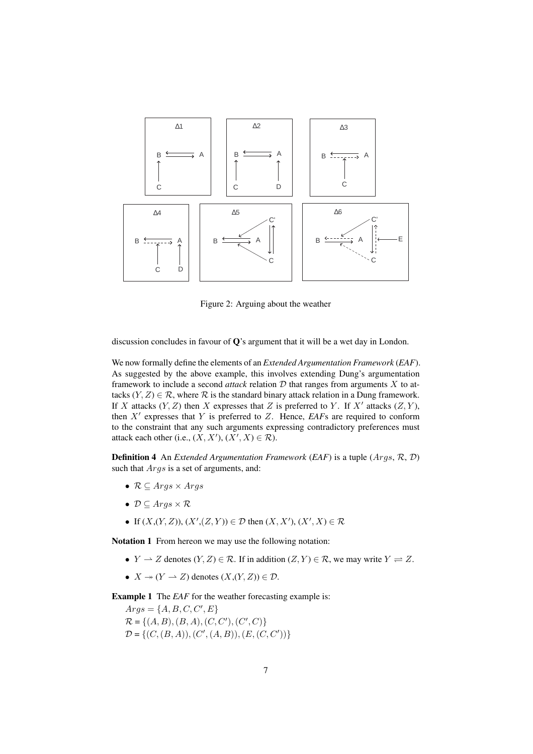Figure 2: Arguing about the weather

discussion concludes in favour of **Q**'s argument that it will be a wet day in London.

We now formally define the elements of an *Extended Argumentation Framework* (*EAF*). As suggested by the above example, this involves extending Dung's argumentation framework to include a second *attack* relation $\mathcal{D}$ that ranges from arguments $X$ to attacks $(Y, Z) \in \mathcal{R}$, where $\mathcal{R}$ is the standard binary attack relation in a Dung framework. If $X$ attacks $(Y, Z)$ then $X$ expresses that $Z$ is preferred to $Y$. If $X'$ attacks $(Z, Y)$, then $X'$ expresses that $Y$ is preferred to $Z$. Hence, *EAF*s are required to conform to the constraint that any such arguments expressing contradictory preferences must attack each other (i.e., $(X, X'), (X', X) \in \mathcal{R}$).

**Definition 4** An *Extended Argumentation Framework* (*EAF*) is a tuple ($Args$, $\mathcal{R}$, $\mathcal{D}$) such that $Args$ is a set of arguments, and:

- $\mathcal{R} \subseteq Args \times Args$
- $\mathcal{D} \subseteq Args \times \mathcal{R}$
- If $(X,(Y,Z)), (X',(Z,Y)) \in \mathcal{D}$ then $(X, X'), (X', X) \in \mathcal{R}$

**Notation 1** From hereon we may use the following notation:

- $Y \rightharpoonup Z$ denotes $(Y, Z) \in \mathcal{R}$. If in addition $(Z, Y) \in \mathcal{R}$, we may write $Y \rightleftharpoons Z$.
- $X \twoheadrightarrow (Y \rightharpoonup Z)$ denotes $(X,(Y,Z)) \in \mathcal{D}$.

**Example 1** The *EAF* for the weather forecasting example is:

$Args = \{A, B, C, C', E\}$
$\mathcal{R} = \{(A, B), (B, A), (C, C'), (C', C)\}$
$\mathcal{D} = \{(C, (B, A)), (C', (A, B)), (E, (C, C'))\}$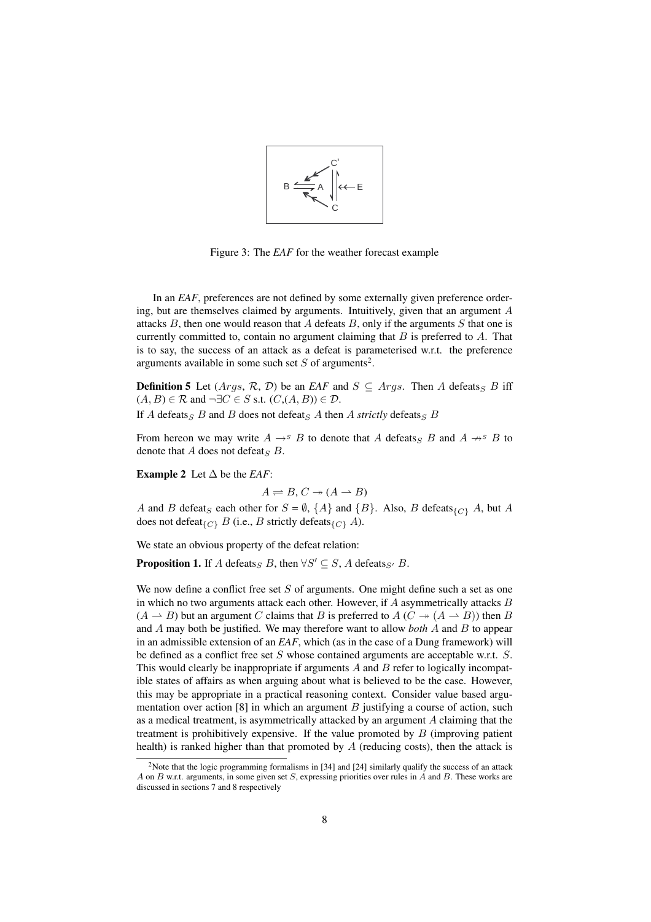Figure 3: The *EAF* for the weather forecast example

In an *EAF*, preferences are not defined by some externally given preference ordering, but are themselves claimed by arguments. Intuitively, given that an argument $A$ attacks $B$, then one would reason that $A$ defeats $B$, only if the arguments $S$ that one is currently committed to, contain no argument claiming that $B$ is preferred to $A$. That is to say, the success of an attack as a defeat is parameterised w.r.t. the preference arguments available in some such set $S$ of arguments[2].

**Definition 5** Let ($Args$, $\mathcal{R}$, $\mathcal{D}$) be an *EAF* and $S \subseteq Args$. Then $A$ defeats$_S$ $B$ iff $(A, B) \in \mathcal{R}$ and $\neg \exists C \in S$ s.t. $(C,(A, B)) \in \mathcal{D}$.

If $A$ defeats$_S$ $B$ and $B$ does not defeat$_S$ $A$ then $A$ *strictly* defeats$_S$ $B$

From hereon we may write $A \rightarrow^S B$ to denote that $A$ defeats$_S$ $B$ and $A \not\rightarrow^S B$ to denote that $A$ does not defeat$_S$ $B$.

**Example 2** Let $\Delta$ be the *EAF*:

$$A \rightleftharpoons B, C \twoheadrightarrow (A \rightharpoonup B)$$

$A$ and $B$ defeat$_S$ each other for $S = \emptyset$, $\{A\}$ and $\{B\}$. Also, $B$ defeats$_{\{C\}}$ $A$, but $A$ does not defeat$_{\{C\}}$ $B$ (i.e., $B$ strictly defeats$_{\{C\}}$ $A$).

We state an obvious property of the defeat relation:

**Proposition 1.** If $A$ defeats$_S$ $B$, then $\forall S' \subseteq S$, $A$ defeats$_{S'}$ $B$.

We now define a conflict free set $S$ of arguments. One might define such a set as one in which no two arguments attack each other. However, if $A$ asymmetrically attacks $B$ ($A \rightharpoonup B$) but an argument $C$ claims that $B$ is preferred to $A$ ($C \twoheadrightarrow (A \rightharpoonup B)$) then $B$ and $A$ may both be justified. We may therefore want to allow *both* $A$ and $B$ to appear in an admissible extension of an *EAF*, which (as in the case of a Dung framework) will be defined as a conflict free set $S$ whose contained arguments are acceptable w.r.t. $S$. This would clearly be inappropriate if arguments $A$ and $B$ refer to logically incompatible states of affairs as when arguing about what is believed to be the case. However, this may be appropriate in a practical reasoning context. Consider value based argumentation over action [8] in which an argument $B$ justifying a course of action, such as a medical treatment, is asymmetrically attacked by an argument $A$ claiming that the treatment is prohibitively expensive. If the value promoted by $B$ (improving patient health) is ranked higher than that promoted by $A$ (reducing costs), then the attack is

[2] Note that the logic programming formalisms in [34] and [24] similarly qualify the success of an attack $A$ on $B$ w.r.t. arguments, in some given set $S$, expressing priorities over rules in $A$ and $B$. These works are discussed in sections 7 and 8 respectively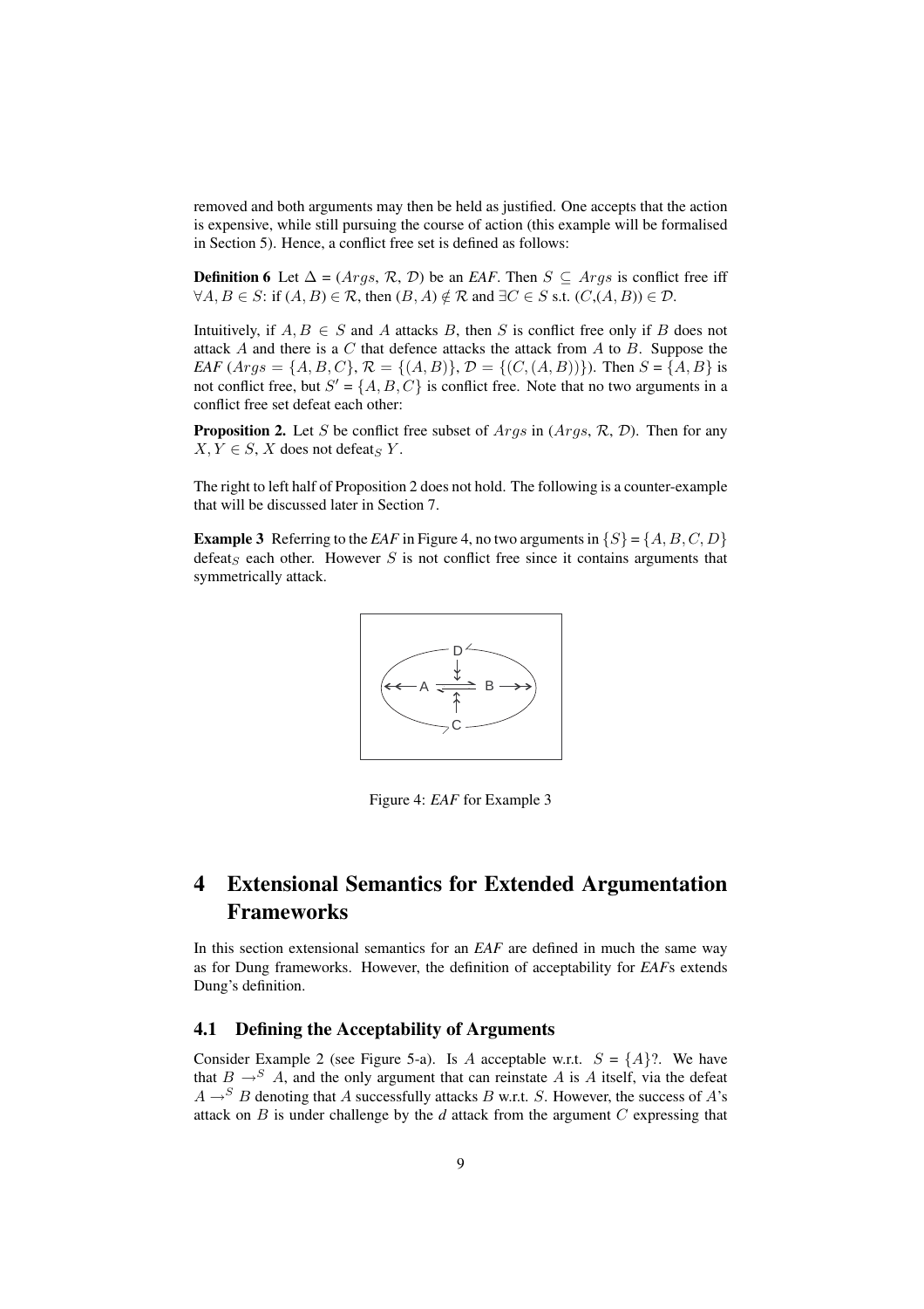removed and both arguments may then be held as justified. One accepts that the action is expensive, while still pursuing the course of action (this example will be formalised in Section 5). Hence, a conflict free set is defined as follows:

**Definition 6** Let $\Delta$ = ($Args$, $\mathcal{R}$, $\mathcal{D}$) be an *EAF*. Then $S \subseteq Args$ is conflict free iff $\forall A, B \in S$: if $(A, B) \in \mathcal{R}$, then $(B, A) \notin \mathcal{R}$ and $\exists C \in S$ s.t. $(C,(A, B)) \in \mathcal{D}$.

Intuitively, if $A, B \in S$ and $A$ attacks $B$, then $S$ is conflict free only if $B$ does not attack $A$ and there is a $C$ that defence attacks the attack from $A$ to $B$. Suppose the *EAF* ($Args = \{A, B, C\}$, $\mathcal{R} = \{(A, B)\}$, $\mathcal{D} = \{(C, (A, B))\}$). Then $S = \{A, B\}$ is not conflict free, but $S' = \{A, B, C\}$ is conflict free. Note that no two arguments in a conflict free set defeat each other:

**Proposition 2.** Let $S$ be conflict free subset of $Args$ in ($Args$, $\mathcal{R}$, $\mathcal{D}$). Then for any $X, Y \in S$, $X$ does not defeat$_S$ $Y$.

The right to left half of Proposition 2 does not hold. The following is a counter-example that will be discussed later in Section 7.

**Example 3** Referring to the *EAF* in Figure 4, no two arguments in $\{S\} = \{A, B, C, D\}$ defeat$_S$ each other. However $S$ is not conflict free since it contains arguments that symmetrically attack.

Figure 4: *EAF* for Example 3

# 4 Extensional Semantics for Extended Argumentation Frameworks

In this section extensional semantics for an *EAF* are defined in much the same way as for Dung frameworks. However, the definition of acceptability for *EAF*s extends Dung's definition.

## 4.1 Defining the Acceptability of Arguments

Consider Example 2 (see Figure 5-a). Is $A$ acceptable w.r.t. $S = \{A\}$?. We have that $B \rightarrow^S A$, and the only argument that can reinstate $A$ is $A$ itself, via the defeat $A \rightarrow^S B$ denoting that $A$ successfully attacks $B$ w.r.t. $S$. However, the success of $A$'s attack on $B$ is under challenge by the *d* attack from the argument $C$ expressing that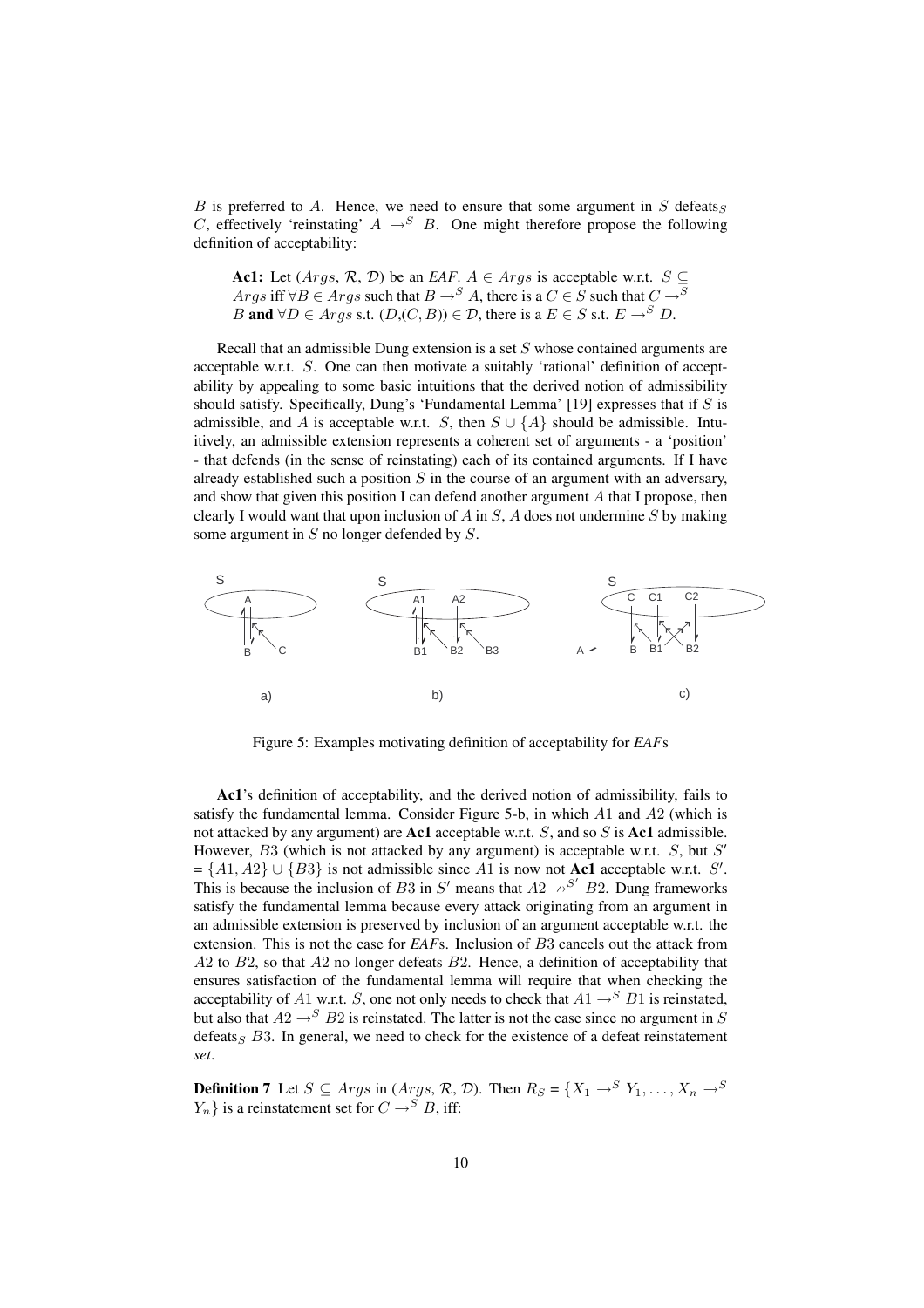$B$ is preferred to $A$. Hence, we need to ensure that some argument in $S$ defeats$_S$ $C$, effectively 'reinstating' $A \rightarrow^S B$. One might therefore propose the following definition of acceptability:

> **Ac1:** Let ($Args$, $\mathcal{R}$, $\mathcal{D}$) be an *EAF*. $A \in Args$ is acceptable w.r.t. $S \subseteq Args$ iff $\forall B \in Args$ such that $B \rightarrow^S A$, there is a $C \in S$ such that $C \rightarrow^S B$ **and** $\forall D \in Args$ s.t. $(D,(C,B)) \in \mathcal{D}$, there is a $E \in S$ s.t. $E \rightarrow^S D$.

Recall that an admissible Dung extension is a set $S$ whose contained arguments are acceptable w.r.t. $S$. One can then motivate a suitably 'rational' definition of acceptability by appealing to some basic intuitions that the derived notion of admissibility should satisfy. Specifically, Dung's 'Fundamental Lemma' [19] expresses that if $S$ is admissible, and $A$ is acceptable w.r.t. $S$, then $S \cup \{A\}$ should be admissible. Intuitively, an admissible extension represents a coherent set of arguments - a 'position' - that defends (in the sense of reinstating) each of its contained arguments. If I have already established such a position $S$ in the course of an argument with an adversary, and show that given this position I can defend another argument $A$ that I propose, then clearly I would want that upon inclusion of $A$ in $S$, $A$ does not undermine $S$ by making some argument in $S$ no longer defended by $S$.

Figure 5: Examples motivating definition of acceptability for *EAF*s

**Ac1**'s definition of acceptability, and the derived notion of admissibility, fails to satisfy the fundamental lemma. Consider Figure 5-b, in which $A1$ and $A2$ (which is not attacked by any argument) are **Ac1** acceptable w.r.t. $S$, and so $S$ is **Ac1** admissible. However, $B3$ (which is not attacked by any argument) is acceptable w.r.t. $S$, but $S'$ = $\{A1, A2\} \cup \{B3\}$ is not admissible since $A1$ is now not **Ac1** acceptable w.r.t. $S'$. This is because the inclusion of $B3$ in $S'$ means that $A2 \nrightarrow^{S'} B2$. Dung frameworks satisfy the fundamental lemma because every attack originating from an argument in an admissible extension is preserved by inclusion of an argument acceptable w.r.t. the extension. This is not the case for *EAF*s. Inclusion of $B3$ cancels out the attack from $A2$ to $B2$, so that $A2$ no longer defeats $B2$. Hence, a definition of acceptability that ensures satisfaction of the fundamental lemma will require that when checking the acceptability of $A1$ w.r.t. $S$, one not only needs to check that $A1 \rightarrow^S B1$ is reinstated, but also that $A2 \rightarrow^S B2$ is reinstated. The latter is not the case since no argument in $S$ defeats$_S$ $B3$. In general, we need to check for the existence of a defeat reinstatement *set*.

**Definition 7** Let $S \subseteq Args$ in ($Args$, $\mathcal{R}$, $\mathcal{D}$). Then $R_S = \{X_1 \rightarrow^S Y_1, \ldots, X_n \rightarrow^S Y_n\}$ is a reinstatement set for $C \rightarrow^S B$, iff: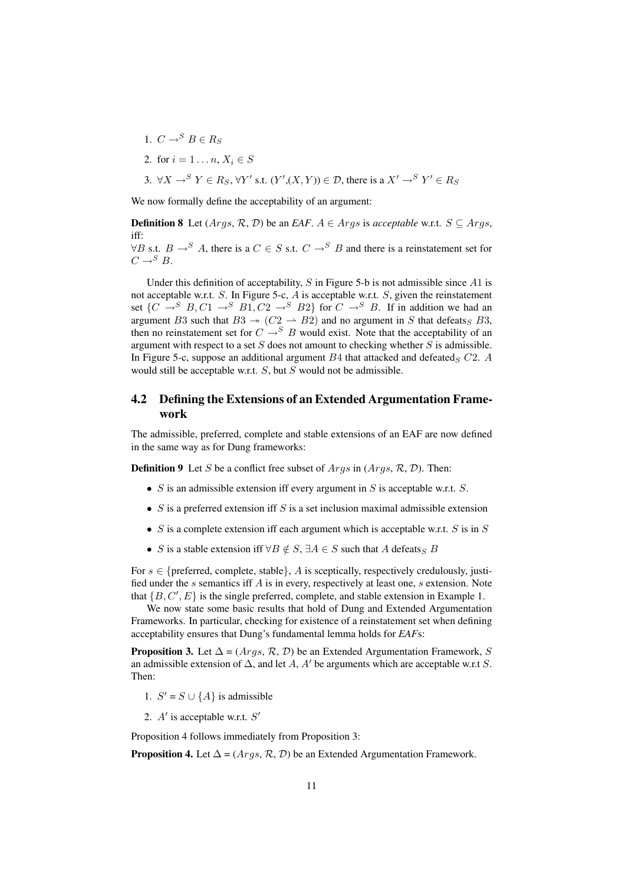1. $C \rightarrow^S B \in R_S$
2. for $i = 1 \ldots n$, $X_i \in S$
3. $\forall X \rightarrow^S Y \in R_S$, $\forall Y'$ s.t. $(Y',(X,Y)) \in \mathcal{D}$, there is a $X' \rightarrow^S Y' \in R_S$

We now formally define the acceptability of an argument:

**Definition 8** Let ($Args$, $\mathcal{R}$, $\mathcal{D}$) be an *EAF*. $A \in Args$ is *acceptable* w.r.t. $S \subseteq Args$, iff:
$\forall B$ s.t. $B \rightarrow^S A$, there is a $C \in S$ s.t. $C \rightarrow^S B$ and there is a reinstatement set for $C \rightarrow^S B$.

Under this definition of acceptability, $S$ in Figure 5-b is not admissible since $A1$ is not acceptable w.r.t. $S$. In Figure 5-c, $A$ is acceptable w.r.t. $S$, given the reinstatement set $\{C \rightarrow^S B, C1 \rightarrow^S B1, C2 \rightarrow^S B2\}$ for $C \rightarrow^S B$. If in addition we had an argument $B3$ such that $B3 \twoheadrightarrow (C2 \rightharpoonup B2)$ and no argument in $S$ that defeats$_S$ $B3$, then no reinstatement set for $C \rightarrow^S B$ would exist. Note that the acceptability of an argument with respect to a set $S$ does not amount to checking whether $S$ is admissible. In Figure 5-c, suppose an additional argument $B4$ that attacked and defeated$_S$ $C2$. $A$ would still be acceptable w.r.t. $S$, but $S$ would not be admissible.

## 4.2 Defining the Extensions of an Extended Argumentation Framework

The admissible, preferred, complete and stable extensions of an EAF are now defined in the same way as for Dung frameworks:

**Definition 9** Let $S$ be a conflict free subset of $Args$ in ($Args$, $\mathcal{R}$, $\mathcal{D}$). Then:

- $S$ is an admissible extension iff every argument in $S$ is acceptable w.r.t. $S$.
- $S$ is a preferred extension iff $S$ is a set inclusion maximal admissible extension
- $S$ is a complete extension iff each argument which is acceptable w.r.t. $S$ is in $S$
- $S$ is a stable extension iff $\forall B \notin S$, $\exists A \in S$ such that $A$ defeats$_S$ $B$

For $s \in$ {preferred, complete, stable}, $A$ is sceptically, respectively credulously, justified under the $s$ semantics iff $A$ is in every, respectively at least one, $s$ extension. Note that $\{B, C', E\}$ is the single preferred, complete, and stable extension in Example 1.

We now state some basic results that hold of Dung and Extended Argumentation Frameworks. In particular, checking for existence of a reinstatement set when defining acceptability ensures that Dung's fundamental lemma holds for *EAF*s:

**Proposition 3.** Let $\Delta$ = ($Args$, $\mathcal{R}$, $\mathcal{D}$) be an Extended Argumentation Framework, $S$ an admissible extension of $\Delta$, and let $A$, $A'$ be arguments which are acceptable w.r.t $S$. Then:

1. $S' = S \cup \{A\}$ is admissible
2. $A'$ is acceptable w.r.t. $S'$

Proposition 4 follows immediately from Proposition 3:

**Proposition 4.** Let $\Delta$ = ($Args$, $\mathcal{R}$, $\mathcal{D}$) be an Extended Argumentation Framework.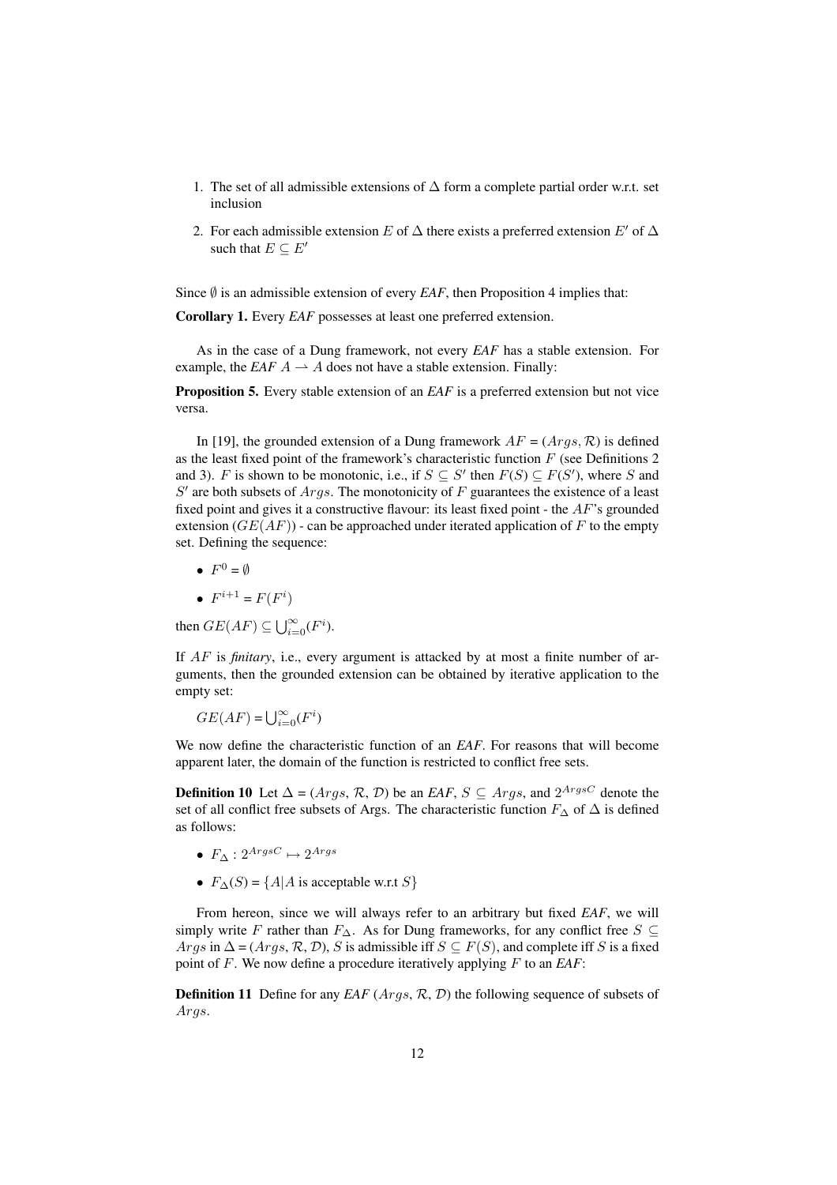1. The set of all admissible extensions of $\Delta$ form a complete partial order w.r.t. set inclusion
2. For each admissible extension $E$ of $\Delta$ there exists a preferred extension $E'$ of $\Delta$ such that $E \subseteq E'$

Since $\emptyset$ is an admissible extension of every *EAF*, then Proposition 4 implies that:

**Corollary 1.** Every *EAF* possesses at least one preferred extension.

As in the case of a Dung framework, not every *EAF* has a stable extension. For example, the *EAF* $A \rightharpoonup A$ does not have a stable extension. Finally:

**Proposition 5.** Every stable extension of an *EAF* is a preferred extension but not vice versa.

In [19], the grounded extension of a Dung framework $AF = (Args, \mathcal{R})$ is defined as the least fixed point of the framework's characteristic function $F$ (see Definitions 2 and 3). $F$ is shown to be monotonic, i.e., if $S \subseteq S'$ then $F(S) \subseteq F(S')$, where $S$ and $S'$ are both subsets of $Args$. The monotonicity of $F$ guarantees the existence of a least fixed point and gives it a constructive flavour: its least fixed point - the $AF$'s grounded extension ($GE(AF)$) - can be approached under iterated application of $F$ to the empty set. Defining the sequence:

- $F^0 = \emptyset$
- $F^{i+1} = F(F^i)$

then $GE(AF) \subseteq \bigcup_{i=0}^{\infty}(F^i)$.

If $AF$ is *finitary*, i.e., every argument is attacked by at most a finite number of arguments, then the grounded extension can be obtained by iterative application to the empty set:

$GE(AF) = \bigcup_{i=0}^{\infty}(F^i)$

We now define the characteristic function of an *EAF*. For reasons that will become apparent later, the domain of the function is restricted to conflict free sets.

**Definition 10** Let $\Delta = (Args, \mathcal{R}, \mathcal{D})$ be an *EAF*, $S \subseteq Args$, and $2^{ArgsC}$ denote the set of all conflict free subsets of Args. The characteristic function $F_\Delta$ of $\Delta$ is defined as follows:

- $F_\Delta : 2^{ArgsC} \mapsto 2^{Args}$
- $F_\Delta(S) = \{A | A \text{ is acceptable w.r.t } S\}$

From hereon, since we will always refer to an arbitrary but fixed *EAF*, we will simply write $F$ rather than $F_\Delta$. As for Dung frameworks, for any conflict free $S \subseteq Args$ in $\Delta = (Args, \mathcal{R}, \mathcal{D})$, $S$ is admissible iff $S \subseteq F(S)$, and complete iff $S$ is a fixed point of $F$. We now define a procedure iteratively applying $F$ to an *EAF*:

**Definition 11** Define for any *EAF* $(Args, \mathcal{R}, \mathcal{D})$ the following sequence of subsets of $Args$.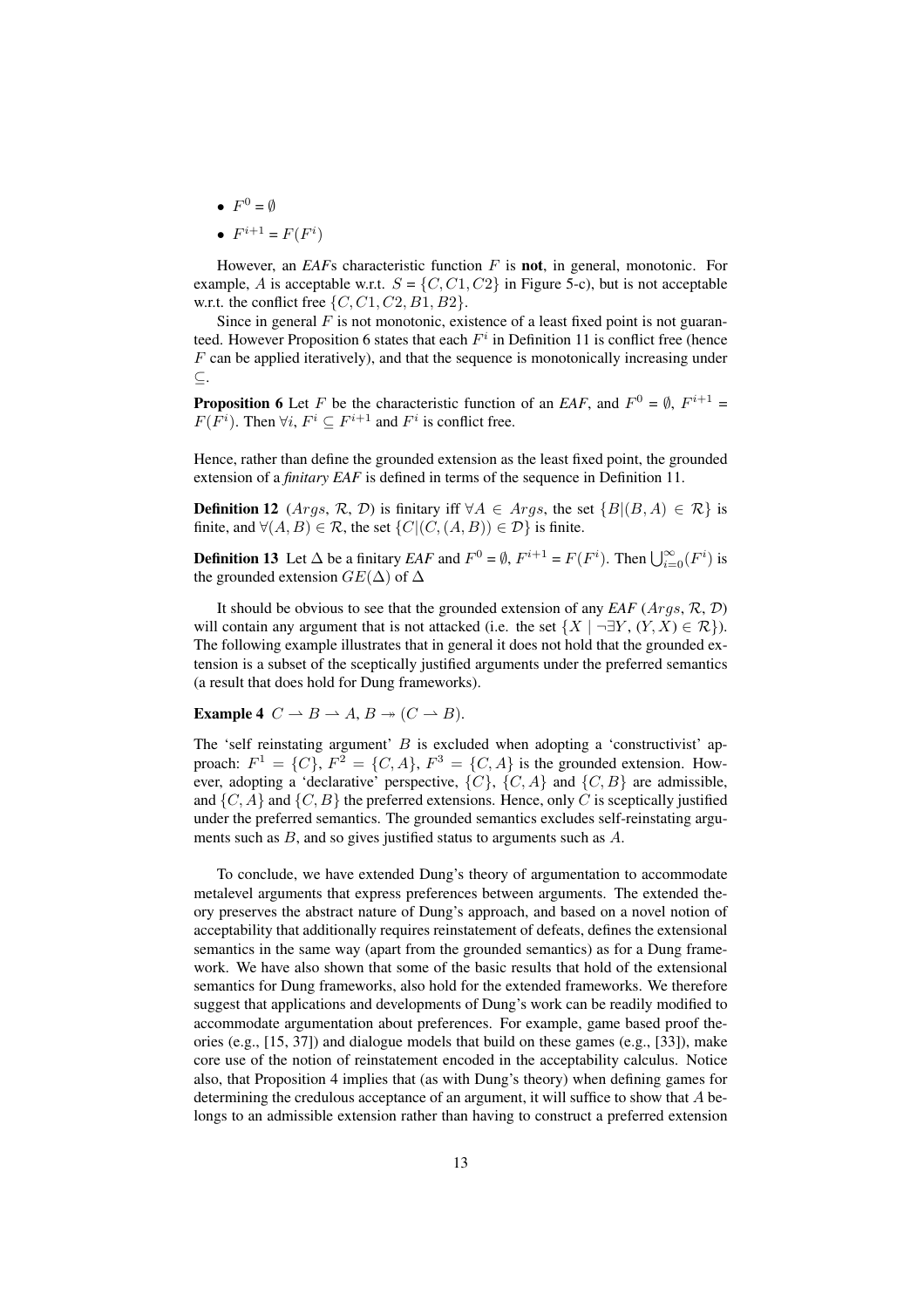- $F^0 = \emptyset$
- $F^{i+1} = F(F^i)$

However, an *EAF*s characteristic function $F$ is **not**, in general, monotonic. For example, $A$ is acceptable w.r.t. $S = \{C, C1, C2\}$ in Figure 5-c), but is not acceptable w.r.t. the conflict free $\{C, C1, C2, B1, B2\}$.

Since in general $F$ is not monotonic, existence of a least fixed point is not guaranteed. However Proposition 6 states that each $F^i$ in Definition 11 is conflict free (hence $F$ can be applied iteratively), and that the sequence is monotonically increasing under $\subseteq$.

**Proposition 6** Let $F$ be the characteristic function of an *EAF*, and $F^0 = \emptyset$, $F^{i+1} = F(F^i)$. Then $\forall i$, $F^i \subseteq F^{i+1}$ and $F^i$ is conflict free.

Hence, rather than define the grounded extension as the least fixed point, the grounded extension of a *finitary EAF* is defined in terms of the sequence in Definition 11.

**Definition 12** ($Args$, $\mathcal{R}$, $\mathcal{D}$) is finitary iff $\forall A \in Args$, the set $\{B | (B, A) \in \mathcal{R}\}$ is finite, and $\forall (A, B) \in \mathcal{R}$, the set $\{C | (C, (A, B)) \in \mathcal{D}\}$ is finite.

**Definition 13** Let $\Delta$ be a finitary *EAF* and $F^0 = \emptyset$, $F^{i+1} = F(F^i)$. Then $\bigcup_{i=0}^{\infty}(F^i)$ is the grounded extension $GE(\Delta)$ of $\Delta$

It should be obvious to see that the grounded extension of any *EAF* ($Args$, $\mathcal{R}$, $\mathcal{D}$) will contain any argument that is not attacked (i.e. the set $\{X \mid \neg\exists Y, (Y, X) \in \mathcal{R}\}$). The following example illustrates that in general it does not hold that the grounded extension is a subset of the sceptically justified arguments under the preferred semantics (a result that does hold for Dung frameworks).

**Example 4** $C \rightharpoonup B \rightharpoonup A$, $B \twoheadrightarrow (C \rightharpoonup B)$.

The 'self reinstating argument' $B$ is excluded when adopting a 'constructivist' approach: $F^1 = \{C\}$, $F^2 = \{C, A\}$, $F^3 = \{C, A\}$ is the grounded extension. However, adopting a 'declarative' perspective, $\{C\}$, $\{C, A\}$ and $\{C, B\}$ are admissible, and $\{C, A\}$ and $\{C, B\}$ the preferred extensions. Hence, only $C$ is sceptically justified under the preferred semantics. The grounded semantics excludes self-reinstating arguments such as $B$, and so gives justified status to arguments such as $A$.

To conclude, we have extended Dung's theory of argumentation to accommodate metalevel arguments that express preferences between arguments. The extended theory preserves the abstract nature of Dung's approach, and based on a novel notion of acceptability that additionally requires reinstatement of defeats, defines the extensional semantics in the same way (apart from the grounded semantics) as for a Dung framework. We have also shown that some of the basic results that hold of the extensional semantics for Dung frameworks, also hold for the extended frameworks. We therefore suggest that applications and developments of Dung's work can be readily modified to accommodate argumentation about preferences. For example, game based proof theories (e.g., [15, 37]) and dialogue models that build on these games (e.g., [33]), make core use of the notion of reinstatement encoded in the acceptability calculus. Notice also, that Proposition 4 implies that (as with Dung's theory) when defining games for determining the credulous acceptance of an argument, it will suffice to show that $A$ belongs to an admissible extension rather than having to construct a preferred extension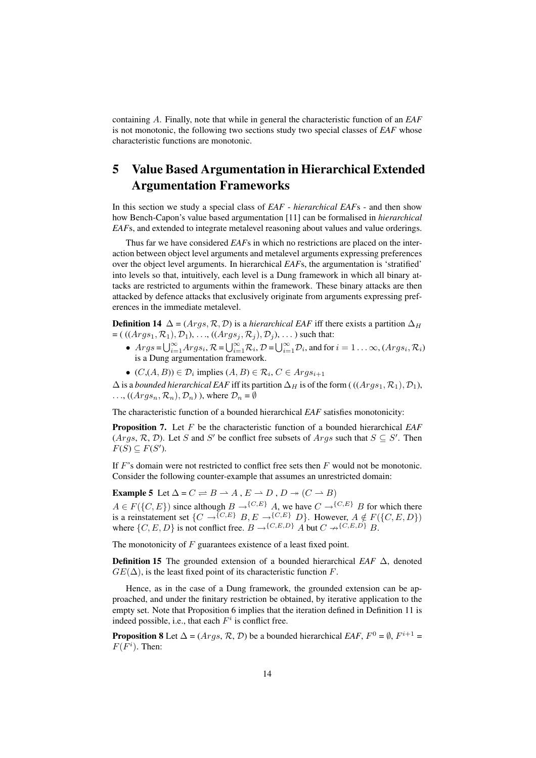containing $A$. Finally, note that while in general the characteristic function of an *EAF* is not monotonic, the following two sections study two special classes of *EAF* whose characteristic functions are monotonic.

## 5 Value Based Argumentation in Hierarchical Extended Argumentation Frameworks

In this section we study a special class of *EAF* - *hierarchical EAF*s - and then show how Bench-Capon's value based argumentation [11] can be formalised in *hierarchical EAF*s, and extended to integrate metalevel reasoning about values and value orderings.

Thus far we have considered *EAF*s in which no restrictions are placed on the interaction between object level arguments and metalevel arguments expressing preferences over the object level arguments. In hierarchical *EAF*s, the argumentation is 'stratified' into levels so that, intuitively, each level is a Dung framework in which all binary attacks are restricted to arguments within the framework. These binary attacks are then attacked by defence attacks that exclusively originate from arguments expressing preferences in the immediate metalevel.

**Definition 14** $\Delta = (Args, \mathcal{R}, \mathcal{D})$ is a *hierarchical EAF* iff there exists a partition $\Delta_H$ = ( $((Args_1, \mathcal{R}_1), \mathcal{D}_1)$, ..., $((Args_j, \mathcal{R}_j), \mathcal{D}_j)$, ... ) such that:

- $Args = \bigcup_{i=1}^{\infty} Args_i$, $\mathcal{R} = \bigcup_{i=1}^{\infty} \mathcal{R}_i$, $\mathcal{D} = \bigcup_{i=1}^{\infty} \mathcal{D}_i$, and for $i = 1 \ldots \infty$, $(Args_i, \mathcal{R}_i)$ is a Dung argumentation framework.
- $(C,(A,B)) \in \mathcal{D}_i$ implies $(A,B) \in \mathcal{R}_i$, $C \in Args_{i+1}$

$\Delta$ is a *bounded hierarchical EAF* iff its partition $\Delta_H$ is of the form ( $((Args_1, \mathcal{R}_1), \mathcal{D}_1)$, ..., $((Args_n, \mathcal{R}_n), \mathcal{D}_n)$ ), where $\mathcal{D}_n = \emptyset$

The characteristic function of a bounded hierarchical *EAF* satisfies monotonicity:

**Proposition 7.** Let $F$ be the characteristic function of a bounded hierarchical *EAF* $(Args, \mathcal{R}, \mathcal{D})$. Let $S$ and $S'$ be conflict free subsets of $Args$ such that $S \subseteq S'$. Then $F(S) \subseteq F(S')$.

If $F$'s domain were not restricted to conflict free sets then $F$ would not be monotonic. Consider the following counter-example that assumes an unrestricted domain:

**Example 5** Let $\Delta = C \rightleftharpoons B \rightharpoonup A$ , $E \rightharpoonup D$ , $D \twoheadrightarrow (C \rightharpoonup B)$

$A \in F(\{C, E\})$ since although $B \rightarrow^{\{C,E\}} A$, we have $C \rightarrow^{\{C,E\}} B$ for which there is a reinstatement set $\{C \rightarrow^{\{C,E\}} B, E \rightarrow^{\{C,E\}} D\}$. However, $A \notin F(\{C, E, D\})$ where $\{C, E, D\}$ is not conflict free. $B \rightarrow^{\{C,E,D\}} A$ but $C \not\rightarrow^{\{C,E,D\}} B$.

The monotonicity of $F$ guarantees existence of a least fixed point.

**Definition 15** The grounded extension of a bounded hierarchical *EAF* $\Delta$, denoted $GE(\Delta)$, is the least fixed point of its characteristic function $F$.

Hence, as in the case of a Dung framework, the grounded extension can be approached, and under the finitary restriction be obtained, by iterative application to the empty set. Note that Proposition 6 implies that the iteration defined in Definition 11 is indeed possible, i.e., that each $F^i$ is conflict free.

**Proposition 8** Let $\Delta = (Args, \mathcal{R}, \mathcal{D})$ be a bounded hierarchical *EAF*, $F^0 = \emptyset$, $F^{i+1} = F(F^i)$. Then: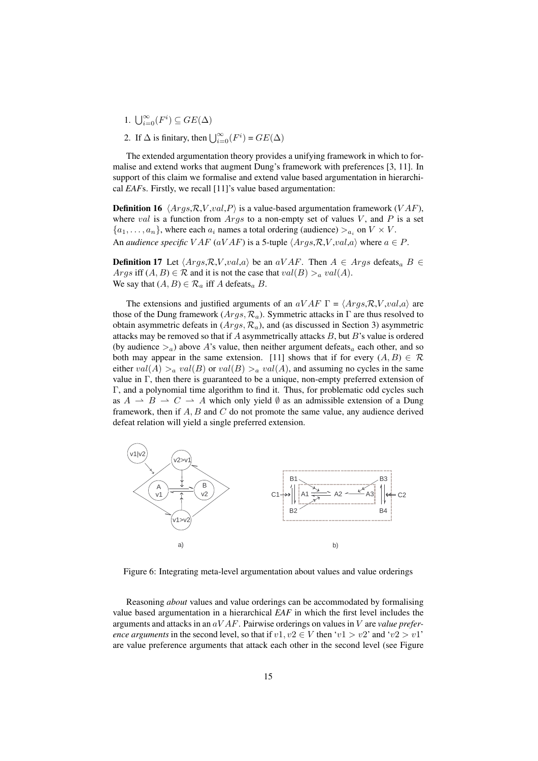1. $\bigcup_{i=0}^{\infty}(F^i) \subseteq GE(\Delta)$
2. If $\Delta$ is finitary, then $\bigcup_{i=0}^{\infty}(F^i) = GE(\Delta)$

The extended argumentation theory provides a unifying framework in which to formalise and extend works that augment Dung's framework with preferences [3, 11]. In support of this claim we formalise and extend value based argumentation in hierarchical *EAF*s. Firstly, we recall [11]'s value based argumentation:

**Definition 16** $\langle Args, \mathcal{R}, V, val, P \rangle$ is a value-based argumentation framework ($VAF$), where $val$ is a function from $Args$ to a non-empty set of values $V$, and $P$ is a set $\{a_1, \ldots, a_n\}$, where each $a_i$ names a total ordering (audience) $>_{a_i}$ on $V \times V$.
An *audience specific* $VAF$ ($aVAF$) is a 5-tuple $\langle Args, \mathcal{R}, V, val, a \rangle$ where $a \in P$.

**Definition 17** Let $\langle Args, \mathcal{R}, V, val, a \rangle$ be an $aVAF$. Then $A \in Args$ defeats$_a$ $B \in Args$ iff $(A, B) \in \mathcal{R}$ and it is not the case that $val(B) >_a val(A)$.
We say that $(A, B) \in \mathcal{R}_a$ iff $A$ defeats$_a$ $B$.

The extensions and justified arguments of an $aVAF$ $\Gamma = \langle Args, \mathcal{R}, V, val, a \rangle$ are those of the Dung framework $(Args, \mathcal{R}_a)$. Symmetric attacks in $\Gamma$ are thus resolved to obtain asymmetric defeats in $(Args, \mathcal{R}_a)$, and (as discussed in Section 3) asymmetric attacks may be removed so that if $A$ asymmetrically attacks $B$, but $B$'s value is ordered (by audience $>_a$) above $A$'s value, then neither argument defeats$_a$ each other, and so both may appear in the same extension. [11] shows that if for every $(A, B) \in \mathcal{R}$ either $val(A) >_a val(B)$ or $val(B) >_a val(A)$, and assuming no cycles in the same value in $\Gamma$, then there is guaranteed to be a unique, non-empty preferred extension of $\Gamma$, and a polynomial time algorithm to find it. Thus, for problematic odd cycles such as $A \rightharpoonup B \rightharpoonup C \rightharpoonup A$ which only yield $\emptyset$ as an admissible extension of a Dung framework, then if $A, B$ and $C$ do not promote the same value, any audience derived defeat relation will yield a single preferred extension.

Figure 6: Integrating meta-level argumentation about values and value orderings

Reasoning *about* values and value orderings can be accommodated by formalising value based argumentation in a hierarchical *EAF* in which the first level includes the arguments and attacks in an $aVAF$. Pairwise orderings on values in $V$ are *value preference arguments* in the second level, so that if $v1, v2 \in V$ then '$v1 > v2$' and '$v2 > v1$' are value preference arguments that attack each other in the second level (see Figure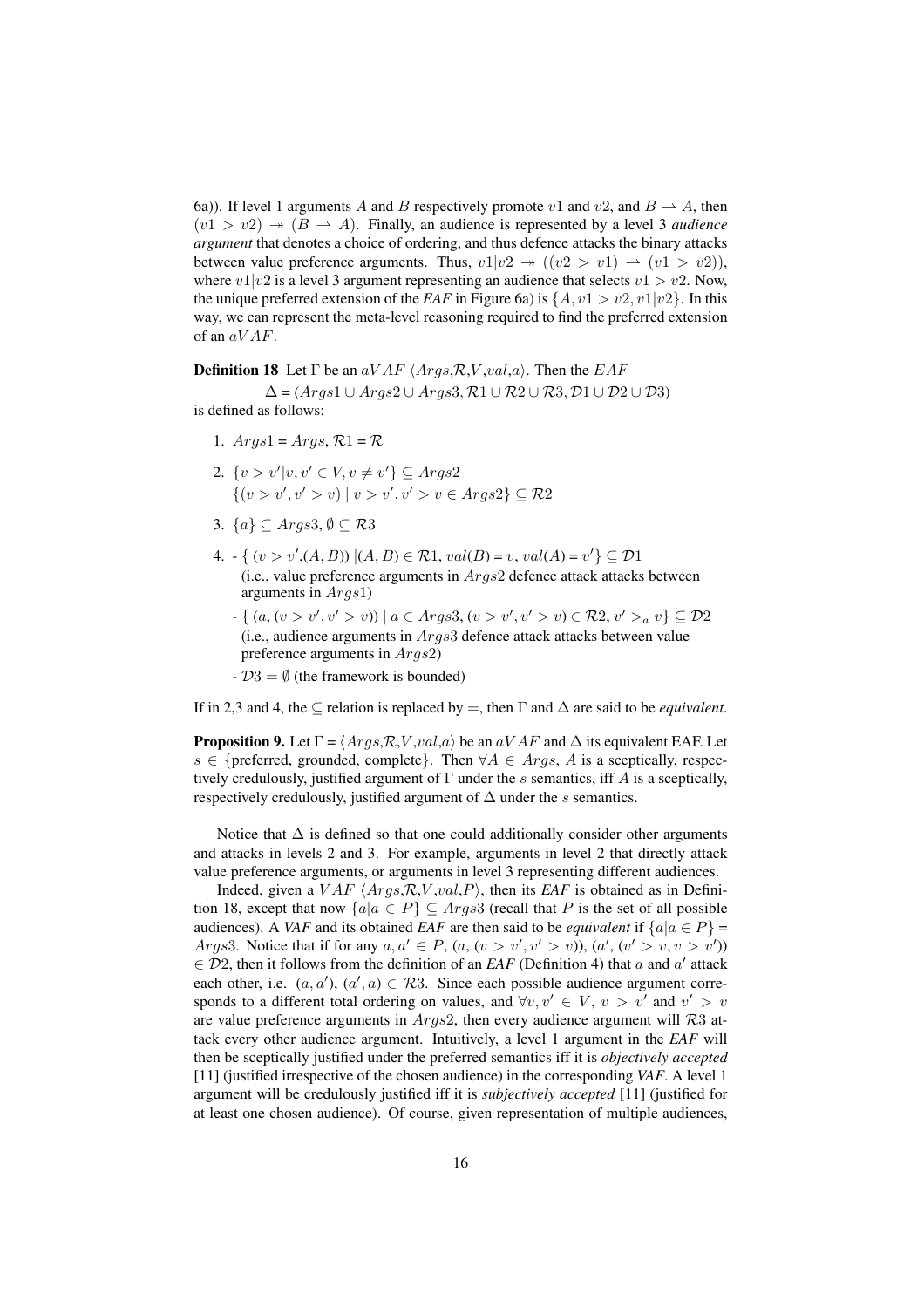6a)). If level 1 arguments $A$ and $B$ respectively promote $v1$ and $v2$, and $B \rightharpoonup A$, then $(v1 > v2) \twoheadrightarrow (B \rightharpoonup A)$. Finally, an audience is represented by a level 3 *audience argument* that denotes a choice of ordering, and thus defence attacks the binary attacks between value preference arguments. Thus, $v1|v2 \twoheadrightarrow ((v2 > v1) \rightharpoonup (v1 > v2))$, where $v1|v2$ is a level 3 argument representing an audience that selects $v1 > v2$. Now, the unique preferred extension of the *EAF* in Figure 6a) is $\{A, v1 > v2, v1|v2\}$. In this way, we can represent the meta-level reasoning required to find the preferred extension of an $aVAF$.

**Definition 18** Let $\Gamma$ be an $aVAF$ $\langle Args, \mathcal{R}, V, val, a\rangle$. Then the $EAF$

$$\Delta = (Args1 \cup Args2 \cup Args3, \mathcal{R}1 \cup \mathcal{R}2 \cup \mathcal{R}3, \mathcal{D}1 \cup \mathcal{D}2 \cup \mathcal{D}3)$$

is defined as follows:

1. $Args1 = Args$, $\mathcal{R}1 = \mathcal{R}$
2. $\{v > v' | v, v' \in V, v \neq v'\} \subseteq Args2$
   $\{(v > v', v' > v) \mid v > v', v' > v \in Args2\} \subseteq \mathcal{R}2$
3. $\{a\} \subseteq Args3$, $\emptyset \subseteq \mathcal{R}3$
4. - $\{ (v > v', (A, B)) \mid (A, B) \in \mathcal{R}1, val(B) = v, val(A) = v' \} \subseteq \mathcal{D}1$
     (i.e., value preference arguments in $Args2$ defence attack attacks between arguments in $Args1$)
   - $\{ (a, (v > v', v' > v)) \mid a \in Args3, (v > v', v' > v) \in \mathcal{R}2, v' >_a v \} \subseteq \mathcal{D}2$
     (i.e., audience arguments in $Args3$ defence attack attacks between value preference arguments in $Args2$)
   - $\mathcal{D}3 = \emptyset$ (the framework is bounded)

If in 2,3 and 4, the $\subseteq$ relation is replaced by $=$, then $\Gamma$ and $\Delta$ are said to be *equivalent*.

**Proposition 9.** Let $\Gamma = \langle Args, \mathcal{R}, V, val, a\rangle$ be an $aVAF$ and $\Delta$ its equivalent EAF. Let $s \in$ {preferred, grounded, complete}. Then $\forall A \in Args$, $A$ is a sceptically, respectively credulously, justified argument of $\Gamma$ under the $s$ semantics, iff $A$ is a sceptically, respectively credulously, justified argument of $\Delta$ under the $s$ semantics.

Notice that $\Delta$ is defined so that one could additionally consider other arguments and attacks in levels 2 and 3. For example, arguments in level 2 that directly attack value preference arguments, or arguments in level 3 representing different audiences.

Indeed, given a $VAF$ $\langle Args, \mathcal{R}, V, val, P\rangle$, then its *EAF* is obtained as in Definition 18, except that now $\{a | a \in P\} \subseteq Args3$ (recall that $P$ is the set of all possible audiences). A *VAF* and its obtained *EAF* are then said to be *equivalent* if $\{a | a \in P\} = Args3$. Notice that if for any $a, a' \in P$, $(a, (v > v', v' > v))$, $(a', (v' > v, v > v'))$ $\in \mathcal{D}2$, then it follows from the definition of an *EAF* (Definition 4) that $a$ and $a'$ attack each other, i.e. $(a, a')$, $(a', a) \in \mathcal{R}3$. Since each possible audience argument corresponds to a different total ordering on values, and $\forall v, v' \in V$, $v > v'$ and $v' > v$ are value preference arguments in $Args2$, then every audience argument will $\mathcal{R}3$ attack every other audience argument. Intuitively, a level 1 argument in the *EAF* will then be sceptically justified under the preferred semantics iff it is *objectively accepted* [11] (justified irrespective of the chosen audience) in the corresponding *VAF*. A level 1 argument will be credulously justified iff it is *subjectively accepted* [11] (justified for at least one chosen audience). Of course, given representation of multiple audiences,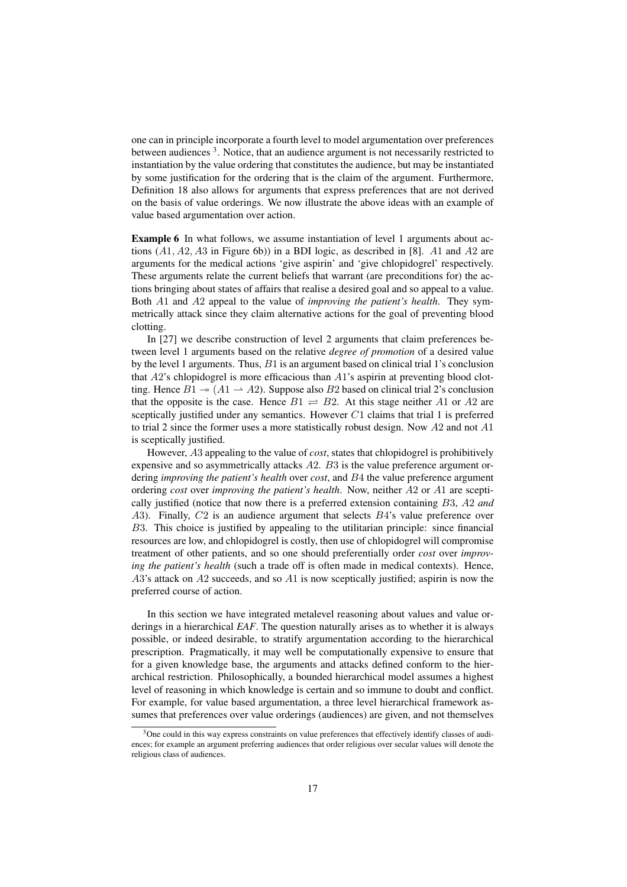one can in principle incorporate a fourth level to model argumentation over preferences between audiences [3]. Notice, that an audience argument is not necessarily restricted to instantiation by the value ordering that constitutes the audience, but may be instantiated by some justification for the ordering that is the claim of the argument. Furthermore, Definition 18 also allows for arguments that express preferences that are not derived on the basis of value orderings. We now illustrate the above ideas with an example of value based argumentation over action.

**Example 6** In what follows, we assume instantiation of level 1 arguments about actions ($A1$, $A2$, $A3$ in Figure 6b)) in a BDI logic, as described in [8]. $A1$ and $A2$ are arguments for the medical actions 'give aspirin' and 'give chlopidogrel' respectively. These arguments relate the current beliefs that warrant (are preconditions for) the actions bringing about states of affairs that realise a desired goal and so appeal to a value. Both $A1$ and $A2$ appeal to the value of *improving the patient's health*. They symmetrically attack since they claim alternative actions for the goal of preventing blood clotting.

In [27] we describe construction of level 2 arguments that claim preferences between level 1 arguments based on the relative *degree of promotion* of a desired value by the level 1 arguments. Thus, $B1$ is an argument based on clinical trial 1's conclusion that $A2$'s chlopidogrel is more efficacious than $A1$'s aspirin at preventing blood clotting. Hence $B1 \twoheadrightarrow (A1 \rightharpoonup A2)$. Suppose also $B2$ based on clinical trial 2's conclusion that the opposite is the case. Hence $B1 \rightleftharpoons B2$. At this stage neither $A1$ or $A2$ are sceptically justified under any semantics. However $C1$ claims that trial 1 is preferred to trial 2 since the former uses a more statistically robust design. Now $A2$ and not $A1$ is sceptically justified.

However, $A3$ appealing to the value of *cost*, states that chlopidogrel is prohibitively expensive and so asymmetrically attacks $A2$. $B3$ is the value preference argument ordering *improving the patient's health* over *cost*, and $B4$ the value preference argument ordering *cost* over *improving the patient's health*. Now, neither $A2$ or $A1$ are sceptically justified (notice that now there is a preferred extension containing $B3$, $A2$ *and* $A3$). Finally, $C2$ is an audience argument that selects $B4$'s value preference over $B3$. This choice is justified by appealing to the utilitarian principle: since financial resources are low, and chlopidogrel is costly, then use of chlopidogrel will compromise treatment of other patients, and so one should preferentially order *cost* over *improving the patient's health* (such a trade off is often made in medical contexts). Hence, $A3$'s attack on $A2$ succeeds, and so $A1$ is now sceptically justified; aspirin is now the preferred course of action.

In this section we have integrated metalevel reasoning about values and value orderings in a hierarchical *EAF*. The question naturally arises as to whether it is always possible, or indeed desirable, to stratify argumentation according to the hierarchical prescription. Pragmatically, it may well be computationally expensive to ensure that for a given knowledge base, the arguments and attacks defined conform to the hierarchical restriction. Philosophically, a bounded hierarchical model assumes a highest level of reasoning in which knowledge is certain and so immune to doubt and conflict. For example, for value based argumentation, a three level hierarchical framework assumes that preferences over value orderings (audiences) are given, and not themselves

[3] One could in this way express constraints on value preferences that effectively identify classes of audiences; for example an argument preferring audiences that order religious over secular values will denote the religious class of audiences.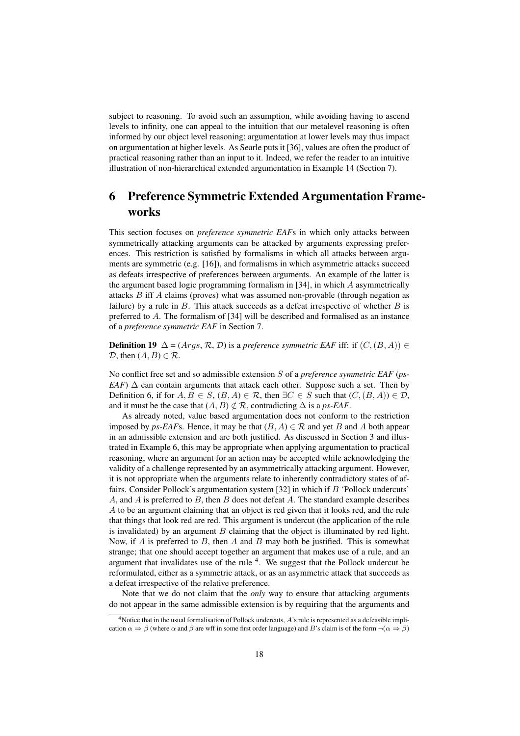subject to reasoning. To avoid such an assumption, while avoiding having to ascend levels to infinity, one can appeal to the intuition that our metalevel reasoning is often informed by our object level reasoning; argumentation at lower levels may thus impact on argumentation at higher levels. As Searle puts it [36], values are often the product of practical reasoning rather than an input to it. Indeed, we refer the reader to an intuitive illustration of non-hierarchical extended argumentation in Example 14 (Section 7).

# 6 Preference Symmetric Extended Argumentation Frameworks

This section focuses on *preference symmetric EAF*s in which only attacks between symmetrically attacking arguments can be attacked by arguments expressing preferences. This restriction is satisfied by formalisms in which all attacks between arguments are symmetric (e.g. [16]), and formalisms in which asymmetric attacks succeed as defeats irrespective of preferences between arguments. An example of the latter is the argument based logic programming formalism in [34], in which $A$ asymmetrically attacks $B$ iff $A$ claims (proves) what was assumed non-provable (through negation as failure) by a rule in $B$. This attack succeeds as a defeat irrespective of whether $B$ is preferred to $A$. The formalism of [34] will be described and formalised as an instance of a *preference symmetric EAF* in Section 7.

**Definition 19** $\Delta = (Args, \mathcal{R}, \mathcal{D})$ is a *preference symmetric EAF* iff: if $(C, (B, A)) \in \mathcal{D}$, then $(A, B) \in \mathcal{R}$.

No conflict free set and so admissible extension $S$ of a *preference symmetric EAF* (*ps-EAF*) $\Delta$ can contain arguments that attack each other. Suppose such a set. Then by Definition 6, if for $A, B \in S$, $(B, A) \in \mathcal{R}$, then $\exists C \in S$ such that $(C, (B, A)) \in \mathcal{D}$, and it must be the case that $(A, B) \notin \mathcal{R}$, contradicting $\Delta$ is a *ps-EAF*.

As already noted, value based argumentation does not conform to the restriction imposed by *ps-EAF*s. Hence, it may be that $(B, A) \in \mathcal{R}$ and yet $B$ and $A$ both appear in an admissible extension and are both justified. As discussed in Section 3 and illustrated in Example 6, this may be appropriate when applying argumentation to practical reasoning, where an argument for an action may be accepted while acknowledging the validity of a challenge represented by an asymmetrically attacking argument. However, it is not appropriate when the arguments relate to inherently contradictory states of affairs. Consider Pollock's argumentation system [32] in which if $B$ 'Pollock undercuts' $A$, and $A$ is preferred to $B$, then $B$ does not defeat $A$. The standard example describes $A$ to be an argument claiming that an object is red given that it looks red, and the rule that things that look red are red. This argument is undercut (the application of the rule is invalidated) by an argument $B$ claiming that the object is illuminated by red light. Now, if $A$ is preferred to $B$, then $A$ and $B$ may both be justified. This is somewhat strange; that one should accept together an argument that makes use of a rule, and an argument that invalidates use of the rule [4]. We suggest that the Pollock undercut be reformulated, either as a symmetric attack, or as an asymmetric attack that succeeds as a defeat irrespective of the relative preference.

Note that we do not claim that the *only* way to ensure that attacking arguments do not appear in the same admissible extension is by requiring that the arguments and

[4] Notice that in the usual formalisation of Pollock undercuts, $A$'s rule is represented as a defeasible implication $\alpha \Rightarrow \beta$ (where $\alpha$ and $\beta$ are wff in some first order language) and $B$'s claim is of the form $\neg(\alpha \Rightarrow \beta)$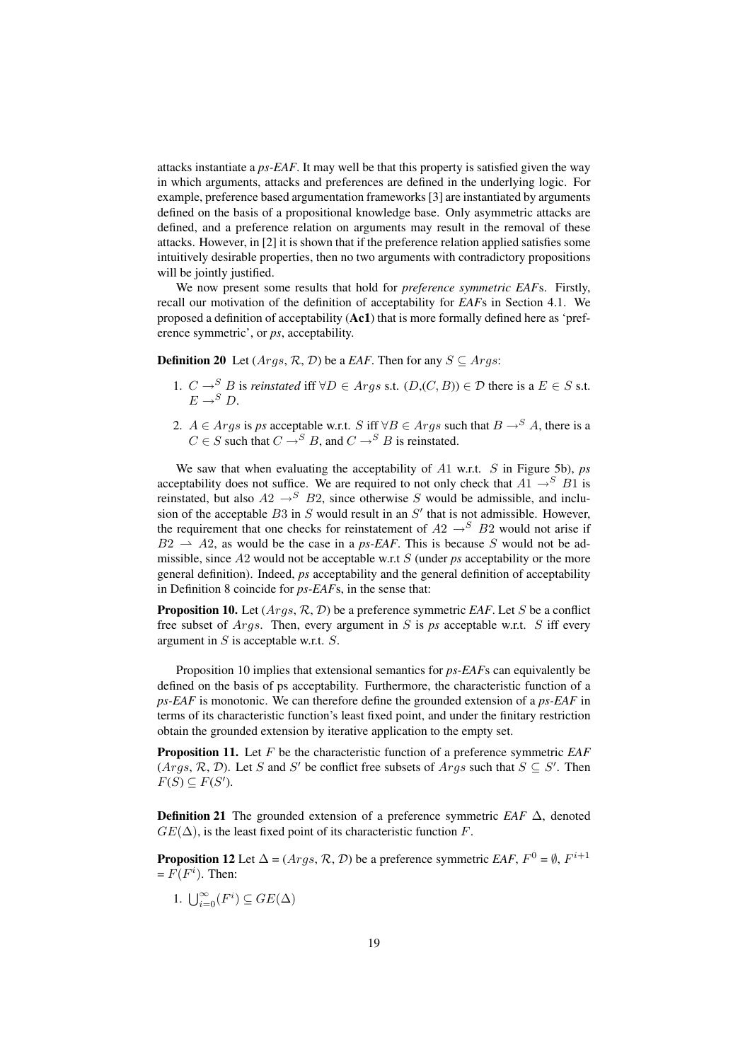attacks instantiate a *ps-EAF*. It may well be that this property is satisfied given the way in which arguments, attacks and preferences are defined in the underlying logic. For example, preference based argumentation frameworks [3] are instantiated by arguments defined on the basis of a propositional knowledge base. Only asymmetric attacks are defined, and a preference relation on arguments may result in the removal of these attacks. However, in [2] it is shown that if the preference relation applied satisfies some intuitively desirable properties, then no two arguments with contradictory propositions will be jointly justified.

We now present some results that hold for *preference symmetric EAF*s. Firstly, recall our motivation of the definition of acceptability for *EAF*s in Section 4.1. We proposed a definition of acceptability (**Ac1**) that is more formally defined here as 'preference symmetric', or *ps*, acceptability.

**Definition 20** Let $(Args, \mathcal{R}, \mathcal{D})$ be a *EAF*. Then for any $S \subseteq Args$:

1. $C \rightarrow^S B$ is *reinstated* iff $\forall D \in Args$ s.t. $(D,(C,B)) \in \mathcal{D}$ there is a $E \in S$ s.t. $E \rightarrow^S D$.
2. $A \in Args$ is *ps* acceptable w.r.t. $S$ iff $\forall B \in Args$ such that $B \rightarrow^S A$, there is a $C \in S$ such that $C \rightarrow^S B$, and $C \rightarrow^S B$ is reinstated.

We saw that when evaluating the acceptability of $A1$ w.r.t. $S$ in Figure 5b), *ps* acceptability does not suffice. We are required to not only check that $A1 \rightarrow^S B1$ is reinstated, but also $A2 \rightarrow^S B2$, since otherwise $S$ would be admissible, and inclusion of the acceptable $B3$ in $S$ would result in an $S'$ that is not admissible. However, the requirement that one checks for reinstatement of $A2 \rightarrow^S B2$ would not arise if $B2 \rightharpoonup A2$, as would be the case in a *ps-EAF*. This is because $S$ would not be admissible, since $A2$ would not be acceptable w.r.t $S$ (under *ps* acceptability or the more general definition). Indeed, *ps* acceptability and the general definition of acceptability in Definition 8 coincide for *ps-EAF*s, in the sense that:

**Proposition 10.** Let $(Args, \mathcal{R}, \mathcal{D})$ be a preference symmetric *EAF*. Let $S$ be a conflict free subset of $Args$. Then, every argument in $S$ is *ps* acceptable w.r.t. $S$ iff every argument in $S$ is acceptable w.r.t. $S$.

Proposition 10 implies that extensional semantics for *ps-EAF*s can equivalently be defined on the basis of ps acceptability. Furthermore, the characteristic function of a *ps-EAF* is monotonic. We can therefore define the grounded extension of a *ps-EAF* in terms of its characteristic function's least fixed point, and under the finitary restriction obtain the grounded extension by iterative application to the empty set.

**Proposition 11.** Let $F$ be the characteristic function of a preference symmetric *EAF* $(Args, \mathcal{R}, \mathcal{D})$. Let $S$ and $S'$ be conflict free subsets of $Args$ such that $S \subseteq S'$. Then $F(S) \subseteq F(S')$.

**Definition 21** The grounded extension of a preference symmetric *EAF* $\Delta$, denoted $GE(\Delta)$, is the least fixed point of its characteristic function $F$.

**Proposition 12** Let $\Delta = (Args, \mathcal{R}, \mathcal{D})$ be a preference symmetric *EAF*, $F^0 = \emptyset$, $F^{i+1} = F(F^i)$. Then:

1. $\bigcup_{i=0}^{\infty}(F^i) \subseteq GE(\Delta)$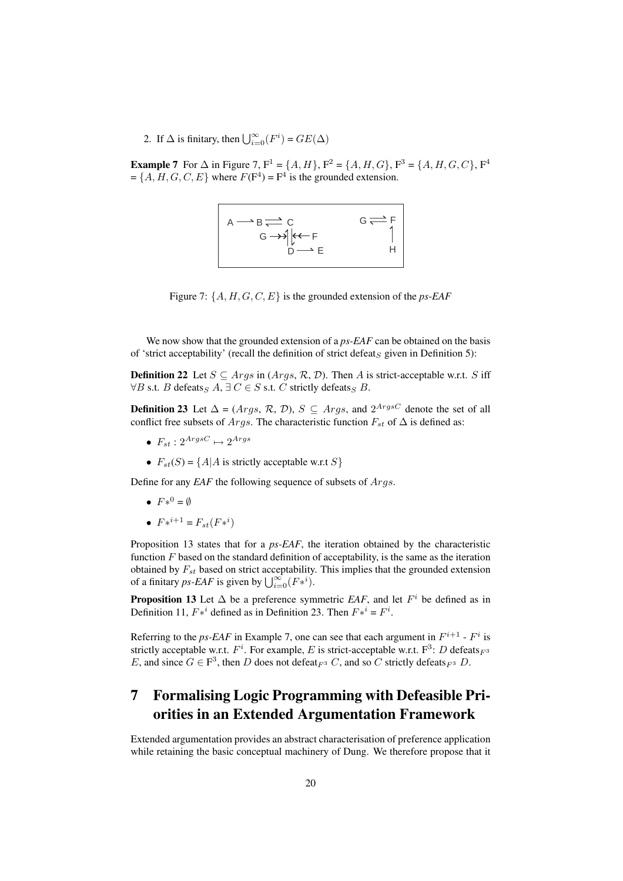2. If $\Delta$ is finitary, then $\bigcup_{i=0}^{\infty}(F^i) = GE(\Delta)$

**Example 7** For $\Delta$ in Figure 7, $F^1 = \{A, H\}$, $F^2 = \{A, H, G\}$, $F^3 = \{A, H, G, C\}$, $F^4 = \{A, H, G, C, E\}$ where $F(F^4) = F^4$ is the grounded extension.

Figure 7: $\{A, H, G, C, E\}$ is the grounded extension of the *ps-EAF*

We now show that the grounded extension of a *ps-EAF* can be obtained on the basis of 'strict acceptability' (recall the definition of strict defeat$_S$ given in Definition 5):

**Definition 22** Let $S \subseteq Args$ in $(Args, \mathcal{R}, \mathcal{D})$. Then $A$ is strict-acceptable w.r.t. $S$ iff $\forall B$ s.t. $B$ defeats$_S$ $A$, $\exists\, C \in S$ s.t. $C$ strictly defeats$_S$ $B$.

**Definition 23** Let $\Delta = (Args, \mathcal{R}, \mathcal{D})$, $S \subseteq Args$, and $2^{ArgsC}$ denote the set of all conflict free subsets of $Args$. The characteristic function $F_{st}$ of $\Delta$ is defined as:

- $F_{st} : 2^{ArgsC} \mapsto 2^{Args}$
- $F_{st}(S) = \{A | A \text{ is strictly acceptable w.r.t } S\}$

Define for any *EAF* the following sequence of subsets of $Args$.

- $F*^0 = \emptyset$
- $F*^{i+1} = F_{st}(F*^i)$

Proposition 13 states that for a *ps-EAF*, the iteration obtained by the characteristic function $F$ based on the standard definition of acceptability, is the same as the iteration obtained by $F_{st}$ based on strict acceptability. This implies that the grounded extension of a finitary *ps-EAF* is given by $\bigcup_{i=0}^{\infty}(F*^i)$.

**Proposition 13** Let $\Delta$ be a preference symmetric *EAF*, and let $F^i$ be defined as in Definition 11, $F*^i$ defined as in Definition 23. Then $F*^i = F^i$.

Referring to the *ps-EAF* in Example 7, one can see that each argument in $F^{i+1}$ - $F^i$ is strictly acceptable w.r.t. $F^i$. For example, $E$ is strict-acceptable w.r.t. $F^3$: $D$ defeats$_{F^3}$ $E$, and since $G \in F^3$, then $D$ does not defeat$_{F^3}$ $C$, and so $C$ strictly defeats$_{F^3}$ $D$.

# 7 Formalising Logic Programming with Defeasible Priorities in an Extended Argumentation Framework

Extended argumentation provides an abstract characterisation of preference application while retaining the basic conceptual machinery of Dung. We therefore propose that it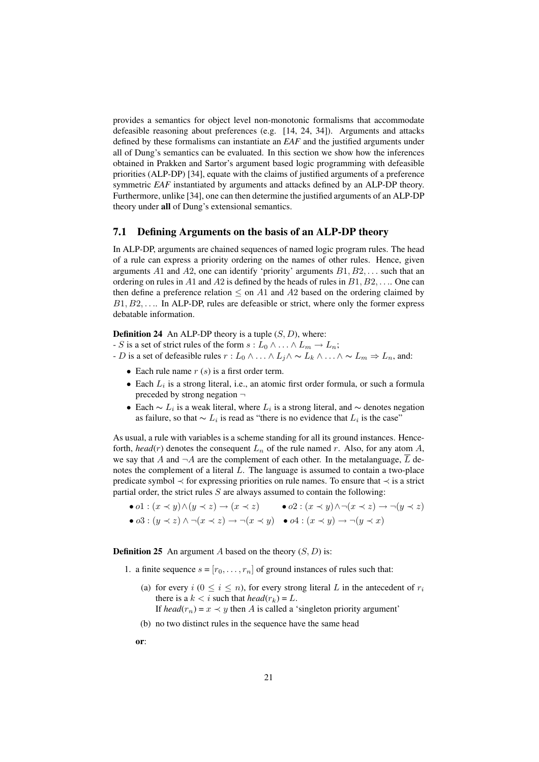provides a semantics for object level non-monotonic formalisms that accommodate defeasible reasoning about preferences (e.g. [14, 24, 34]). Arguments and attacks defined by these formalisms can instantiate an *EAF* and the justified arguments under all of Dung's semantics can be evaluated. In this section we show how the inferences obtained in Prakken and Sartor's argument based logic programming with defeasible priorities (ALP-DP) [34], equate with the claims of justified arguments of a preference symmetric *EAF* instantiated by arguments and attacks defined by an ALP-DP theory. Furthermore, unlike [34], one can then determine the justified arguments of an ALP-DP theory under **all** of Dung's extensional semantics.

## 7.1 Defining Arguments on the basis of an ALP-DP theory

In ALP-DP, arguments are chained sequences of named logic program rules. The head of a rule can express a priority ordering on the names of other rules. Hence, given arguments $A1$ and $A2$, one can identify 'priority' arguments $B1, B2, \ldots$ such that an ordering on rules in $A1$ and $A2$ is defined by the heads of rules in $B1, B2, \ldots$. One can then define a preference relation $\leq$ on $A1$ and $A2$ based on the ordering claimed by $B1, B2, \ldots$. In ALP-DP, rules are defeasible or strict, where only the former express debatable information.

**Definition 24** An ALP-DP theory is a tuple $(S, D)$, where:
- $S$ is a set of strict rules of the form $s : L_0 \wedge \ldots \wedge L_m \rightarrow L_n$;
- $D$ is a set of defeasible rules $r : L_0 \wedge \ldots \wedge L_j \wedge \sim L_k \wedge \ldots \wedge \sim L_m \Rightarrow L_n$, and:

- Each rule name $r$ ($s$) is a first order term.
- Each $L_i$ is a strong literal, i.e., an atomic first order formula, or such a formula preceded by strong negation $\neg$
- Each $\sim L_i$ is a weak literal, where $L_i$ is a strong literal, and $\sim$ denotes negation as failure, so that $\sim L_i$ is read as "there is no evidence that $L_i$ is the case"

As usual, a rule with variables is a scheme standing for all its ground instances. Henceforth, *head*($r$) denotes the consequent $L_n$ of the rule named $r$. Also, for any atom $A$, we say that $A$ and $\neg A$ are the complement of each other. In the metalanguage, $\overline{L}$ denotes the complement of a literal $L$. The language is assumed to contain a two-place predicate symbol $\prec$ for expressing priorities on rule names. To ensure that $\prec$ is a strict partial order, the strict rules $S$ are always assumed to contain the following:

- $o1 : (x \prec y) \wedge (y \prec z) \rightarrow (x \prec z)$
- $o2 : (x \prec y) \wedge \neg(x \prec z) \rightarrow \neg(y \prec z)$
- $o3 : (y \prec z) \wedge \neg(x \prec z) \rightarrow \neg(x \prec y)$
- $o4 : (x \prec y) \rightarrow \neg(y \prec x)$

**Definition 25** An argument $A$ based on the theory $(S, D)$ is:

1. a finite sequence $s = [r_0, \ldots, r_n]$ of ground instances of rules such that:
   (a) for every $i$ ($0 \leq i \leq n$), for every strong literal $L$ in the antecedent of $r_i$ there is a $k < i$ such that *head*($r_k$) = $L$.
   If *head*($r_n$) = $x \prec y$ then $A$ is called a 'singleton priority argument'
   (b) no two distinct rules in the sequence have the same head

   **or**: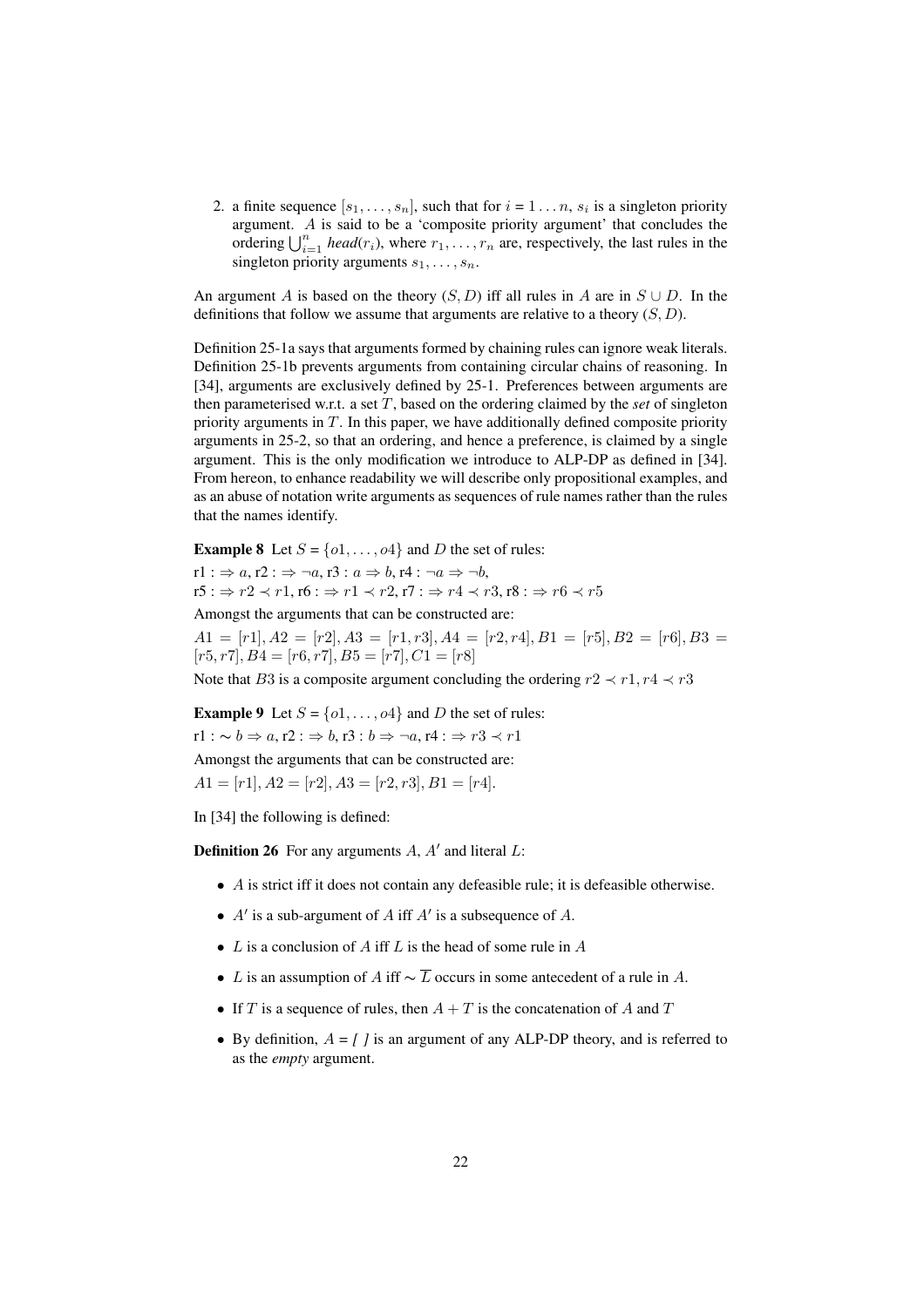2. a finite sequence $[s_1, \ldots, s_n]$, such that for $i = 1 \ldots n$, $s_i$ is a singleton priority argument. $A$ is said to be a 'composite priority argument' that concludes the ordering $\bigcup_{i=1}^{n}$ *head*$(r_i)$, where $r_1, \ldots, r_n$ are, respectively, the last rules in the singleton priority arguments $s_1, \ldots, s_n$.

An argument $A$ is based on the theory $(S, D)$ iff all rules in $A$ are in $S \cup D$. In the definitions that follow we assume that arguments are relative to a theory $(S, D)$.

Definition 25-1a says that arguments formed by chaining rules can ignore weak literals. Definition 25-1b prevents arguments from containing circular chains of reasoning. In [34], arguments are exclusively defined by 25-1. Preferences between arguments are then parameterised w.r.t. a set $T$, based on the ordering claimed by the *set* of singleton priority arguments in $T$. In this paper, we have additionally defined composite priority arguments in 25-2, so that an ordering, and hence a preference, is claimed by a single argument. This is the only modification we introduce to ALP-DP as defined in [34]. From hereon, to enhance readability we will describe only propositional examples, and as an abuse of notation write arguments as sequences of rule names rather than the rules that the names identify.

**Example 8** Let $S = \{o1, \ldots, o4\}$ and $D$ the set of rules:

r1 : $\Rightarrow a$, r2 : $\Rightarrow \neg a$, r3 : $a \Rightarrow b$, r4 : $\neg a \Rightarrow \neg b$,
r5 : $\Rightarrow r2 \prec r1$, r6 : $\Rightarrow r1 \prec r2$, r7 : $\Rightarrow r4 \prec r3$, r8 : $\Rightarrow r6 \prec r5$

Amongst the arguments that can be constructed are:

$A1 = [r1], A2 = [r2], A3 = [r1, r3], A4 = [r2, r4], B1 = [r5], B2 = [r6], B3 = [r5, r7], B4 = [r6, r7], B5 = [r7], C1 = [r8]$

Note that $B3$ is a composite argument concluding the ordering $r2 \prec r1, r4 \prec r3$

**Example 9** Let $S = \{o1, \ldots, o4\}$ and $D$ the set of rules:

r1 : $\sim b \Rightarrow a$, r2 : $\Rightarrow b$, r3 : $b \Rightarrow \neg a$, r4 : $\Rightarrow r3 \prec r1$

Amongst the arguments that can be constructed are:

$A1 = [r1], A2 = [r2], A3 = [r2, r3], B1 = [r4]$.

In [34] the following is defined:

**Definition 26** For any arguments $A$, $A'$ and literal $L$:

- $A$ is strict iff it does not contain any defeasible rule; it is defeasible otherwise.
- $A'$ is a sub-argument of $A$ iff $A'$ is a subsequence of $A$.
- $L$ is a conclusion of $A$ iff $L$ is the head of some rule in $A$
- $L$ is an assumption of $A$ iff $\sim \overline{L}$ occurs in some antecedent of a rule in $A$.
- If $T$ is a sequence of rules, then $A + T$ is the concatenation of $A$ and $T$
- By definition, $A$ = *[ ]* is an argument of any ALP-DP theory, and is referred to as the *empty* argument.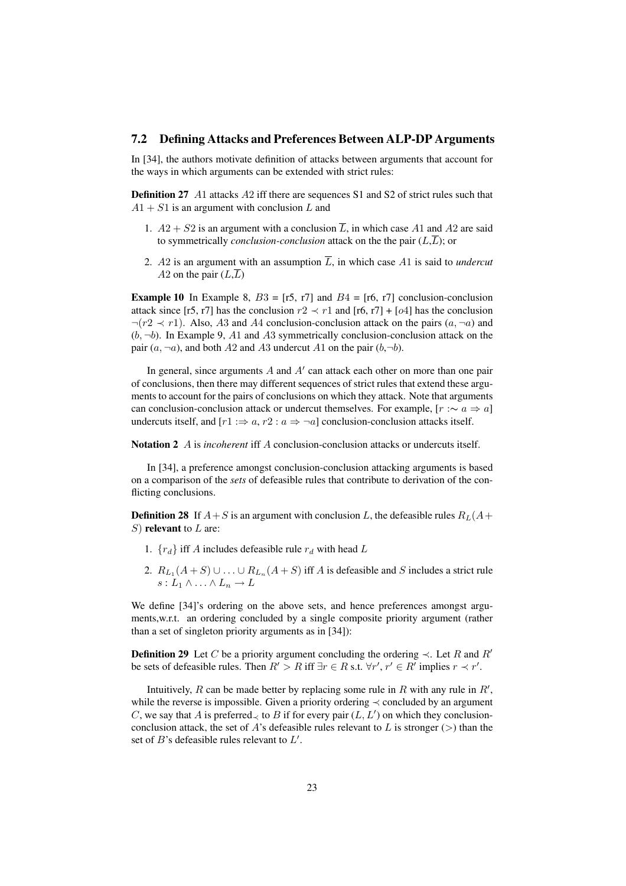### 7.2 Defining Attacks and Preferences Between ALP-DP Arguments

In [34], the authors motivate definition of attacks between arguments that account for the ways in which arguments can be extended with strict rules:

**Definition 27** $A1$ attacks $A2$ iff there are sequences S1 and S2 of strict rules such that $A1 + S1$ is an argument with conclusion $L$ and

1. $A2 + S2$ is an argument with a conclusion $\overline{L}$, in which case $A1$ and $A2$ are said to symmetrically *conclusion-conclusion* attack on the the pair ($L$,$\overline{L}$); or
2. $A2$ is an argument with an assumption $\overline{L}$, in which case $A1$ is said to *undercut* $A2$ on the pair ($L$,$\overline{L}$)

**Example 10** In Example 8, $B3$ = [r5, r7] and $B4$ = [r6, r7] conclusion-conclusion attack since [r5, r7] has the conclusion $r2 \prec r1$ and [r6, r7] + [$o4$] has the conclusion $\neg(r2 \prec r1)$. Also, $A3$ and $A4$ conclusion-conclusion attack on the pairs $(a, \neg a)$ and $(b, \neg b)$. In Example 9, $A1$ and $A3$ symmetrically conclusion-conclusion attack on the pair $(a, \neg a)$, and both $A2$ and $A3$ undercut $A1$ on the pair ($b$,$\neg b$).

In general, since arguments $A$ and $A'$ can attack each other on more than one pair of conclusions, then there may different sequences of strict rules that extend these arguments to account for the pairs of conclusions on which they attack. Note that arguments can conclusion-conclusion attack or undercut themselves. For example, [$r :\sim a \Rightarrow a$] undercuts itself, and [$r1 :\Rightarrow a$, $r2 : a \Rightarrow \neg a$] conclusion-conclusion attacks itself.

**Notation 2** $A$ is *incoherent* iff $A$ conclusion-conclusion attacks or undercuts itself.

In [34], a preference amongst conclusion-conclusion attacking arguments is based on a comparison of the *sets* of defeasible rules that contribute to derivation of the conflicting conclusions.

**Definition 28** If $A + S$ is an argument with conclusion $L$, the defeasible rules $R_L(A + S)$ **relevant** to $L$ are:

1. $\{r_d\}$ iff $A$ includes defeasible rule $r_d$ with head $L$
2. $R_{L_1}(A + S) \cup \ldots \cup R_{L_n}(A + S)$ iff $A$ is defeasible and $S$ includes a strict rule $s : L_1 \wedge \ldots \wedge L_n \rightarrow L$

We define [34]'s ordering on the above sets, and hence preferences amongst arguments,w.r.t. an ordering concluded by a single composite priority argument (rather than a set of singleton priority arguments as in [34]):

**Definition 29** Let $C$ be a priority argument concluding the ordering $\prec$. Let $R$ and $R'$ be sets of defeasible rules. Then $R' > R$ iff $\exists r \in R$ s.t. $\forall r', r' \in R'$ implies $r \prec r'$.

Intuitively, $R$ can be made better by replacing some rule in $R$ with any rule in $R'$, while the reverse is impossible. Given a priority ordering $\prec$ concluded by an argument $C$, we say that $A$ is preferred$_\prec$ to $B$ if for every pair $(L, L')$ on which they conclusion-conclusion attack, the set of $A$'s defeasible rules relevant to $L$ is stronger ($>$) than the set of $B$'s defeasible rules relevant to $L'$.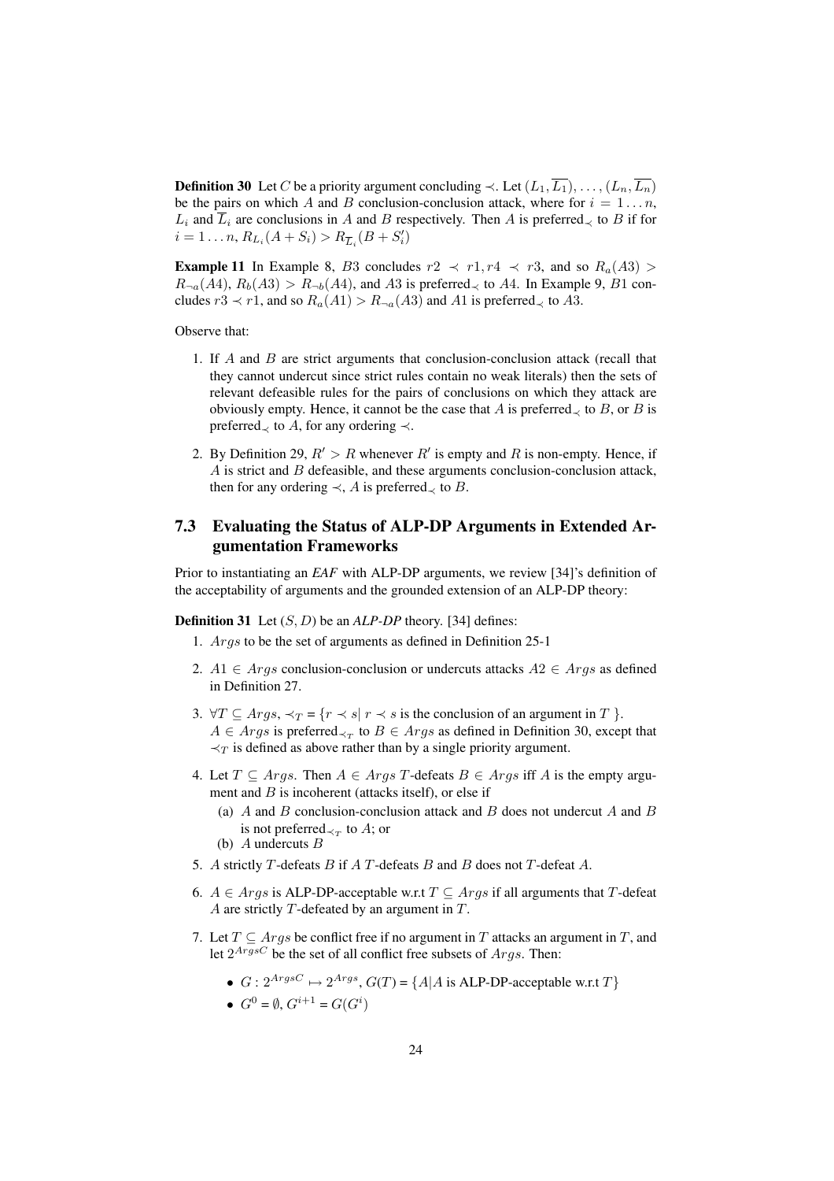**Definition 30** Let $C$ be a priority argument concluding $\prec$. Let $(L_1, \overline{L_1}), \ldots, (L_n, \overline{L_n})$ be the pairs on which $A$ and $B$ conclusion-conclusion attack, where for $i = 1 \ldots n$, $L_i$ and $\overline{L}_i$ are conclusions in $A$ and $B$ respectively. Then $A$ is preferred$_\prec$ to $B$ if for $i = 1 \ldots n$, $R_{L_i}(A + S_i) > R_{\overline{L}_i}(B + S'_i)$

**Example 11** In Example 8, $B3$ concludes $r2 \prec r1, r4 \prec r3$, and so $R_a(A3) > R_{\neg a}(A4)$, $R_b(A3) > R_{\neg b}(A4)$, and $A3$ is preferred$_\prec$ to $A4$. In Example 9, $B1$ concludes $r3 \prec r1$, and so $R_a(A1) > R_{\neg a}(A3)$ and $A1$ is preferred$_\prec$ to $A3$.

Observe that:

1. If $A$ and $B$ are strict arguments that conclusion-conclusion attack (recall that they cannot undercut since strict rules contain no weak literals) then the sets of relevant defeasible rules for the pairs of conclusions on which they attack are obviously empty. Hence, it cannot be the case that $A$ is preferred$_\prec$ to $B$, or $B$ is preferred$_\prec$ to $A$, for any ordering $\prec$.

2. By Definition 29, $R' > R$ whenever $R'$ is empty and $R$ is non-empty. Hence, if $A$ is strict and $B$ defeasible, and these arguments conclusion-conclusion attack, then for any ordering $\prec$, $A$ is preferred$_\prec$ to $B$.

### 7.3 Evaluating the Status of ALP-DP Arguments in Extended Argumentation Frameworks

Prior to instantiating an *EAF* with ALP-DP arguments, we review [34]'s definition of the acceptability of arguments and the grounded extension of an ALP-DP theory:

**Definition 31** Let $(S, D)$ be an *ALP-DP* theory. [34] defines:

1. $Args$ to be the set of arguments as defined in Definition 25-1

2. $A1 \in Args$ conclusion-conclusion or undercuts attacks $A2 \in Args$ as defined in Definition 27.

3. $\forall T \subseteq Args$, $\prec_T = \{r \prec s | \ r \prec s$ is the conclusion of an argument in $T$ $\}$. $A \in Args$ is preferred$_{\prec_T}$ to $B \in Args$ as defined in Definition 30, except that $\prec_T$ is defined as above rather than by a single priority argument.

4. Let $T \subseteq Args$. Then $A \in Args$ $T$-defeats $B \in Args$ iff $A$ is the empty argument and $B$ is incoherent (attacks itself), or else if
   (a) $A$ and $B$ conclusion-conclusion attack and $B$ does not undercut $A$ and $B$ is not preferred$_{\prec_T}$ to $A$; or
   (b) $A$ undercuts $B$

5. $A$ strictly $T$-defeats $B$ if $A$ $T$-defeats $B$ and $B$ does not $T$-defeat $A$.

6. $A \in Args$ is ALP-DP-acceptable w.r.t $T \subseteq Args$ if all arguments that $T$-defeat $A$ are strictly $T$-defeated by an argument in $T$.

7. Let $T \subseteq Args$ be conflict free if no argument in $T$ attacks an argument in $T$, and let $2^{ArgsC}$ be the set of all conflict free subsets of $Args$. Then:
   - $G : 2^{ArgsC} \mapsto 2^{Args}$, $G(T) = \{A | A$ is ALP-DP-acceptable w.r.t $T\}$
   - $G^0 = \emptyset$, $G^{i+1} = G(G^i)$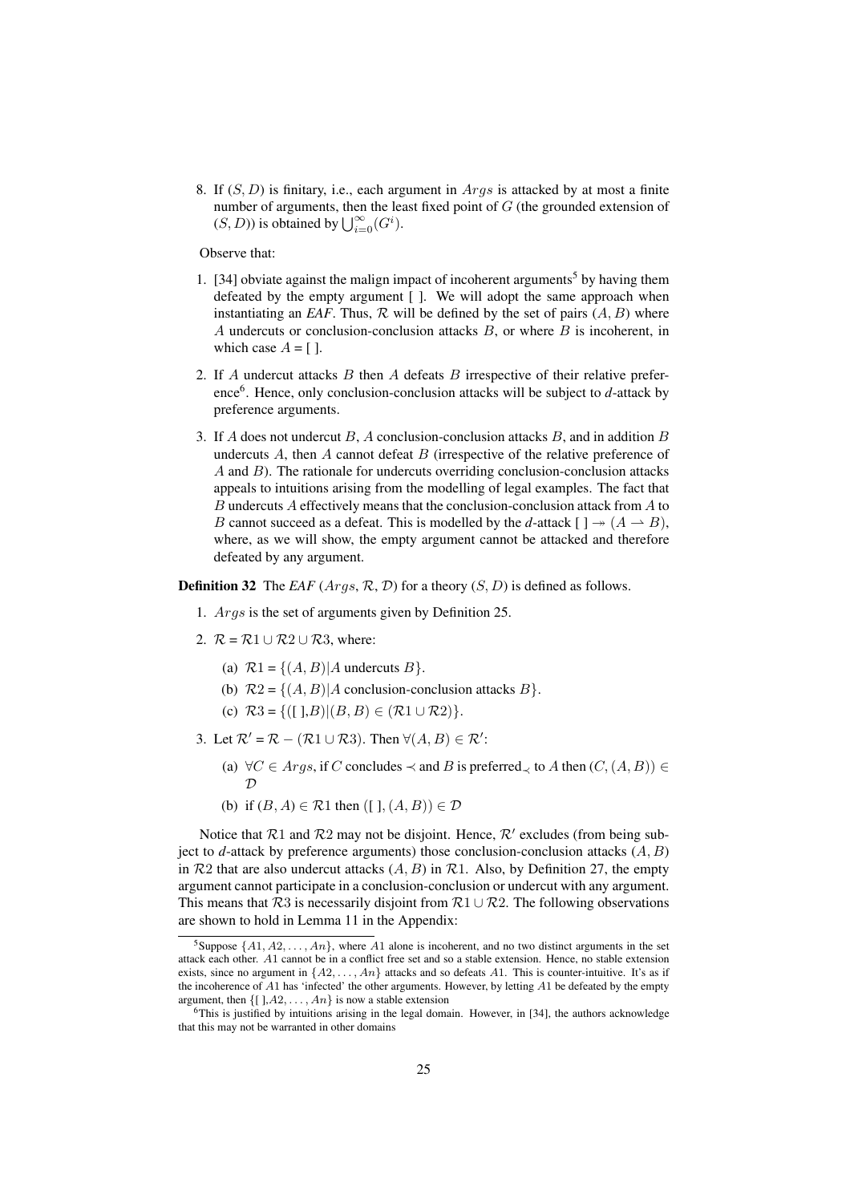8. If $(S, D)$ is finitary, i.e., each argument in $Args$ is attacked by at most a finite number of arguments, then the least fixed point of $G$ (the grounded extension of $(S, D)$) is obtained by $\bigcup_{i=0}^{\infty}(G^i)$.

Observe that:

1. [34] obviate against the malign impact of incoherent arguments[5] by having them defeated by the empty argument [ ]. We will adopt the same approach when instantiating an *EAF*. Thus, $\mathcal{R}$ will be defined by the set of pairs $(A, B)$ where $A$ undercuts or conclusion-conclusion attacks $B$, or where $B$ is incoherent, in which case $A$ = [ ].

2. If $A$ undercut attacks $B$ then $A$ defeats $B$ irrespective of their relative preference[6]. Hence, only conclusion-conclusion attacks will be subject to *d*-attack by preference arguments.

3. If $A$ does not undercut $B$, $A$ conclusion-conclusion attacks $B$, and in addition $B$ undercuts $A$, then $A$ cannot defeat $B$ (irrespective of the relative preference of $A$ and $B$). The rationale for undercuts overriding conclusion-conclusion attacks appeals to intuitions arising from the modelling of legal examples. The fact that $B$ undercuts $A$ effectively means that the conclusion-conclusion attack from $A$ to $B$ cannot succeed as a defeat. This is modelled by the *d*-attack $[\,] \twoheadrightarrow (A \rightharpoonup B)$, where, as we will show, the empty argument cannot be attacked and therefore defeated by any argument.

**Definition 32** The *EAF* $(Args, \mathcal{R}, \mathcal{D})$ for a theory $(S, D)$ is defined as follows.

1. $Args$ is the set of arguments given by Definition 25.
2. $\mathcal{R} = \mathcal{R}1 \cup \mathcal{R}2 \cup \mathcal{R}3$, where:
   (a) $\mathcal{R}1 = \{(A, B) | A \text{ undercuts } B\}$.
   (b) $\mathcal{R}2 = \{(A, B) | A \text{ conclusion-conclusion attacks } B\}$.
   (c) $\mathcal{R}3 = \{([\,], B) | (B, B) \in (\mathcal{R}1 \cup \mathcal{R}2)\}$.
3. Let $\mathcal{R}' = \mathcal{R} - (\mathcal{R}1 \cup \mathcal{R}3)$. Then $\forall (A, B) \in \mathcal{R}'$:
   (a) $\forall C \in Args$, if $C$ concludes $\prec$ and $B$ is preferred$_{\prec}$ to $A$ then $(C, (A, B)) \in \mathcal{D}$
   (b) if $(B, A) \in \mathcal{R}1$ then $([\,], (A, B)) \in \mathcal{D}$

Notice that $\mathcal{R}1$ and $\mathcal{R}2$ may not be disjoint. Hence, $\mathcal{R}'$ excludes (from being subject to *d*-attack by preference arguments) those conclusion-conclusion attacks $(A, B)$ in $\mathcal{R}2$ that are also undercut attacks $(A, B)$ in $\mathcal{R}1$. Also, by Definition 27, the empty argument cannot participate in a conclusion-conclusion or undercut with any argument. This means that $\mathcal{R}3$ is necessarily disjoint from $\mathcal{R}1 \cup \mathcal{R}2$. The following observations are shown to hold in Lemma 11 in the Appendix:

---

[5] Suppose $\{A1, A2, \ldots, An\}$, where $A1$ alone is incoherent, and no two distinct arguments in the set attack each other. $A1$ cannot be in a conflict free set and so a stable extension. Hence, no stable extension exists, since no argument in $\{A2, \ldots, An\}$ attacks and so defeats $A1$. This is counter-intuitive. It's as if the incoherence of $A1$ has 'infected' the other arguments. However, by letting $A1$ be defeated by the empty argument, then $\{[\,], A2, \ldots, An\}$ is now a stable extension

[6] This is justified by intuitions arising in the legal domain. However, in [34], the authors acknowledge that this may not be warranted in other domains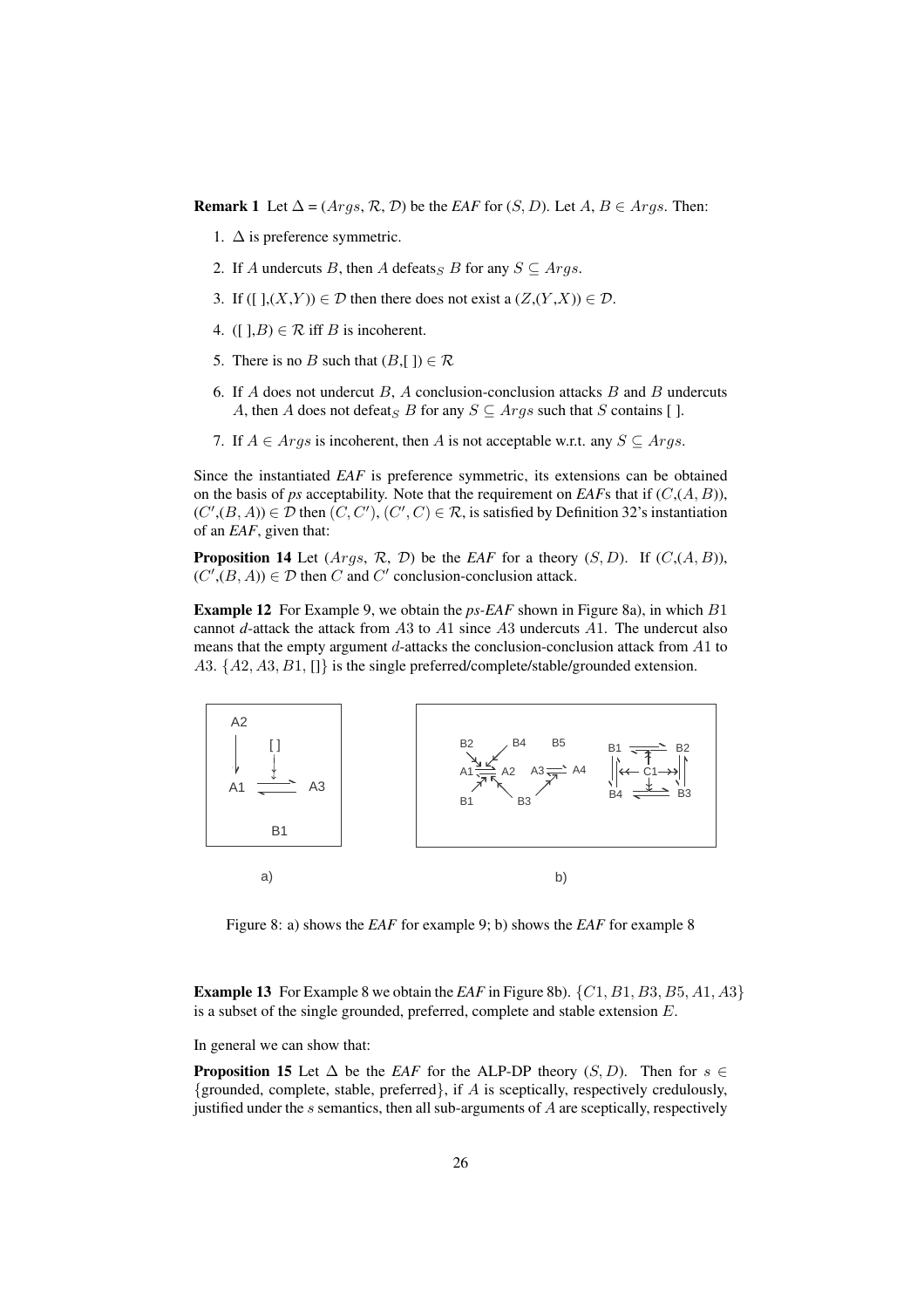**Remark 1** Let $\Delta = (Args, \mathcal{R}, \mathcal{D})$ be the *EAF* for $(S, D)$. Let $A, B \in Args$. Then:

1. $\Delta$ is preference symmetric.
2. If $A$ undercuts $B$, then $A$ defeats$_S$ $B$ for any $S \subseteq Args$.
3. If $([\,],(X,Y)) \in \mathcal{D}$ then there does not exist a $(Z,(Y,X)) \in \mathcal{D}$.
4. $([\,],B) \in \mathcal{R}$ iff $B$ is incoherent.
5. There is no $B$ such that $(B,[\,]) \in \mathcal{R}$
6. If $A$ does not undercut $B$, $A$ conclusion-conclusion attacks $B$ and $B$ undercuts $A$, then $A$ does not defeat$_S$ $B$ for any $S \subseteq Args$ such that $S$ contains [ ].
7. If $A \in Args$ is incoherent, then $A$ is not acceptable w.r.t. any $S \subseteq Args$.

Since the instantiated *EAF* is preference symmetric, its extensions can be obtained on the basis of *ps* acceptability. Note that the requirement on *EAF*s that if $(C,(A,B))$, $(C',(B,A)) \in \mathcal{D}$ then $(C,C')$, $(C',C) \in \mathcal{R}$, is satisfied by Definition 32's instantiation of an *EAF*, given that:

**Proposition 14** Let $(Args, \mathcal{R}, \mathcal{D})$ be the *EAF* for a theory $(S, D)$. If $(C,(A,B))$, $(C',(B,A)) \in \mathcal{D}$ then $C$ and $C'$ conclusion-conclusion attack.

**Example 12** For Example 9, we obtain the *ps-EAF* shown in Figure 8a), in which $B1$ cannot $d$-attack the attack from $A3$ to $A1$ since $A3$ undercuts $A1$. The undercut also means that the empty argument $d$-attacks the conclusion-conclusion attack from $A1$ to $A3$. $\{A2, A3, B1, []\}$ is the single preferred/complete/stable/grounded extension.

Figure 8: a) shows the *EAF* for example 9; b) shows the *EAF* for example 8

**Example 13** For Example 8 we obtain the *EAF* in Figure 8b). $\{C1, B1, B3, B5, A1, A3\}$ is a subset of the single grounded, preferred, complete and stable extension $E$.

In general we can show that:

**Proposition 15** Let $\Delta$ be the *EAF* for the ALP-DP theory $(S, D)$. Then for $s \in$ {grounded, complete, stable, preferred}, if $A$ is sceptically, respectively credulously, justified under the $s$ semantics, then all sub-arguments of $A$ are sceptically, respectively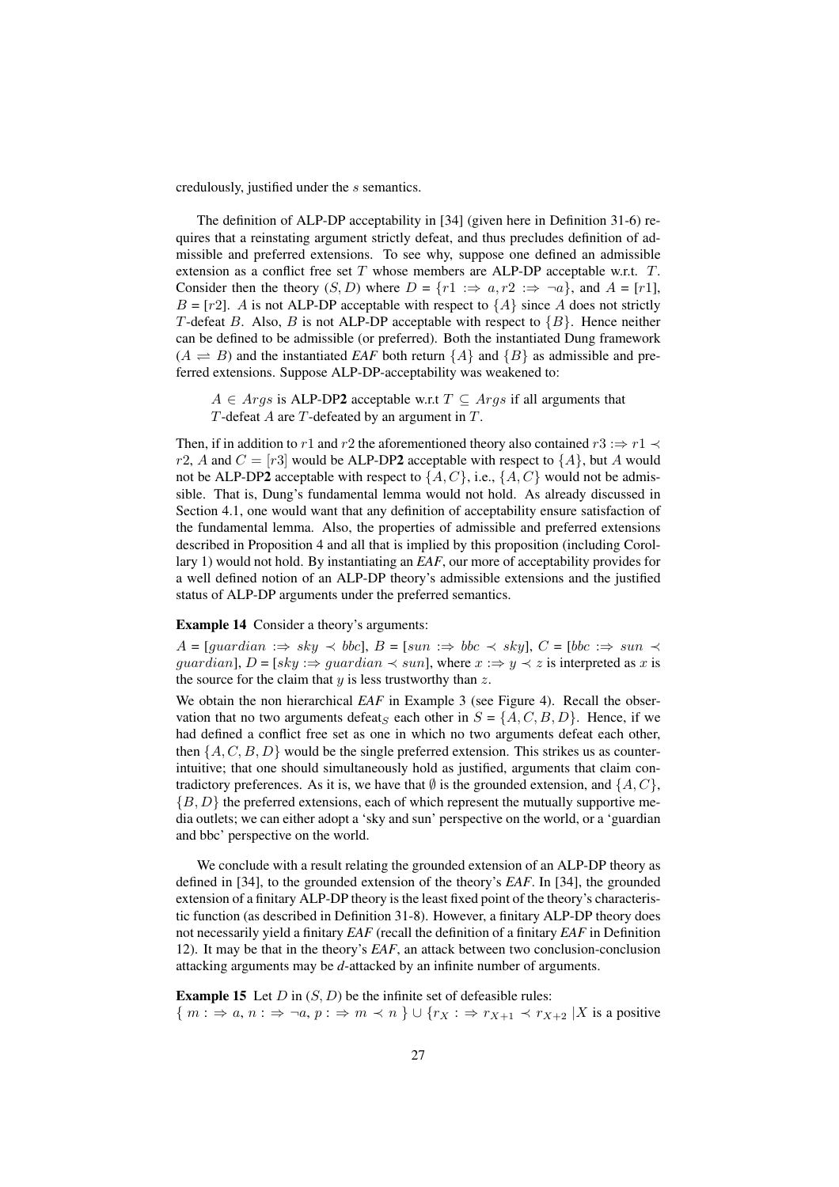credulously, justified under the $s$ semantics.

The definition of ALP-DP acceptability in [34] (given here in Definition 31-6) requires that a reinstating argument strictly defeat, and thus precludes definition of admissible and preferred extensions. To see why, suppose one defined an admissible extension as a conflict free set $T$ whose members are ALP-DP acceptable w.r.t. $T$. Consider then the theory $(S, D)$ where $D = \{r1 :\Rightarrow a, r2 :\Rightarrow \neg a\}$, and $A = [r1]$, $B = [r2]$. $A$ is not ALP-DP acceptable with respect to $\{A\}$ since $A$ does not strictly $T$-defeat $B$. Also, $B$ is not ALP-DP acceptable with respect to $\{B\}$. Hence neither can be defined to be admissible (or preferred). Both the instantiated Dung framework ($A \rightleftharpoons B$) and the instantiated *EAF* both return $\{A\}$ and $\{B\}$ as admissible and preferred extensions. Suppose ALP-DP-acceptability was weakened to:

> $A \in Args$ is ALP-DP**2** acceptable w.r.t $T \subseteq Args$ if all arguments that $T$-defeat $A$ are $T$-defeated by an argument in $T$.

Then, if in addition to $r1$ and $r2$ the aforementioned theory also contained $r3 :\Rightarrow r1 \prec r2$, $A$ and $C = [r3]$ would be ALP-DP**2** acceptable with respect to $\{A\}$, but $A$ would not be ALP-DP**2** acceptable with respect to $\{A, C\}$, i.e., $\{A, C\}$ would not be admissible. That is, Dung's fundamental lemma would not hold. As already discussed in Section 4.1, one would want that any definition of acceptability ensure satisfaction of the fundamental lemma. Also, the properties of admissible and preferred extensions described in Proposition 4 and all that is implied by this proposition (including Corollary 1) would not hold. By instantiating an *EAF*, our more of acceptability provides for a well defined notion of an ALP-DP theory's admissible extensions and the justified status of ALP-DP arguments under the preferred semantics.

**Example 14** Consider a theory's arguments:

$A = [guardian :\Rightarrow sky \prec bbc]$, $B = [sun :\Rightarrow bbc \prec sky]$, $C = [bbc :\Rightarrow sun \prec guardian]$, $D = [sky :\Rightarrow guardian \prec sun]$, where $x :\Rightarrow y \prec z$ is interpreted as $x$ is the source for the claim that $y$ is less trustworthy than $z$.

We obtain the non hierarchical *EAF* in Example 3 (see Figure 4). Recall the observation that no two arguments defeat$_S$ each other in $S = \{A, C, B, D\}$. Hence, if we had defined a conflict free set as one in which no two arguments defeat each other, then $\{A, C, B, D\}$ would be the single preferred extension. This strikes us as counter-intuitive; that one should simultaneously hold as justified, arguments that claim contradictory preferences. As it is, we have that $\emptyset$ is the grounded extension, and $\{A, C\}$, $\{B, D\}$ the preferred extensions, each of which represent the mutually supportive media outlets; we can either adopt a 'sky and sun' perspective on the world, or a 'guardian and bbc' perspective on the world.

We conclude with a result relating the grounded extension of an ALP-DP theory as defined in [34], to the grounded extension of the theory's *EAF*. In [34], the grounded extension of a finitary ALP-DP theory is the least fixed point of the theory's characteristic function (as described in Definition 31-8). However, a finitary ALP-DP theory does not necessarily yield a finitary *EAF* (recall the definition of a finitary *EAF* in Definition 12). It may be that in the theory's *EAF*, an attack between two conclusion-conclusion attacking arguments may be *d*-attacked by an infinite number of arguments.

**Example 15** Let $D$ in $(S, D)$ be the infinite set of defeasible rules:
$\{ m : \Rightarrow a,\ n : \Rightarrow \neg a,\ p : \Rightarrow m \prec n \} \cup \{r_X : \Rightarrow r_{X+1} \prec r_{X+2} \mid X$ is a positive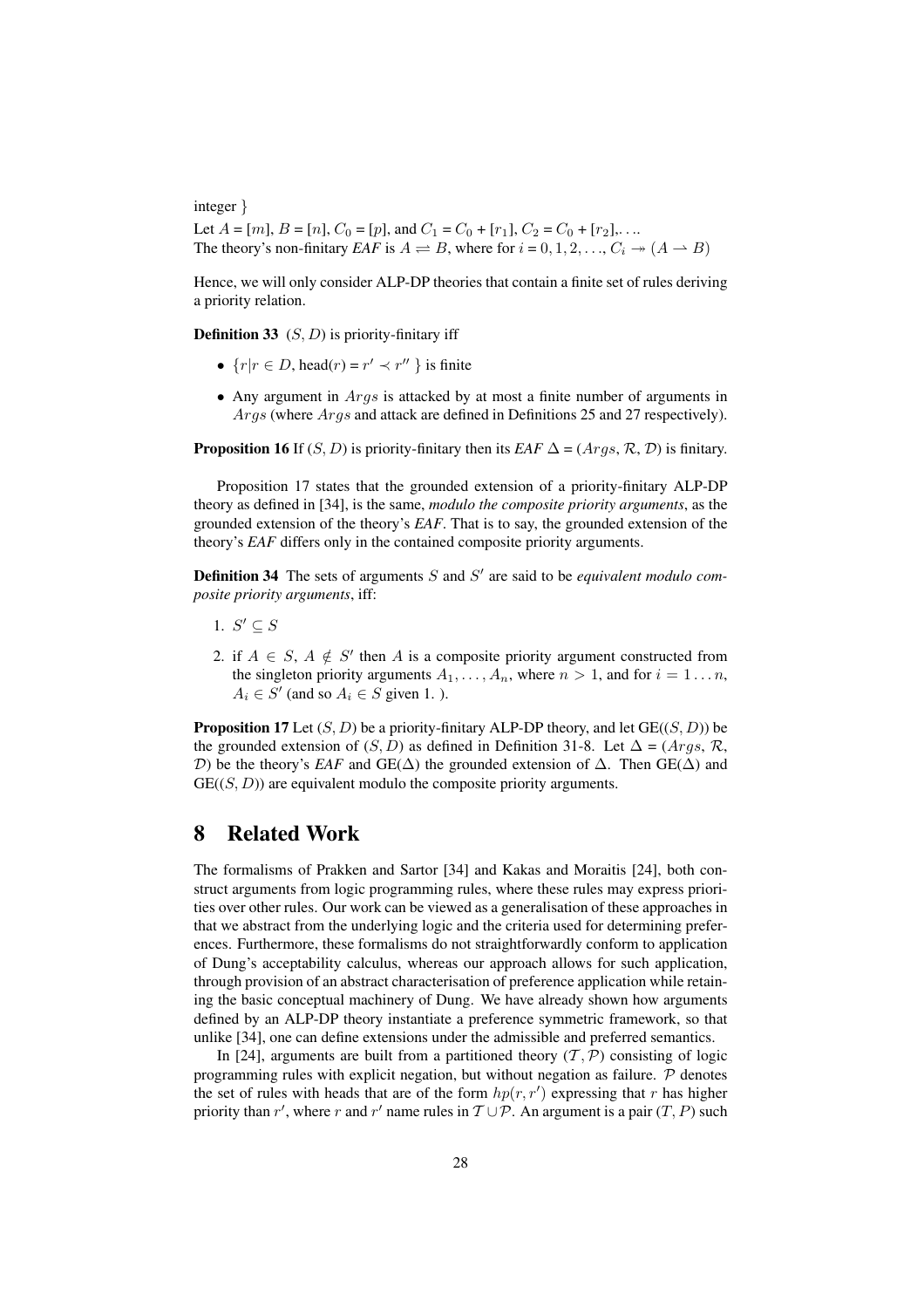integer }

Let $A = [m]$, $B = [n]$, $C_0 = [p]$, and $C_1 = C_0 + [r_1]$, $C_2 = C_0 + [r_2]$,. ...
The theory's non-finitary *EAF* is $A \rightleftharpoons B$, where for $i = 0, 1, 2, \ldots$, $C_i \twoheadrightarrow (A \rightharpoonup B)$

Hence, we will only consider ALP-DP theories that contain a finite set of rules deriving a priority relation.

**Definition 33** $(S, D)$ is priority-finitary iff

- $\{r | r \in D, \text{head}(r) = r' \prec r''\}$ is finite
- Any argument in $Args$ is attacked by at most a finite number of arguments in $Args$ (where $Args$ and attack are defined in Definitions 25 and 27 respectively).

**Proposition 16** If $(S, D)$ is priority-finitary then its *EAF* $\Delta = (Args, \mathcal{R}, \mathcal{D})$ is finitary.

Proposition 17 states that the grounded extension of a priority-finitary ALP-DP theory as defined in [34], is the same, *modulo the composite priority arguments*, as the grounded extension of the theory's *EAF*. That is to say, the grounded extension of the theory's *EAF* differs only in the contained composite priority arguments.

**Definition 34** The sets of arguments $S$ and $S'$ are said to be *equivalent modulo composite priority arguments*, iff:

1. $S' \subseteq S$
2. if $A \in S$, $A \notin S'$ then $A$ is a composite priority argument constructed from the singleton priority arguments $A_1, \ldots, A_n$, where $n > 1$, and for $i = 1 \ldots n$, $A_i \in S'$ (and so $A_i \in S$ given 1. ).

**Proposition 17** Let $(S, D)$ be a priority-finitary ALP-DP theory, and let GE($(S, D)$) be the grounded extension of $(S, D)$ as defined in Definition 31-8. Let $\Delta = (Args, \mathcal{R}, \mathcal{D})$ be the theory's *EAF* and GE($\Delta$) the grounded extension of $\Delta$. Then GE($\Delta$) and GE($(S, D)$) are equivalent modulo the composite priority arguments.

# 8 Related Work

The formalisms of Prakken and Sartor [34] and Kakas and Moraitis [24], both construct arguments from logic programming rules, where these rules may express priorities over other rules. Our work can be viewed as a generalisation of these approaches in that we abstract from the underlying logic and the criteria used for determining preferences. Furthermore, these formalisms do not straightforwardly conform to application of Dung's acceptability calculus, whereas our approach allows for such application, through provision of an abstract characterisation of preference application while retaining the basic conceptual machinery of Dung. We have already shown how arguments defined by an ALP-DP theory instantiate a preference symmetric framework, so that unlike [34], one can define extensions under the admissible and preferred semantics.

In [24], arguments are built from a partitioned theory $(\mathcal{T}, \mathcal{P})$ consisting of logic programming rules with explicit negation, but without negation as failure. $\mathcal{P}$ denotes the set of rules with heads that are of the form $hp(r, r')$ expressing that $r$ has higher priority than $r'$, where $r$ and $r'$ name rules in $\mathcal{T} \cup \mathcal{P}$. An argument is a pair $(T, P)$ such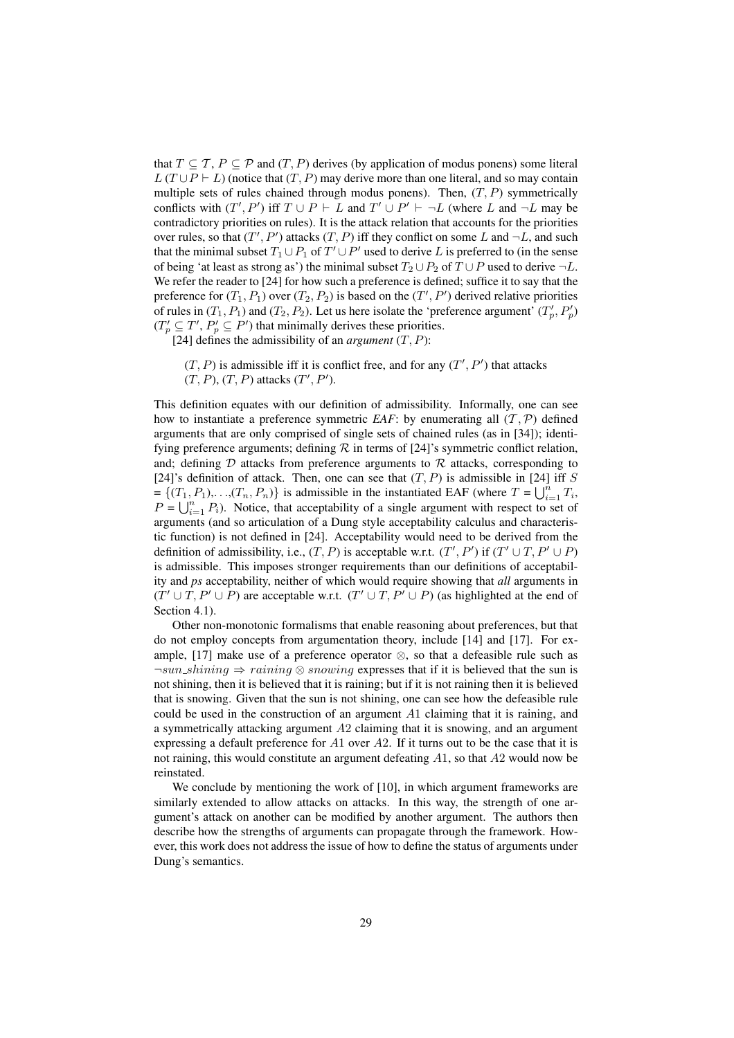that $T \subseteq \mathcal{T}$, $P \subseteq \mathcal{P}$ and $(T, P)$ derives (by application of modus ponens) some literal $L$ ($T \cup P \vdash L$) (notice that $(T, P)$ may derive more than one literal, and so may contain multiple sets of rules chained through modus ponens). Then, $(T, P)$ symmetrically conflicts with $(T', P')$ iff $T \cup P \vdash L$ and $T' \cup P' \vdash \neg L$ (where $L$ and $\neg L$ may be contradictory priorities on rules). It is the attack relation that accounts for the priorities over rules, so that $(T', P')$ attacks $(T, P)$ iff they conflict on some $L$ and $\neg L$, and such that the minimal subset $T_1 \cup P_1$ of $T' \cup P'$ used to derive $L$ is preferred to (in the sense of being 'at least as strong as') the minimal subset $T_2 \cup P_2$ of $T \cup P$ used to derive $\neg L$. We refer the reader to [24] for how such a preference is defined; suffice it to say that the preference for $(T_1, P_1)$ over $(T_2, P_2)$ is based on the $(T', P')$ derived relative priorities of rules in $(T_1, P_1)$ and $(T_2, P_2)$. Let us here isolate the 'preference argument' $(T'_p, P'_p)$ ($T'_p \subseteq T'$, $P'_p \subseteq P'$) that minimally derives these priorities.

[24] defines the admissibility of an *argument* $(T, P)$:

> $(T, P)$ is admissible iff it is conflict free, and for any $(T', P')$ that attacks $(T, P)$, $(T, P)$ attacks $(T', P')$.

This definition equates with our definition of admissibility. Informally, one can see how to instantiate a preference symmetric *EAF*: by enumerating all $(\mathcal{T}, \mathcal{P})$ defined arguments that are only comprised of single sets of chained rules (as in [34]); identifying preference arguments; defining $\mathcal{R}$ in terms of [24]'s symmetric conflict relation, and; defining $\mathcal{D}$ attacks from preference arguments to $\mathcal{R}$ attacks, corresponding to [24]'s definition of attack. Then, one can see that $(T, P)$ is admissible in [24] iff $S = \{(T_1, P_1), \ldots, (T_n, P_n)\}$ is admissible in the instantiated EAF (where $T = \bigcup_{i=1}^{n} T_i$, $P = \bigcup_{i=1}^{n} P_i$). Notice, that acceptability of a single argument with respect to set of arguments (and so articulation of a Dung style acceptability calculus and characteristic function) is not defined in [24]. Acceptability would need to be derived from the definition of admissibility, i.e., $(T, P)$ is acceptable w.r.t. $(T', P')$ if $(T' \cup T, P' \cup P)$ is admissible. This imposes stronger requirements than our definitions of acceptability and *ps* acceptability, neither of which would require showing that *all* arguments in $(T' \cup T, P' \cup P)$ are acceptable w.r.t. $(T' \cup T, P' \cup P)$ (as highlighted at the end of Section 4.1).

Other non-monotonic formalisms that enable reasoning about preferences, but that do not employ concepts from argumentation theory, include [14] and [17]. For example, [17] make use of a preference operator $\otimes$, so that a defeasible rule such as $\neg sun\_shining \Rightarrow raining \otimes snowing$ expresses that if it is believed that the sun is not shining, then it is believed that it is raining; but if it is not raining then it is believed that is snowing. Given that the sun is not shining, one can see how the defeasible rule could be used in the construction of an argument $A1$ claiming that it is raining, and a symmetrically attacking argument $A2$ claiming that it is snowing, and an argument expressing a default preference for $A1$ over $A2$. If it turns out to be the case that it is not raining, this would constitute an argument defeating $A1$, so that $A2$ would now be reinstated.

We conclude by mentioning the work of [10], in which argument frameworks are similarly extended to allow attacks on attacks. In this way, the strength of one argument's attack on another can be modified by another argument. The authors then describe how the strengths of arguments can propagate through the framework. However, this work does not address the issue of how to define the status of arguments under Dung's semantics.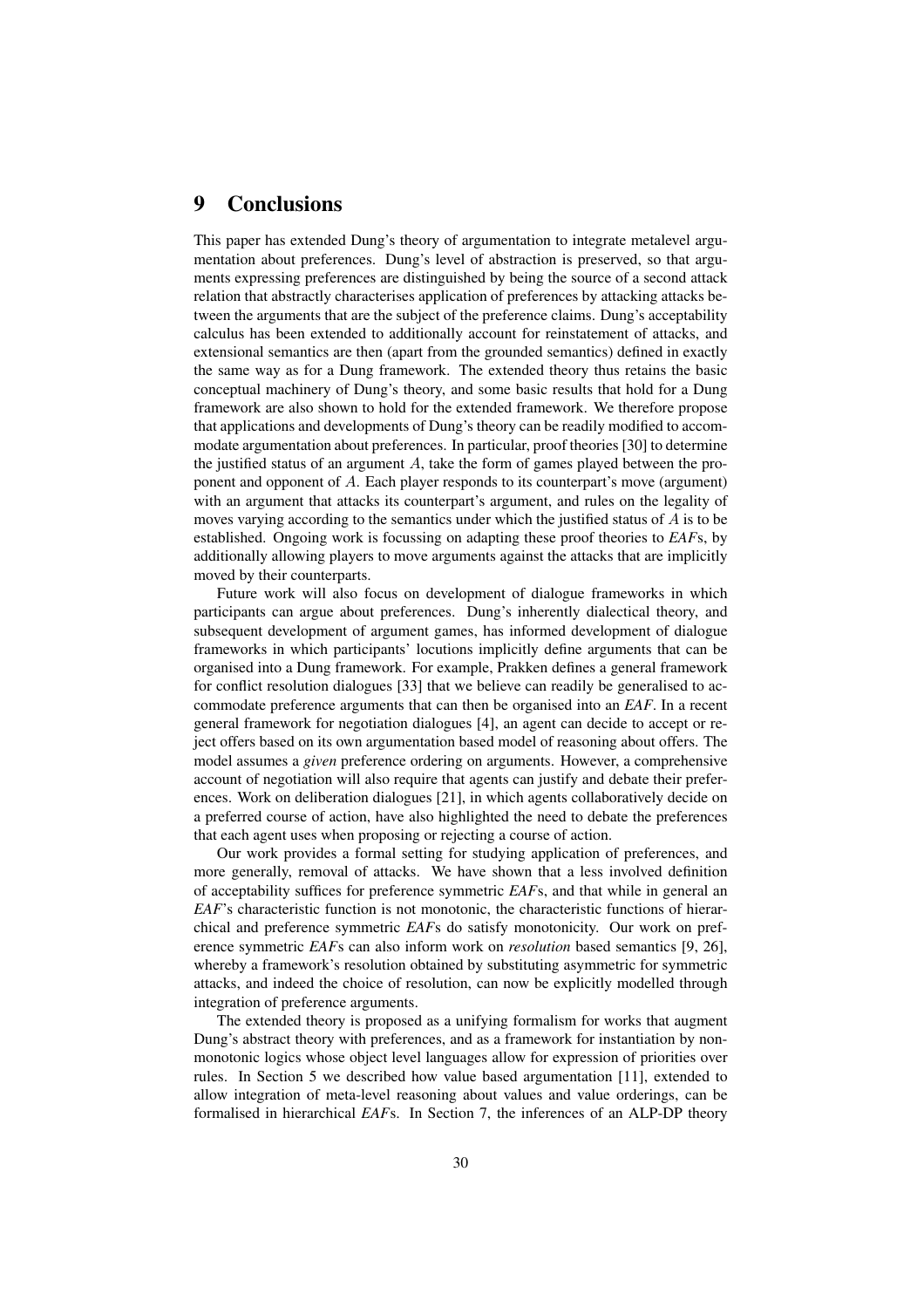# 9 Conclusions

This paper has extended Dung's theory of argumentation to integrate metalevel argumentation about preferences. Dung's level of abstraction is preserved, so that arguments expressing preferences are distinguished by being the source of a second attack relation that abstractly characterises application of preferences by attacking attacks between the arguments that are the subject of the preference claims. Dung's acceptability calculus has been extended to additionally account for reinstatement of attacks, and extensional semantics are then (apart from the grounded semantics) defined in exactly the same way as for a Dung framework. The extended theory thus retains the basic conceptual machinery of Dung's theory, and some basic results that hold for a Dung framework are also shown to hold for the extended framework. We therefore propose that applications and developments of Dung's theory can be readily modified to accommodate argumentation about preferences. In particular, proof theories [30] to determine the justified status of an argument $A$, take the form of games played between the proponent and opponent of $A$. Each player responds to its counterpart's move (argument) with an argument that attacks its counterpart's argument, and rules on the legality of moves varying according to the semantics under which the justified status of $A$ is to be established. Ongoing work is focussing on adapting these proof theories to *EAF*s, by additionally allowing players to move arguments against the attacks that are implicitly moved by their counterparts.

Future work will also focus on development of dialogue frameworks in which participants can argue about preferences. Dung's inherently dialectical theory, and subsequent development of argument games, has informed development of dialogue frameworks in which participants' locutions implicitly define arguments that can be organised into a Dung framework. For example, Prakken defines a general framework for conflict resolution dialogues [33] that we believe can readily be generalised to accommodate preference arguments that can then be organised into an *EAF*. In a recent general framework for negotiation dialogues [4], an agent can decide to accept or reject offers based on its own argumentation based model of reasoning about offers. The model assumes a *given* preference ordering on arguments. However, a comprehensive account of negotiation will also require that agents can justify and debate their preferences. Work on deliberation dialogues [21], in which agents collaboratively decide on a preferred course of action, have also highlighted the need to debate the preferences that each agent uses when proposing or rejecting a course of action.

Our work provides a formal setting for studying application of preferences, and more generally, removal of attacks. We have shown that a less involved definition of acceptability suffices for preference symmetric *EAF*s, and that while in general an *EAF*'s characteristic function is not monotonic, the characteristic functions of hierarchical and preference symmetric *EAF*s do satisfy monotonicity. Our work on preference symmetric *EAF*s can also inform work on *resolution* based semantics [9, 26], whereby a framework's resolution obtained by substituting asymmetric for symmetric attacks, and indeed the choice of resolution, can now be explicitly modelled through integration of preference arguments.

The extended theory is proposed as a unifying formalism for works that augment Dung's abstract theory with preferences, and as a framework for instantiation by nonmonotonic logics whose object level languages allow for expression of priorities over rules. In Section 5 we described how value based argumentation [11], extended to allow integration of meta-level reasoning about values and value orderings, can be formalised in hierarchical *EAF*s. In Section 7, the inferences of an ALP-DP theory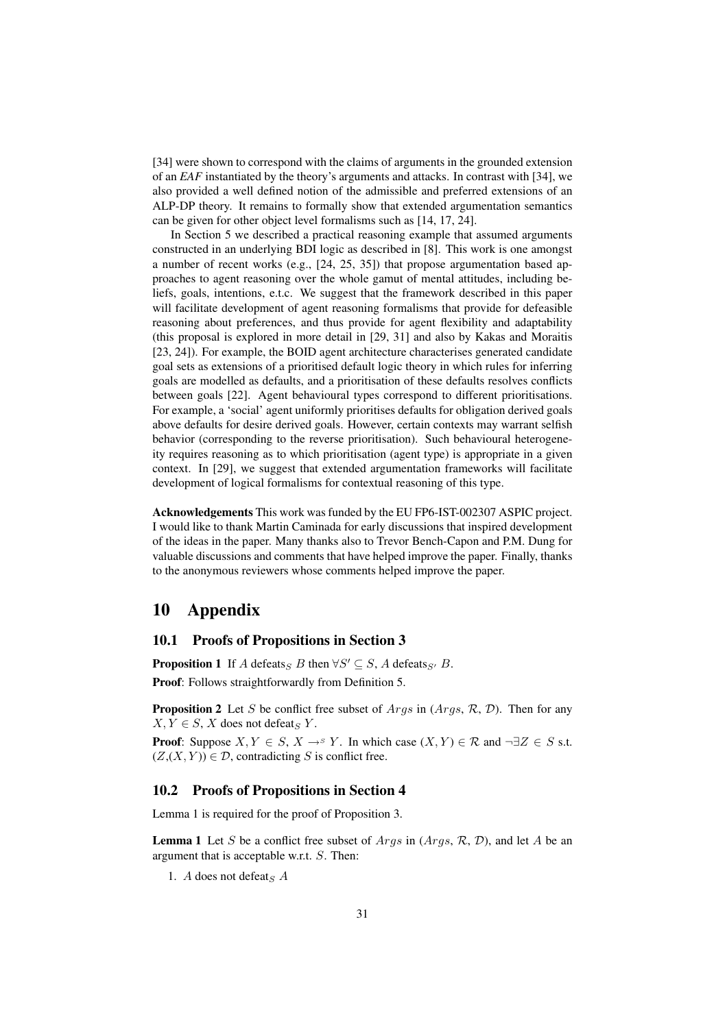[34] were shown to correspond with the claims of arguments in the grounded extension of an *EAF* instantiated by the theory's arguments and attacks. In contrast with [34], we also provided a well defined notion of the admissible and preferred extensions of an ALP-DP theory. It remains to formally show that extended argumentation semantics can be given for other object level formalisms such as [14, 17, 24].

In Section 5 we described a practical reasoning example that assumed arguments constructed in an underlying BDI logic as described in [8]. This work is one amongst a number of recent works (e.g., [24, 25, 35]) that propose argumentation based approaches to agent reasoning over the whole gamut of mental attitudes, including beliefs, goals, intentions, e.t.c. We suggest that the framework described in this paper will facilitate development of agent reasoning formalisms that provide for defeasible reasoning about preferences, and thus provide for agent flexibility and adaptability (this proposal is explored in more detail in [29, 31] and also by Kakas and Moraitis [23, 24]). For example, the BOID agent architecture characterises generated candidate goal sets as extensions of a prioritised default logic theory in which rules for inferring goals are modelled as defaults, and a prioritisation of these defaults resolves conflicts between goals [22]. Agent behavioural types correspond to different prioritisations. For example, a 'social' agent uniformly prioritises defaults for obligation derived goals above defaults for desire derived goals. However, certain contexts may warrant selfish behavior (corresponding to the reverse prioritisation). Such behavioural heterogeneity requires reasoning as to which prioritisation (agent type) is appropriate in a given context. In [29], we suggest that extended argumentation frameworks will facilitate development of logical formalisms for contextual reasoning of this type.

**Acknowledgements** This work was funded by the EU FP6-IST-002307 ASPIC project. I would like to thank Martin Caminada for early discussions that inspired development of the ideas in the paper. Many thanks also to Trevor Bench-Capon and P.M. Dung for valuable discussions and comments that have helped improve the paper. Finally, thanks to the anonymous reviewers whose comments helped improve the paper.

# 10 Appendix

## 10.1 Proofs of Propositions in Section 3

**Proposition 1** If $A$ defeats$_S$ $B$ then $\forall S' \subseteq S$, $A$ defeats$_{S'}$ $B$.

**Proof**: Follows straightforwardly from Definition 5.

**Proposition 2** Let $S$ be conflict free subset of $Args$ in ($Args$, $\mathcal{R}$, $\mathcal{D}$). Then for any $X, Y \in S$, $X$ does not defeat$_S$ $Y$.

**Proof**: Suppose $X, Y \in S$, $X \rightarrow^S Y$. In which case $(X, Y) \in \mathcal{R}$ and $\neg\exists Z \in S$ s.t. $(Z,(X, Y)) \in \mathcal{D}$, contradicting $S$ is conflict free.

## 10.2 Proofs of Propositions in Section 4

Lemma 1 is required for the proof of Proposition 3.

**Lemma 1** Let $S$ be a conflict free subset of $Args$ in ($Args$, $\mathcal{R}$, $\mathcal{D}$), and let $A$ be an argument that is acceptable w.r.t. $S$. Then:

1. $A$ does not defeat$_S$ $A$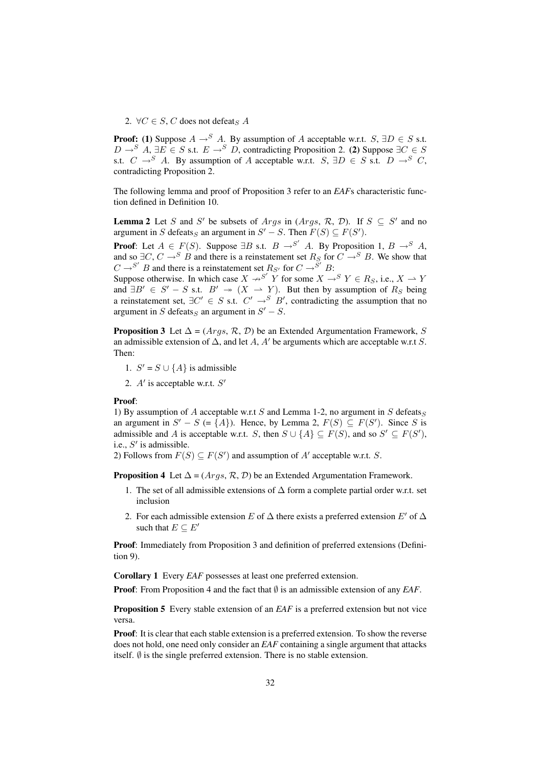2. $\forall C \in S$, $C$ does not defeat$_S$ $A$

**Proof:** **(1)** Suppose $A \rightarrow^S A$. By assumption of $A$ acceptable w.r.t. $S$, $\exists D \in S$ s.t. $D \rightarrow^S A$, $\exists E \in S$ s.t. $E \rightarrow^S D$, contradicting Proposition 2. **(2)** Suppose $\exists C \in S$ s.t. $C \rightarrow^S A$. By assumption of $A$ acceptable w.r.t. $S$, $\exists D \in S$ s.t. $D \rightarrow^S C$, contradicting Proposition 2.

The following lemma and proof of Proposition 3 refer to an *EAF*s characteristic function defined in Definition 10.

**Lemma 2** Let $S$ and $S'$ be subsets of $Args$ in ($Args$, $\mathcal{R}$, $\mathcal{D}$). If $S \subseteq S'$ and no argument in $S$ defeats$_S$ an argument in $S' - S$. Then $F(S) \subseteq F(S')$.

**Proof**: Let $A \in F(S)$. Suppose $\exists B$ s.t. $B \rightarrow^{S'} A$. By Proposition 1, $B \rightarrow^S A$, and so $\exists C$, $C \rightarrow^S B$ and there is a reinstatement set $R_S$ for $C \rightarrow^S B$. We show that $C \rightarrow^{S'} B$ and there is a reinstatement set $R_{S'}$ for $C \rightarrow^{S'} B$:
Suppose otherwise. In which case $X \not\rightarrow^{S'} Y$ for some $X \rightarrow^S Y \in R_S$, i.e., $X \rightharpoonup Y$ and $\exists B' \in S' - S$ s.t. $B' \twoheadrightarrow (X \rightharpoonup Y)$. But then by assumption of $R_S$ being a reinstatement set, $\exists C' \in S$ s.t. $C' \rightarrow^S B'$, contradicting the assumption that no argument in $S$ defeats$_S$ an argument in $S' - S$.

**Proposition 3** Let $\Delta$ = ($Args$, $\mathcal{R}$, $\mathcal{D}$) be an Extended Argumentation Framework, $S$ an admissible extension of $\Delta$, and let $A$, $A'$ be arguments which are acceptable w.r.t $S$. Then:

1. $S'$ = $S \cup \{A\}$ is admissible
2. $A'$ is acceptable w.r.t. $S'$

**Proof**:
1) By assumption of $A$ acceptable w.r.t $S$ and Lemma 1-2, no argument in $S$ defeats$_S$ an argument in $S' - S$ (= $\{A\}$). Hence, by Lemma 2, $F(S) \subseteq F(S')$. Since $S$ is admissible and $A$ is acceptable w.r.t. $S$, then $S \cup \{A\} \subseteq F(S)$, and so $S' \subseteq F(S')$, i.e., $S'$ is admissible.
2) Follows from $F(S) \subseteq F(S')$ and assumption of $A'$ acceptable w.r.t. $S$.

**Proposition 4** Let $\Delta$ = ($Args$, $\mathcal{R}$, $\mathcal{D}$) be an Extended Argumentation Framework.

1. The set of all admissible extensions of $\Delta$ form a complete partial order w.r.t. set inclusion
2. For each admissible extension $E$ of $\Delta$ there exists a preferred extension $E'$ of $\Delta$ such that $E \subseteq E'$

**Proof**: Immediately from Proposition 3 and definition of preferred extensions (Definition 9).

**Corollary 1** Every *EAF* possesses at least one preferred extension.

**Proof**: From Proposition 4 and the fact that $\emptyset$ is an admissible extension of any *EAF*.

**Proposition 5** Every stable extension of an *EAF* is a preferred extension but not vice versa.

**Proof**: It is clear that each stable extension is a preferred extension. To show the reverse does not hold, one need only consider an *EAF* containing a single argument that attacks itself. $\emptyset$ is the single preferred extension. There is no stable extension.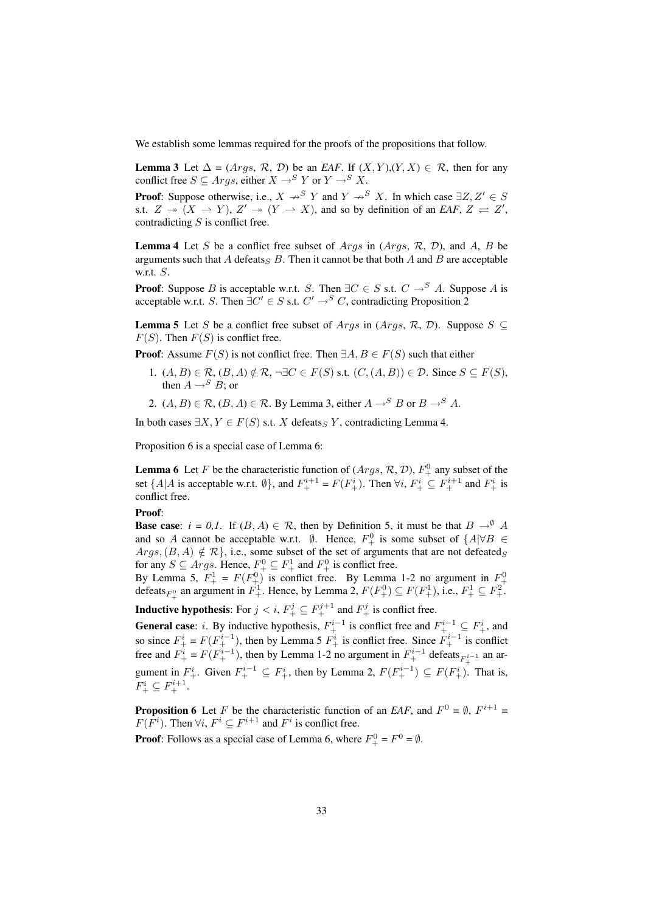We establish some lemmas required for the proofs of the propositions that follow.

**Lemma 3** Let $\Delta = (Args, \mathcal{R}, \mathcal{D})$ be an *EAF*. If $(X,Y),(Y,X) \in \mathcal{R}$, then for any conflict free $S \subseteq Args$, either $X \rightarrow^S Y$ or $Y \rightarrow^S X$.

**Proof**: Suppose otherwise, i.e., $X \nrightarrow^S Y$ and $Y \nrightarrow^S X$. In which case $\exists Z, Z' \in S$ s.t. $Z \twoheadrightarrow (X \rightharpoonup Y)$, $Z' \twoheadrightarrow (Y \rightharpoonup X)$, and so by definition of an *EAF*, $Z \rightleftharpoons Z'$, contradicting $S$ is conflict free.

**Lemma 4** Let $S$ be a conflict free subset of $Args$ in $(Args, \mathcal{R}, \mathcal{D})$, and $A$, $B$ be arguments such that $A$ defeats$_S$ $B$. Then it cannot be that both $A$ and $B$ are acceptable w.r.t. $S$.

**Proof**: Suppose $B$ is acceptable w.r.t. $S$. Then $\exists C \in S$ s.t. $C \rightarrow^S A$. Suppose $A$ is acceptable w.r.t. $S$. Then $\exists C' \in S$ s.t. $C' \rightarrow^S C$, contradicting Proposition 2

**Lemma 5** Let $S$ be a conflict free subset of $Args$ in $(Args, \mathcal{R}, \mathcal{D})$. Suppose $S \subseteq F(S)$. Then $F(S)$ is conflict free.

**Proof**: Assume $F(S)$ is not conflict free. Then $\exists A, B \in F(S)$ such that either

1. $(A,B) \in \mathcal{R}$, $(B,A) \notin \mathcal{R}$, $\neg\exists C \in F(S)$ s.t. $(C,(A,B)) \in \mathcal{D}$. Since $S \subseteq F(S)$, then $A \rightarrow^S B$; or
2. $(A,B) \in \mathcal{R}$, $(B,A) \in \mathcal{R}$. By Lemma 3, either $A \rightarrow^S B$ or $B \rightarrow^S A$.

In both cases $\exists X, Y \in F(S)$ s.t. $X$ defeats$_S$ $Y$, contradicting Lemma 4.

Proposition 6 is a special case of Lemma 6:

**Lemma 6** Let $F$ be the characteristic function of $(Args, \mathcal{R}, \mathcal{D})$, $F^0_+$ any subset of the set $\{A | A$ is acceptable w.r.t. $\emptyset\}$, and $F^{i+1}_+ = F(F^i_+)$. Then $\forall i$, $F^i_+ \subseteq F^{i+1}_+$ and $F^i_+$ is conflict free.

**Proof**:
**Base case**: $i$ = *0,1*. If $(B,A) \in \mathcal{R}$, then by Definition 5, it must be that $B \rightarrow^{\emptyset} A$ and so $A$ cannot be acceptable w.r.t. $\emptyset$. Hence, $F^0_+$ is some subset of $\{A | \forall B \in Args, (B,A) \notin \mathcal{R}\}$, i.e., some subset of the set of arguments that are not defeated$_S$ for any $S \subseteq Args$. Hence, $F^0_+ \subseteq F^1_+$ and $F^0_+$ is conflict free.
By Lemma 5, $F^1_+ = F(F^0_+)$ is conflict free. By Lemma 1-2 no argument in $F^0_+$ defeats$_{F^0_+}$ an argument in $F^1_+$. Hence, by Lemma 2, $F(F^0_+) \subseteq F(F^1_+)$, i.e., $F^1_+ \subseteq F^2_+$.

**Inductive hypothesis**: For $j < i$, $F^j_+ \subseteq F^{j+1}_+$ and $F^j_+$ is conflict free.

**General case**: $i$. By inductive hypothesis, $F^{i-1}_+$ is conflict free and $F^{i-1}_+ \subseteq F^i_+$, and so since $F^i_+ = F(F^{i-1}_+)$, then by Lemma 5 $F^i_+$ is conflict free. Since $F^{i-1}_+$ is conflict free and $F^i_+ = F(F^{i-1}_+)$, then by Lemma 1-2 no argument in $F^{i-1}_+$ defeats$_{F^{i-1}_+}$ an argument in $F^i_+$. Given $F^{i-1}_+ \subseteq F^i_+$, then by Lemma 2, $F(F^{i-1}_+) \subseteq F(F^i_+)$. That is, $F^i_+ \subseteq F^{i+1}_+$.

**Proposition 6** Let $F$ be the characteristic function of an *EAF*, and $F^0 = \emptyset$, $F^{i+1} = F(F^i)$. Then $\forall i$, $F^i \subseteq F^{i+1}$ and $F^i$ is conflict free.

**Proof**: Follows as a special case of Lemma 6, where $F^0_+ = F^0 = \emptyset$.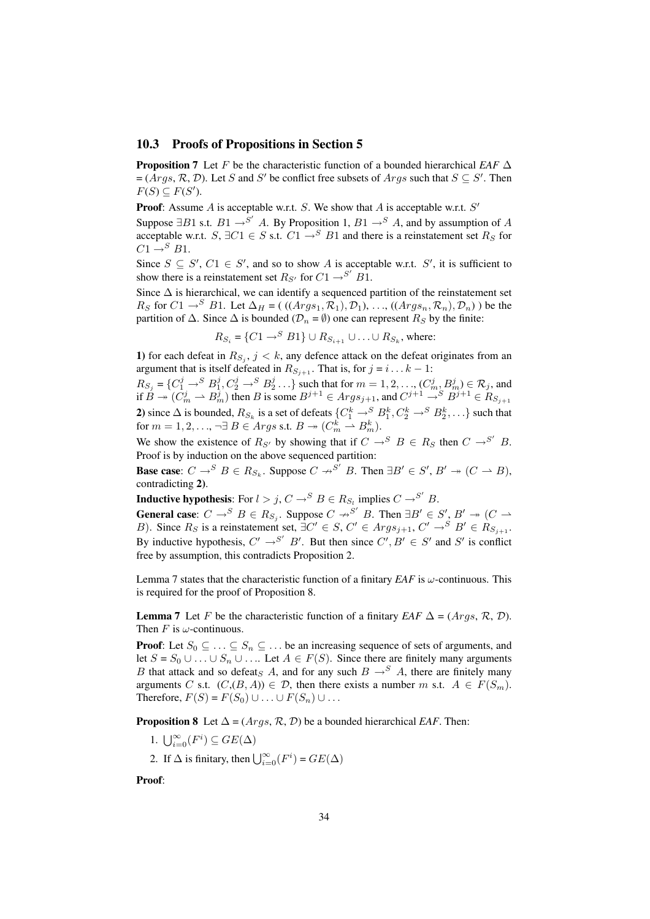### 10.3 Proofs of Propositions in Section 5

**Proposition 7** Let $F$ be the characteristic function of a bounded hierarchical *EAF* $\Delta$ = $(Args, \mathcal{R}, \mathcal{D})$. Let $S$ and $S'$ be conflict free subsets of $Args$ such that $S \subseteq S'$. Then $F(S) \subseteq F(S')$.

**Proof**: Assume $A$ is acceptable w.r.t. $S$. We show that $A$ is acceptable w.r.t. $S'$

Suppose $\exists B1$ s.t. $B1 \rightarrow^{S'} A$. By Proposition 1, $B1 \rightarrow^{S} A$, and by assumption of $A$ acceptable w.r.t. $S$, $\exists C1 \in S$ s.t. $C1 \rightarrow^{S} B1$ and there is a reinstatement set $R_S$ for $C1 \rightarrow^{S} B1$.

Since $S \subseteq S'$, $C1 \in S'$, and so to show $A$ is acceptable w.r.t. $S'$, it is sufficient to show there is a reinstatement set $R_{S'}$ for $C1 \rightarrow^{S'} B1$.

Since $\Delta$ is hierarchical, we can identify a sequenced partition of the reinstatement set $R_S$ for $C1 \rightarrow^{S} B1$. Let $\Delta_H$ = ( $((Args_1, \mathcal{R}_1), \mathcal{D}_1)$, ..., $((Args_n, \mathcal{R}_n), \mathcal{D}_n)$ ) be the partition of $\Delta$. Since $\Delta$ is bounded ($\mathcal{D}_n = \emptyset$) one can represent $R_S$ by the finite:

$$R_{S_i} = \{C1 \rightarrow^{S} B1\} \cup R_{S_{i+1}} \cup \ldots \cup R_{S_k}, \text{ where:}$$

**1)** for each defeat in $R_{S_j}$, $j < k$, any defence attack on the defeat originates from an argument that is itself defeated in $R_{S_{j+1}}$. That is, for $j = i \ldots k-1$:
$R_{S_j} = \{C_1^j \rightarrow^{S} B_1^j, C_2^j \rightarrow^{S} B_2^j \ldots\}$ such that for $m = 1, 2, \ldots, (C_m^j, B_m^j) \in \mathcal{R}_j$, and if $B \twoheadrightarrow (C_m^j \rightharpoonup B_m^j)$ then $B$ is some $B^{j+1} \in Args_{j+1}$, and $C^{j+1} \rightarrow^{S} B^{j+1} \in R_{S_{j+1}}$

**2)** since $\Delta$ is bounded, $R_{S_k}$ is a set of defeats $\{C_1^k \rightarrow^{S} B_1^k, C_2^k \rightarrow^{S} B_2^k, \ldots\}$ such that for $m = 1, 2, \ldots, \neg\exists\, B \in Args$ s.t. $B \twoheadrightarrow (C_m^k \rightharpoonup B_m^k)$.

We show the existence of $R_{S'}$ by showing that if $C \rightarrow^{S} B \in R_S$ then $C \rightarrow^{S'} B$. Proof is by induction on the above sequenced partition:

**Base case**: $C \rightarrow^{S} B \in R_{S_k}$. Suppose $C \not\rightarrow^{S'} B$. Then $\exists B' \in S'$, $B' \twoheadrightarrow (C \rightharpoonup B)$, contradicting **2)**.

**Inductive hypothesis**: For $l > j$, $C \rightarrow^{S} B \in R_{S_l}$ implies $C \rightarrow^{S'} B$.

**General case**: $C \rightarrow^{S} B \in R_{S_j}$. Suppose $C \not\rightarrow^{S'} B$. Then $\exists B' \in S'$, $B' \twoheadrightarrow (C \rightharpoonup B)$. Since $R_S$ is a reinstatement set, $\exists C' \in S$, $C' \in Args_{j+1}$, $C' \rightarrow^{S} B' \in R_{S_{j+1}}$. By inductive hypothesis, $C' \rightarrow^{S'} B'$. But then since $C', B' \in S'$ and $S'$ is conflict free by assumption, this contradicts Proposition 2.

Lemma 7 states that the characteristic function of a finitary *EAF* is $\omega$-continuous. This is required for the proof of Proposition 8.

**Lemma 7** Let $F$ be the characteristic function of a finitary *EAF* $\Delta$ = $(Args, \mathcal{R}, \mathcal{D})$. Then $F$ is $\omega$-continuous.

**Proof**: Let $S_0 \subseteq \ldots \subseteq S_n \subseteq \ldots$ be an increasing sequence of sets of arguments, and let $S = S_0 \cup \ldots \cup S_n \cup \ldots$. Let $A \in F(S)$. Since there are finitely many arguments $B$ that attack and so defeat$_S$ $A$, and for any such $B \rightarrow^{S} A$, there are finitely many arguments $C$ s.t. $(C,(B, A)) \in \mathcal{D}$, then there exists a number $m$ s.t. $A \in F(S_m)$. Therefore, $F(S) = F(S_0) \cup \ldots \cup F(S_n) \cup \ldots$

**Proposition 8** Let $\Delta$ = $(Args, \mathcal{R}, \mathcal{D})$ be a bounded hierarchical *EAF*. Then:

1. $\bigcup_{i=0}^{\infty}(F^i) \subseteq GE(\Delta)$
2. If $\Delta$ is finitary, then $\bigcup_{i=0}^{\infty}(F^i) = GE(\Delta)$

**Proof**: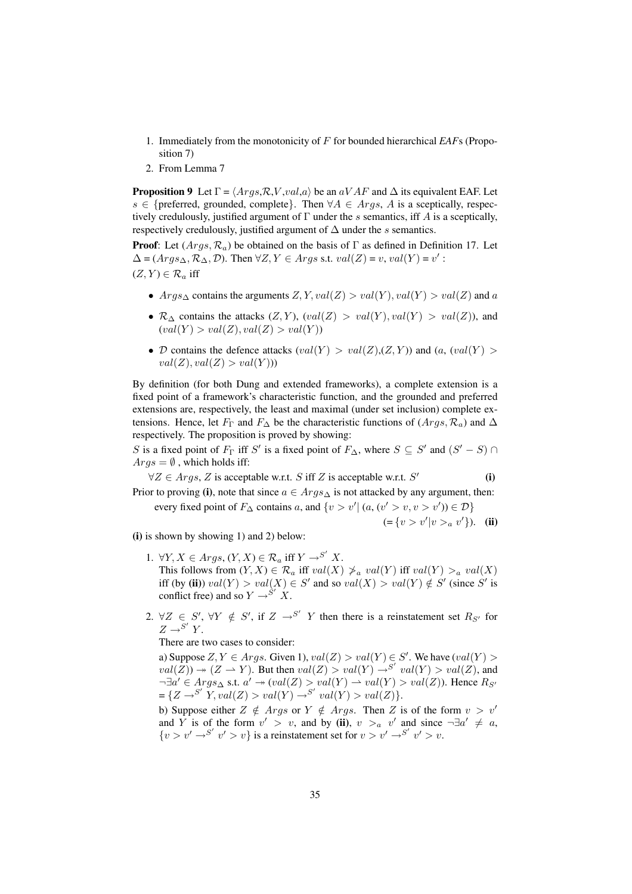1. Immediately from the monotonicity of $F$ for bounded hierarchical *EAF*s (Proposition 7)
2. From Lemma 7

**Proposition 9** Let $\Gamma = \langle Args, \mathcal{R}, V, val, a \rangle$ be an $aVAF$ and $\Delta$ its equivalent EAF. Let $s \in$ {preferred, grounded, complete}. Then $\forall A \in Args$, $A$ is a sceptically, respectively credulously, justified argument of $\Gamma$ under the $s$ semantics, iff $A$ is a sceptically, respectively credulously, justified argument of $\Delta$ under the $s$ semantics.

**Proof**: Let $(Args, \mathcal{R}_a)$ be obtained on the basis of $\Gamma$ as defined in Definition 17. Let $\Delta = (Args_\Delta, \mathcal{R}_\Delta, \mathcal{D})$. Then $\forall Z, Y \in Args$ s.t. $val(Z) = v$, $val(Y) = v'$ :
$(Z, Y) \in \mathcal{R}_a$ iff

- $Args_\Delta$ contains the arguments $Z, Y, val(Z) > val(Y), val(Y) > val(Z)$ and $a$
- $\mathcal{R}_\Delta$ contains the attacks $(Z, Y)$, $(val(Z) > val(Y), val(Y) > val(Z))$, and $(val(Y) > val(Z), val(Z) > val(Y))$
- $\mathcal{D}$ contains the defence attacks $(val(Y) > val(Z), (Z, Y))$ and $(a, (val(Y) > val(Z), val(Z) > val(Y)))$

By definition (for both Dung and extended frameworks), a complete extension is a fixed point of a framework's characteristic function, and the grounded and preferred extensions are, respectively, the least and maximal (under set inclusion) complete extensions. Hence, let $F_\Gamma$ and $F_\Delta$ be the characteristic functions of $(Args, \mathcal{R}_a)$ and $\Delta$ respectively. The proposition is proved by showing:
$S$ is a fixed point of $F_\Gamma$ iff $S'$ is a fixed point of $F_\Delta$, where $S \subseteq S'$ and $(S' - S) \cap Args = \emptyset$ , which holds iff:

$\forall Z \in Args$, $Z$ is acceptable w.r.t. $S$ iff $Z$ is acceptable w.r.t. $S'$ **(i)**

Prior to proving **(i)**, note that since $a \in Args_\Delta$ is not attacked by any argument, then:

every fixed point of $F_\Delta$ contains $a$, and $\{v > v' | \, (a, (v' > v, v > v')) \in \mathcal{D}\}$
$(= \{v > v' | v >_a v'\})$. **(ii)**

**(i)** is shown by showing 1) and 2) below:

1. $\forall Y, X \in Args$, $(Y, X) \in \mathcal{R}_a$ iff $Y \rightarrow^{S'} X$.
This follows from $(Y, X) \in \mathcal{R}_a$ iff $val(X) \not>_a val(Y)$ iff $val(Y) >_a val(X)$ iff (by **(ii)**) $val(Y) > val(X) \in S'$ and so $val(X) > val(Y) \notin S'$ (since $S'$ is conflict free) and so $Y \rightarrow^{S'} X$.

2. $\forall Z \in S'$, $\forall Y \notin S'$, if $Z \rightarrow^{S'} Y$ then there is a reinstatement set $R_{S'}$ for $Z \rightarrow^{S'} Y$.
There are two cases to consider:
a) Suppose $Z, Y \in Args$. Given 1), $val(Z) > val(Y) \in S'$. We have $(val(Y) > val(Z)) \twoheadrightarrow (Z \rightharpoonup Y)$. But then $val(Z) > val(Y) \rightarrow^{S'} val(Y) > val(Z)$, and $\neg \exists a' \in Args_\Delta$ s.t. $a' \twoheadrightarrow (val(Z) > val(Y) \rightharpoonup val(Y) > val(Z))$. Hence $R_{S'} = \{Z \rightarrow^{S'} Y, val(Z) > val(Y) \rightarrow^{S'} val(Y) > val(Z)\}$.
b) Suppose either $Z \notin Args$ or $Y \notin Args$. Then $Z$ is of the form $v > v'$ and $Y$ is of the form $v' > v$, and by **(ii)**, $v >_a v'$ and since $\neg \exists a' \neq a$, $\{v > v' \rightarrow^{S'} v' > v\}$ is a reinstatement set for $v > v' \rightarrow^{S'} v' > v$.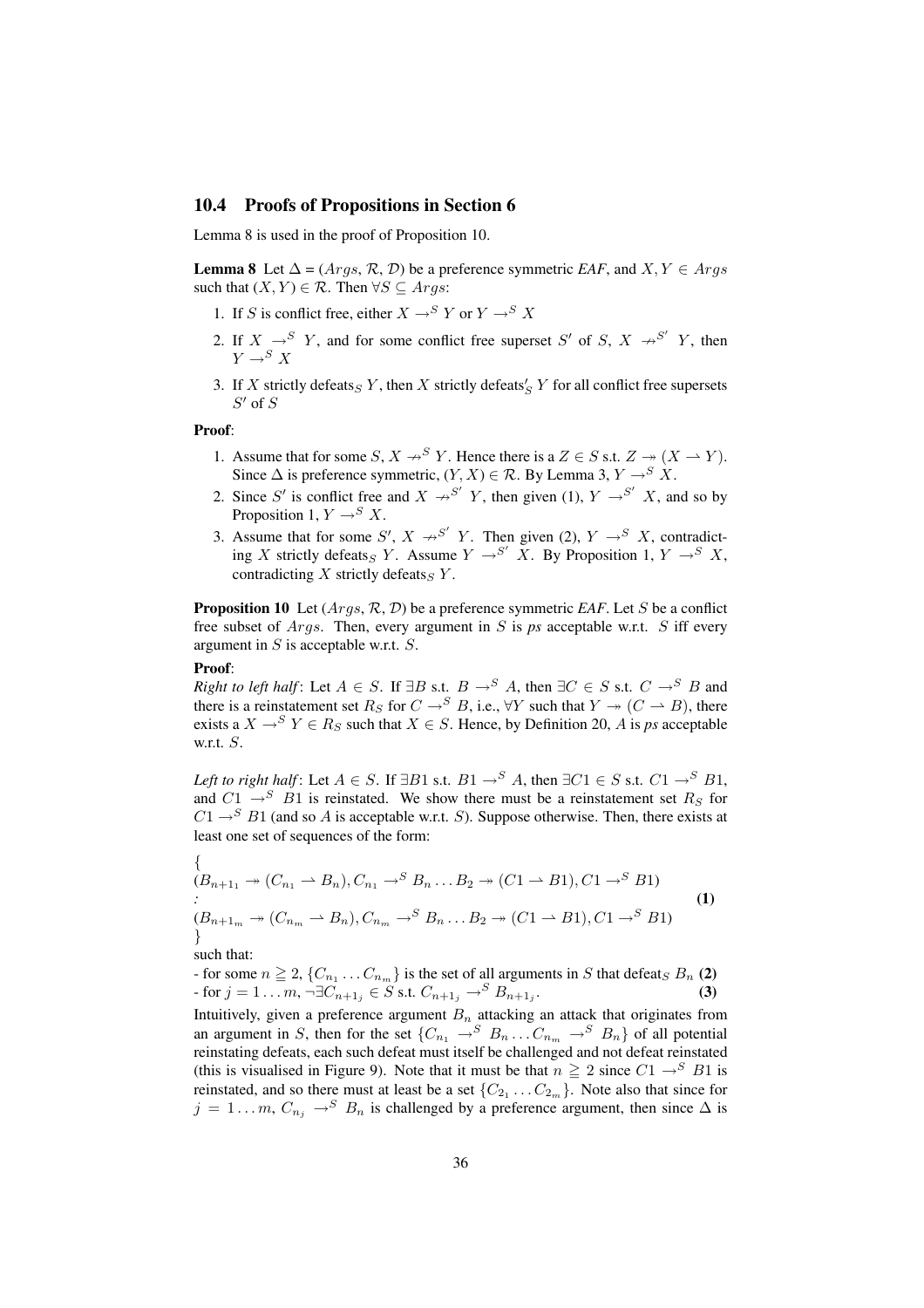### 10.4 Proofs of Propositions in Section 6

Lemma 8 is used in the proof of Proposition 10.

**Lemma 8** Let $\Delta = (Args, \mathcal{R}, \mathcal{D})$ be a preference symmetric *EAF*, and $X, Y \in Args$ such that $(X, Y) \in \mathcal{R}$. Then $\forall S \subseteq Args$:

1. If $S$ is conflict free, either $X \rightarrow^S Y$ or $Y \rightarrow^S X$
2. If $X \rightarrow^S Y$, and for some conflict free superset $S'$ of $S$, $X \nrightarrow^{S'} Y$, then $Y \rightarrow^S X$
3. If $X$ strictly defeats$_S$ $Y$, then $X$ strictly defeats$'_S$ $Y$ for all conflict free supersets $S'$ of $S$

**Proof**:

1. Assume that for some $S$, $X \nrightarrow^S Y$. Hence there is a $Z \in S$ s.t. $Z \twoheadrightarrow (X \rightharpoonup Y)$. Since $\Delta$ is preference symmetric, $(Y, X) \in \mathcal{R}$. By Lemma 3, $Y \rightarrow^S X$.
2. Since $S'$ is conflict free and $X \nrightarrow^{S'} Y$, then given (1), $Y \rightarrow^{S'} X$, and so by Proposition 1, $Y \rightarrow^S X$.
3. Assume that for some $S'$, $X \nrightarrow^{S'} Y$. Then given (2), $Y \rightarrow^S X$, contradicting $X$ strictly defeats$_S$ $Y$. Assume $Y \rightarrow^{S'} X$. By Proposition 1, $Y \rightarrow^S X$, contradicting $X$ strictly defeats$_S$ $Y$.

**Proposition 10** Let $(Args, \mathcal{R}, \mathcal{D})$ be a preference symmetric *EAF*. Let $S$ be a conflict free subset of $Args$. Then, every argument in $S$ is *ps* acceptable w.r.t. $S$ iff every argument in $S$ is acceptable w.r.t. $S$.

**Proof**:

*Right to left half*: Let $A \in S$. If $\exists B$ s.t. $B \rightarrow^S A$, then $\exists C \in S$ s.t. $C \rightarrow^S B$ and there is a reinstatement set $R_S$ for $C \rightarrow^S B$, i.e., $\forall Y$ such that $Y \twoheadrightarrow (C \rightharpoonup B)$, there exists a $X \rightarrow^S Y \in R_S$ such that $X \in S$. Hence, by Definition 20, $A$ is *ps* acceptable w.r.t. $S$.

*Left to right half*: Let $A \in S$. If $\exists B1$ s.t. $B1 \rightarrow^S A$, then $\exists C1 \in S$ s.t. $C1 \rightarrow^S B1$, and $C1 \rightarrow^S B1$ is reinstated. We show there must be a reinstatement set $R_S$ for $C1 \rightarrow^S B1$ (and so $A$ is acceptable w.r.t. $S$). Suppose otherwise. Then, there exists at least one set of sequences of the form:

$$
\begin{array}{l}
\{ \\
(B_{n+1_1} \twoheadrightarrow (C_{n_1} \rightharpoonup B_n), C_{n_1} \rightarrow^S B_n \dots B_2 \twoheadrightarrow (C1 \rightharpoonup B1), C1 \rightarrow^S B1) \\
\vdots \\
(B_{n+1_m} \twoheadrightarrow (C_{n_m} \rightharpoonup B_n), C_{n_m} \rightarrow^S B_n \dots B_2 \twoheadrightarrow (C1 \rightharpoonup B1), C1 \rightarrow^S B1) \\
\}
\end{array} \quad \textbf{(1)}
$$

such that:

- for some $n \geqq 2$, $\{C_{n_1} \dots C_{n_m}\}$ is the set of all arguments in $S$ that defeat$_S$ $B_n$ **(2)**
- for $j = 1 \dots m$, $\neg \exists C_{n+1_j} \in S$ s.t. $C_{n+1_j} \rightarrow^S B_{n+1_j}$. **(3)**

Intuitively, given a preference argument $B_n$ attacking an attack that originates from an argument in $S$, then for the set $\{C_{n_1} \rightarrow^S B_n \dots C_{n_m} \rightarrow^S B_n\}$ of all potential reinstating defeats, each such defeat must itself be challenged and not defeat reinstated (this is visualised in Figure 9). Note that it must be that $n \geqq 2$ since $C1 \rightarrow^S B1$ is reinstated, and so there must at least be a set $\{C_{2_1} \dots C_{2_m}\}$. Note also that since for $j = 1 \dots m$, $C_{n_j} \rightarrow^S B_n$ is challenged by a preference argument, then since $\Delta$ is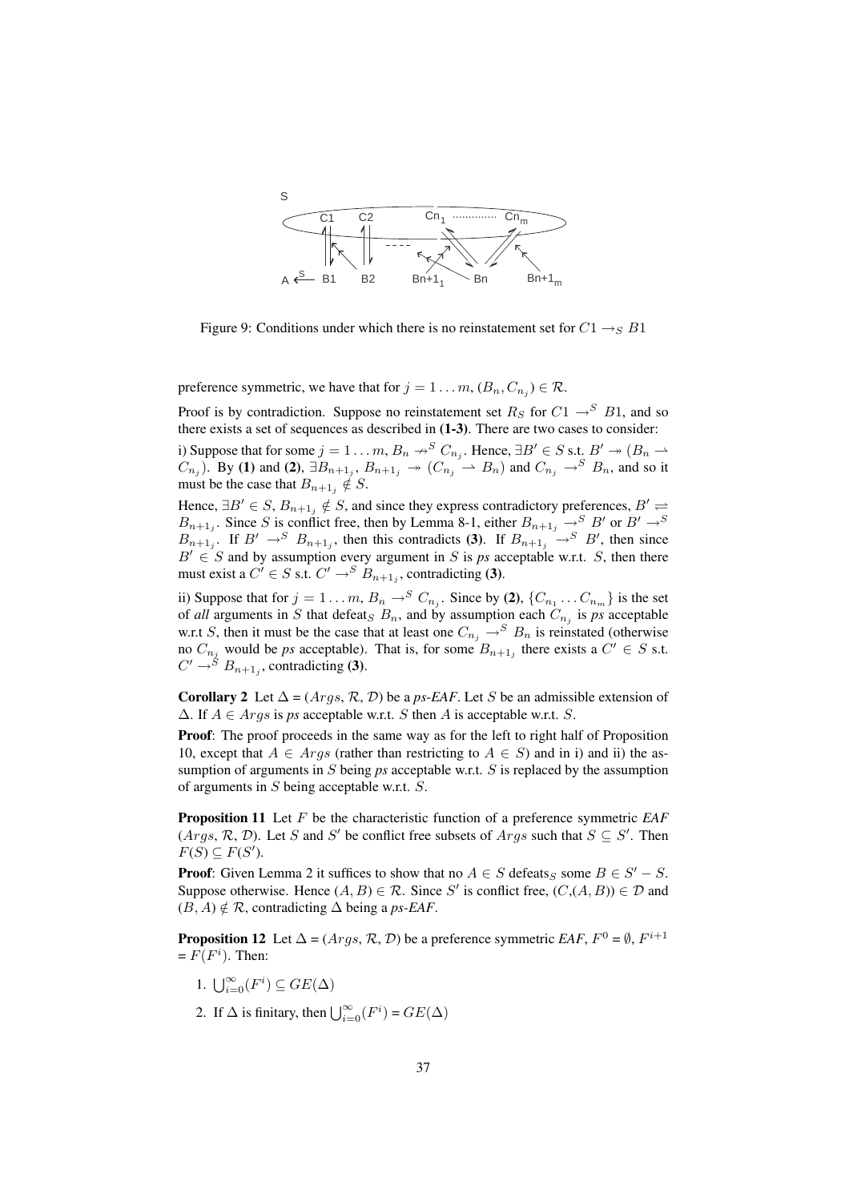Figure 9: Conditions under which there is no reinstatement set for $C1 \rightarrow_S B1$

preference symmetric, we have that for $j = 1 \ldots m$, $(B_n, C_{n_j}) \in \mathcal{R}$.

Proof is by contradiction. Suppose no reinstatement set $R_S$ for $C1 \rightarrow^S B1$, and so there exists a set of sequences as described in **(1-3)**. There are two cases to consider:

i) Suppose that for some $j = 1 \ldots m$, $B_n \not\rightarrow^S C_{n_j}$. Hence, $\exists B' \in S$ s.t. $B' \twoheadrightarrow (B_n \rightharpoonup C_{n_j})$. By **(1)** and **(2)**, $\exists B_{n+1_j}$, $B_{n+1_j} \twoheadrightarrow (C_{n_j} \rightharpoonup B_n)$ and $C_{n_j} \rightarrow^S B_n$, and so it must be the case that $B_{n+1_j} \notin S$.

Hence, $\exists B' \in S$, $B_{n+1_j} \notin S$, and since they express contradictory preferences, $B' \rightleftharpoons B_{n+1_j}$. Since $S$ is conflict free, then by Lemma 8-1, either $B_{n+1_j} \rightarrow^S B'$ or $B' \rightarrow^S B_{n+1_j}$. If $B' \rightarrow^S B_{n+1_j}$, then this contradicts **(3)**. If $B_{n+1_j} \rightarrow^S B'$, then since $B' \in S$ and by assumption every argument in $S$ is *ps* acceptable w.r.t. $S$, then there must exist a $C' \in S$ s.t. $C' \rightarrow^S B_{n+1_j}$, contradicting **(3)**.

ii) Suppose that for $j = 1 \ldots m$, $B_n \rightarrow^S C_{n_j}$. Since by **(2)**, $\{C_{n_1} \ldots C_{n_m}\}$ is the set of *all* arguments in $S$ that defeat$_S$ $B_n$, and by assumption each $C_{n_j}$ is *ps* acceptable w.r.t $S$, then it must be the case that at least one $C_{n_j} \rightarrow^S B_n$ is reinstated (otherwise no $C_{n_j}$ would be *ps* acceptable). That is, for some $B_{n+1_j}$ there exists a $C' \in S$ s.t. $C' \rightarrow^S B_{n+1_j}$, contradicting **(3)**.

**Corollary 2** Let $\Delta$ = ($Args$, $\mathcal{R}$, $\mathcal{D}$) be a *ps-EAF*. Let $S$ be an admissible extension of $\Delta$. If $A \in Args$ is *ps* acceptable w.r.t. $S$ then $A$ is acceptable w.r.t. $S$.

**Proof**: The proof proceeds in the same way as for the left to right half of Proposition 10, except that $A \in Args$ (rather than restricting to $A \in S$) and in i) and ii) the assumption of arguments in $S$ being *ps* acceptable w.r.t. $S$ is replaced by the assumption of arguments in $S$ being acceptable w.r.t. $S$.

**Proposition 11** Let $F$ be the characteristic function of a preference symmetric *EAF* ($Args$, $\mathcal{R}$, $\mathcal{D}$). Let $S$ and $S'$ be conflict free subsets of $Args$ such that $S \subseteq S'$. Then $F(S) \subseteq F(S')$.

**Proof**: Given Lemma 2 it suffices to show that no $A \in S$ defeats$_S$ some $B \in S' - S$. Suppose otherwise. Hence $(A, B) \in \mathcal{R}$. Since $S'$ is conflict free, $(C,(A, B)) \in \mathcal{D}$ and $(B, A) \notin \mathcal{R}$, contradicting $\Delta$ being a *ps-EAF*.

**Proposition 12** Let $\Delta$ = ($Args$, $\mathcal{R}$, $\mathcal{D}$) be a preference symmetric *EAF*, $F^0 = \emptyset$, $F^{i+1} = F(F^i)$. Then:

1. $\bigcup_{i=0}^{\infty}(F^i) \subseteq GE(\Delta)$
2. If $\Delta$ is finitary, then $\bigcup_{i=0}^{\infty}(F^i) = GE(\Delta)$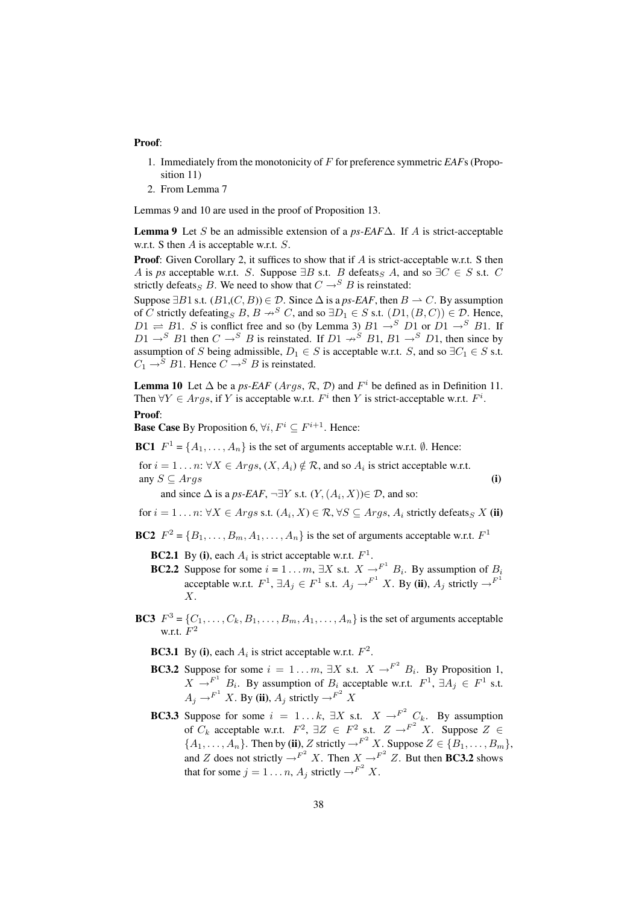**Proof**:

1. Immediately from the monotonicity of $F$ for preference symmetric *EAF*s (Proposition 11)
2. From Lemma 7

Lemmas 9 and 10 are used in the proof of Proposition 13.

**Lemma 9** Let $S$ be an admissible extension of a *ps-EAF*$\Delta$. If $A$ is strict-acceptable w.r.t. S then $A$ is acceptable w.r.t. $S$.

**Proof**: Given Corollary 2, it suffices to show that if $A$ is strict-acceptable w.r.t. S then $A$ is *ps* acceptable w.r.t. $S$. Suppose $\exists B$ s.t. $B$ defeats$_S$ $A$, and so $\exists C \in S$ s.t. $C$ strictly defeats$_S$ $B$. We need to show that $C \rightarrow^S B$ is reinstated:

Suppose $\exists B1$ s.t. $(B1,(C,B)) \in \mathcal{D}$. Since $\Delta$ is a *ps-EAF*, then $B \rightharpoonup C$. By assumption of $C$ strictly defeating$_S$ $B$, $B \not\rightarrow^S C$, and so $\exists D_1 \in S$ s.t. $(D1,(B,C)) \in \mathcal{D}$. Hence, $D1 \rightleftharpoons B1$. $S$ is conflict free and so (by Lemma 3) $B1 \rightarrow^S D1$ or $D1 \rightarrow^S B1$. If $D1 \rightarrow^S B1$ then $C \rightarrow^S B$ is reinstated. If $D1 \not\rightarrow^S B1$, $B1 \rightarrow^S D1$, then since by assumption of $S$ being admissible, $D_1 \in S$ is acceptable w.r.t. $S$, and so $\exists C_1 \in S$ s.t. $C_1 \rightarrow^S B1$. Hence $C \rightarrow^S B$ is reinstated.

**Lemma 10** Let $\Delta$ be a *ps-EAF* ($Args$, $\mathcal{R}$, $\mathcal{D}$) and $F^i$ be defined as in Definition 11. Then $\forall Y \in Args$, if $Y$ is acceptable w.r.t. $F^i$ then $Y$ is strict-acceptable w.r.t. $F^i$.

**Proof**:

**Base Case** By Proposition 6, $\forall i, F^i \subseteq F^{i+1}$. Hence:

**BC1** $F^1 = \{A_1, \ldots, A_n\}$ is the set of arguments acceptable w.r.t. $\emptyset$. Hence:

for $i = 1 \ldots n$: $\forall X \in Args$, $(X, A_i) \notin \mathcal{R}$, and so $A_i$ is strict acceptable w.r.t. any $S \subseteq Args$ **(i)**

and since $\Delta$ is a *ps-EAF*, $\neg\exists Y$ s.t. $(Y, (A_i, X)) \in \mathcal{D}$, and so:

for $i = 1 \ldots n$: $\forall X \in Args$ s.t. $(A_i, X) \in \mathcal{R}$, $\forall S \subseteq Args$, $A_i$ strictly defeats$_S$ $X$ **(ii)**

**BC2** $F^2 = \{B_1, \ldots, B_m, A_1, \ldots, A_n\}$ is the set of arguments acceptable w.r.t. $F^1$

- **BC2.1** By **(i)**, each $A_i$ is strict acceptable w.r.t. $F^1$.
- **BC2.2** Suppose for some $i = 1 \ldots m$, $\exists X$ s.t. $X \rightarrow^{F^1} B_i$. By assumption of $B_i$ acceptable w.r.t. $F^1$, $\exists A_j \in F^1$ s.t. $A_j \rightarrow^{F^1} X$. By **(ii)**, $A_j$ strictly $\rightarrow^{F^1}$ $X$.

**BC3** $F^3 = \{C_1, \ldots, C_k, B_1, \ldots, B_m, A_1, \ldots, A_n\}$ is the set of arguments acceptable w.r.t. $F^2$

- **BC3.1** By **(i)**, each $A_i$ is strict acceptable w.r.t. $F^2$.
- **BC3.2** Suppose for some $i = 1 \ldots m$, $\exists X$ s.t. $X \rightarrow^{F^2} B_i$. By Proposition 1, $X \rightarrow^{F^1} B_i$. By assumption of $B_i$ acceptable w.r.t. $F^1$, $\exists A_j \in F^1$ s.t. $A_j \rightarrow^{F^1} X$. By **(ii)**, $A_j$ strictly $\rightarrow^{F^2}$ $X$
- **BC3.3** Suppose for some $i = 1 \ldots k$, $\exists X$ s.t. $X \rightarrow^{F^2} C_k$. By assumption of $C_k$ acceptable w.r.t. $F^2$, $\exists Z \in F^2$ s.t. $Z \rightarrow^{F^2} X$. Suppose $Z \in \{A_1, \ldots, A_n\}$. Then by **(ii)**, $Z$ strictly $\rightarrow^{F^2}$ $X$. Suppose $Z \in \{B_1, \ldots, B_m\}$, and $Z$ does not strictly $\rightarrow^{F^2}$ $X$. Then $X \rightarrow^{F^2} Z$. But then **BC3.2** shows that for some $j = 1 \ldots n$, $A_j$ strictly $\rightarrow^{F^2}$ $X$.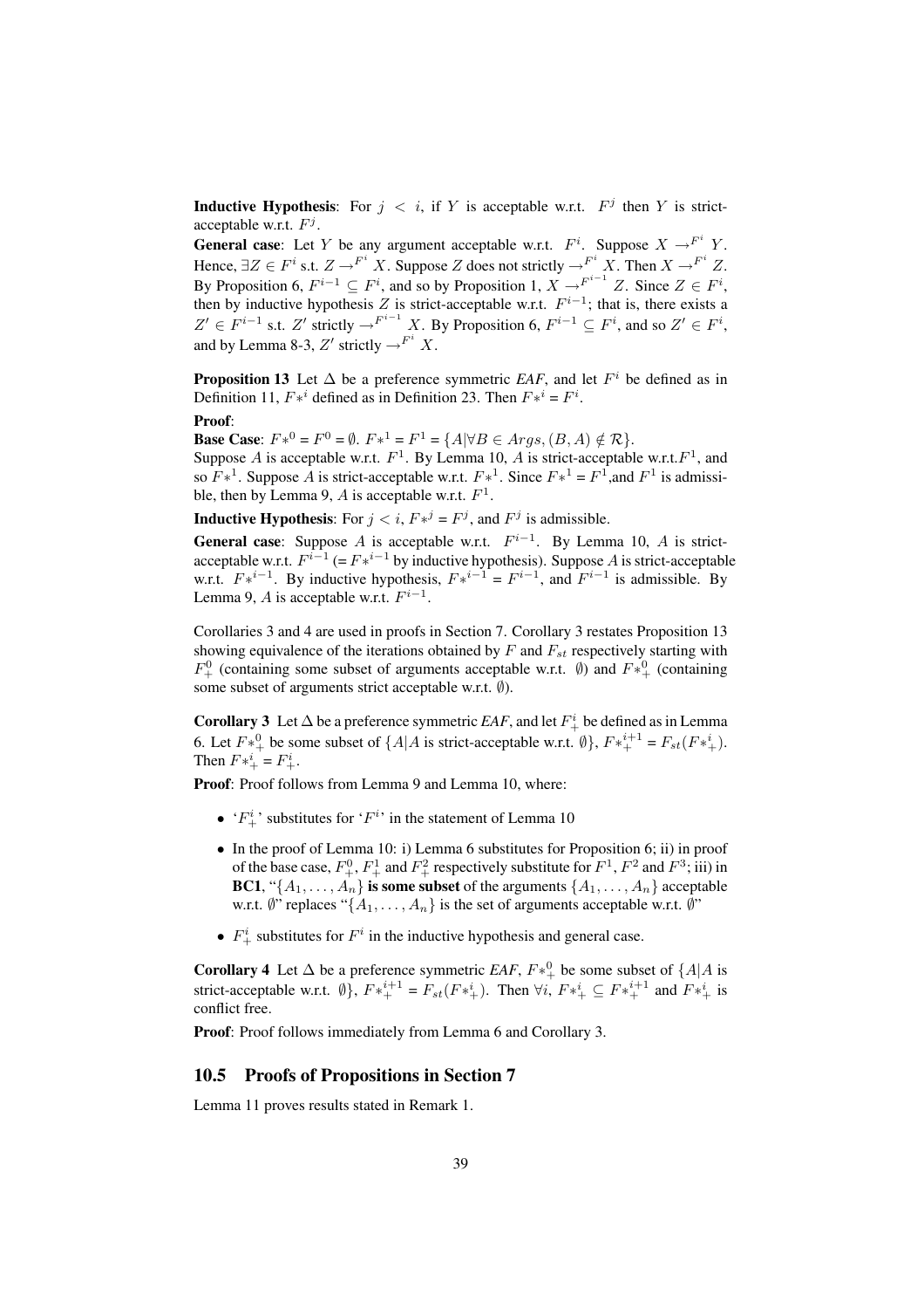**Inductive Hypothesis**: For $j < i$, if $Y$ is acceptable w.r.t. $F^j$ then $Y$ is strict-acceptable w.r.t. $F^j$.

**General case**: Let $Y$ be any argument acceptable w.r.t. $F^i$. Suppose $X \rightarrow^{F^i} Y$. Hence, $\exists Z \in F^i$ s.t. $Z \rightarrow^{F^i} X$. Suppose $Z$ does not strictly $\rightarrow^{F^i} X$. Then $X \rightarrow^{F^i} Z$. By Proposition 6, $F^{i-1} \subseteq F^i$, and so by Proposition 1, $X \rightarrow^{F^{i-1}} Z$. Since $Z \in F^i$, then by inductive hypothesis $Z$ is strict-acceptable w.r.t. $F^{i-1}$; that is, there exists a $Z' \in F^{i-1}$ s.t. $Z'$ strictly $\rightarrow^{F^{i-1}} X$. By Proposition 6, $F^{i-1} \subseteq F^i$, and so $Z' \in F^i$, and by Lemma 8-3, $Z'$ strictly $\rightarrow^{F^i} X$.

**Proposition 13** Let $\Delta$ be a preference symmetric *EAF*, and let $F^i$ be defined as in Definition 11, $F*^i$ defined as in Definition 23. Then $F*^i = F^i$.

**Proof**:

**Base Case**: $F*^0 = F^0 = \emptyset$. $F*^1 = F^1 = \{A | \forall B \in Args, (B, A) \notin \mathcal{R}\}$.
Suppose $A$ is acceptable w.r.t. $F^1$. By Lemma 10, $A$ is strict-acceptable w.r.t.$F^1$, and so $F*^1$. Suppose $A$ is strict-acceptable w.r.t. $F*^1$. Since $F*^1 = F^1$,and $F^1$ is admissible, then by Lemma 9, $A$ is acceptable w.r.t. $F^1$.

**Inductive Hypothesis**: For $j < i$, $F*^j = F^j$, and $F^j$ is admissible.

**General case**: Suppose $A$ is acceptable w.r.t. $F^{i-1}$. By Lemma 10, $A$ is strict-acceptable w.r.t. $F^{i-1}$ (= $F*^{i-1}$ by inductive hypothesis). Suppose $A$ is strict-acceptable w.r.t. $F*^{i-1}$. By inductive hypothesis, $F*^{i-1} = F^{i-1}$, and $F^{i-1}$ is admissible. By Lemma 9, $A$ is acceptable w.r.t. $F^{i-1}$.

Corollaries 3 and 4 are used in proofs in Section 7. Corollary 3 restates Proposition 13 showing equivalence of the iterations obtained by $F$ and $F_{st}$ respectively starting with $F^0_+$ (containing some subset of arguments acceptable w.r.t. $\emptyset$) and $F*^0_+$ (containing some subset of arguments strict acceptable w.r.t. $\emptyset$).

**Corollary 3** Let $\Delta$ be a preference symmetric *EAF*, and let $F^i_+$ be defined as in Lemma 6. Let $F*^0_+$ be some subset of $\{A | A$ is strict-acceptable w.r.t. $\emptyset\}$, $F*^{i+1}_+ = F_{st}(F*^i_+)$. Then $F*^i_+ = F^i_+$.

**Proof**: Proof follows from Lemma 9 and Lemma 10, where:

- '$F^i_+$' substitutes for '$F^i$' in the statement of Lemma 10
- In the proof of Lemma 10: i) Lemma 6 substitutes for Proposition 6; ii) in proof of the base case, $F^0_+$, $F^1_+$ and $F^2_+$ respectively substitute for $F^1$, $F^2$ and $F^3$; iii) in **BC1**, "$\{A_1, \ldots, A_n\}$ **is some subset** of the arguments $\{A_1, \ldots, A_n\}$ acceptable w.r.t. $\emptyset$" replaces "$\{A_1, \ldots, A_n\}$ is the set of arguments acceptable w.r.t. $\emptyset$"
- $F^i_+$ substitutes for $F^i$ in the inductive hypothesis and general case.

**Corollary 4** Let $\Delta$ be a preference symmetric *EAF*, $F*^0_+$ be some subset of $\{A | A$ is strict-acceptable w.r.t. $\emptyset\}$, $F*^{i+1}_+ = F_{st}(F*^i_+)$. Then $\forall i$, $F*^i_+ \subseteq F*^{i+1}_+$ and $F*^i_+$ is conflict free.

**Proof**: Proof follows immediately from Lemma 6 and Corollary 3.

## 10.5 Proofs of Propositions in Section 7

Lemma 11 proves results stated in Remark 1.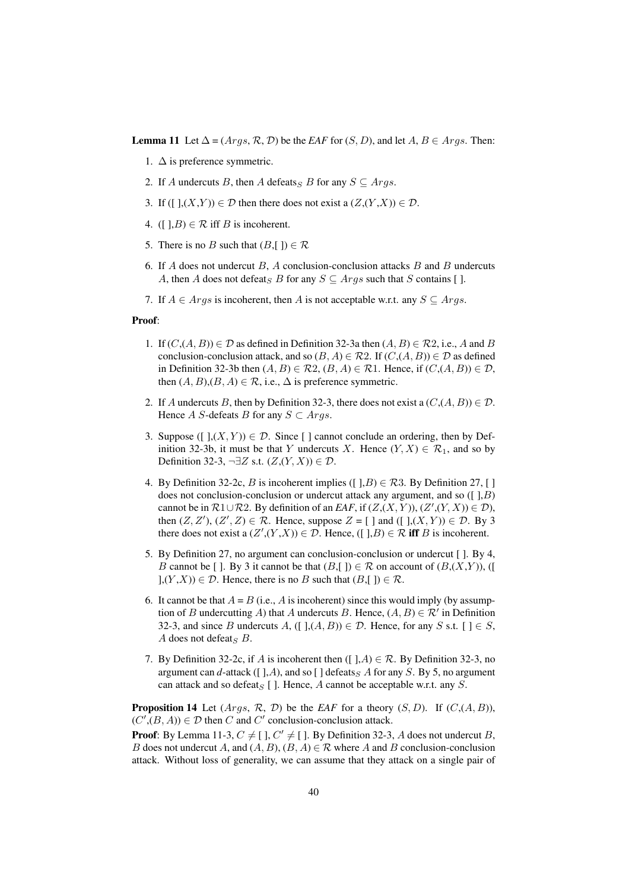**Lemma 11** Let $\Delta = (Args, \mathcal{R}, \mathcal{D})$ be the *EAF* for $(S, D)$, and let $A, B \in Args$. Then:

1. $\Delta$ is preference symmetric.
2. If $A$ undercuts $B$, then $A$ defeats$_S$ $B$ for any $S \subseteq Args$.
3. If $([\,],(X,Y)) \in \mathcal{D}$ then there does not exist a $(Z,(Y,X)) \in \mathcal{D}$.
4. $([\,],B) \in \mathcal{R}$ iff $B$ is incoherent.
5. There is no $B$ such that $(B,[\,]) \in \mathcal{R}$
6. If $A$ does not undercut $B$, $A$ conclusion-conclusion attacks $B$ and $B$ undercuts $A$, then $A$ does not defeat$_S$ $B$ for any $S \subseteq Args$ such that $S$ contains [ ].
7. If $A \in Args$ is incoherent, then $A$ is not acceptable w.r.t. any $S \subseteq Args$.

**Proof**:

1. If $(C,(A, B)) \in \mathcal{D}$ as defined in Definition 32-3a then $(A, B) \in \mathcal{R}2$, i.e., $A$ and $B$ conclusion-conclusion attack, and so $(B, A) \in \mathcal{R}2$. If $(C,(A, B)) \in \mathcal{D}$ as defined in Definition 32-3b then $(A, B) \in \mathcal{R}2$, $(B, A) \in \mathcal{R}1$. Hence, if $(C,(A, B)) \in \mathcal{D}$, then $(A, B),(B, A) \in \mathcal{R}$, i.e., $\Delta$ is preference symmetric.
2. If $A$ undercuts $B$, then by Definition 32-3, there does not exist a $(C,(A, B)) \in \mathcal{D}$. Hence $A$ $S$-defeats $B$ for any $S \subset Args$.
3. Suppose $([\,],(X, Y)) \in \mathcal{D}$. Since [ ] cannot conclude an ordering, then by Definition 32-3b, it must be that $Y$ undercuts $X$. Hence $(Y, X) \in \mathcal{R}_1$, and so by Definition 32-3, $\neg\exists Z$ s.t. $(Z,(Y, X)) \in \mathcal{D}$.
4. By Definition 32-2c, $B$ is incoherent implies $([\,],B) \in \mathcal{R}3$. By Definition 27, [ ] does not conclusion-conclusion or undercut attack any argument, and so $([\,],B)$ cannot be in $\mathcal{R}1 \cup \mathcal{R}2$. By definition of an *EAF*, if $(Z,(X, Y)), (Z',(Y, X)) \in \mathcal{D}$), then $(Z, Z')$, $(Z', Z) \in \mathcal{R}$. Hence, suppose $Z$ = [ ] and $([\,],(X, Y)) \in \mathcal{D}$. By 3 there does not exist a $(Z',(Y,X)) \in \mathcal{D}$. Hence, $([\,],B) \in \mathcal{R}$ **iff** $B$ is incoherent.
5. By Definition 27, no argument can conclusion-conclusion or undercut [ ]. By 4, $B$ cannot be [ ]. By 3 it cannot be that $(B,[\,]) \in \mathcal{R}$ on account of $(B,(X,Y))$, $([\,],(Y,X)) \in \mathcal{D}$. Hence, there is no $B$ such that $(B,[\,]) \in \mathcal{R}$.
6. It cannot be that $A = B$ (i.e., $A$ is incoherent) since this would imply (by assumption of $B$ undercutting $A$) that $A$ undercuts $B$. Hence, $(A, B) \in \mathcal{R}'$ in Definition 32-3, and since $B$ undercuts $A$, $([\,],(A, B)) \in \mathcal{D}$. Hence, for any $S$ s.t. $[\,] \in S$, $A$ does not defeat$_S$ $B$.
7. By Definition 32-2c, if $A$ is incoherent then $([\,],A) \in \mathcal{R}$. By Definition 32-3, no argument can $d$-attack $([\,],A)$, and so [ ] defeats$_S$ $A$ for any $S$. By 5, no argument can attack and so defeat$_S$ [ ]. Hence, $A$ cannot be acceptable w.r.t. any $S$.

**Proposition 14** Let $(Args, \mathcal{R}, \mathcal{D})$ be the *EAF* for a theory $(S, D)$. If $(C,(A, B))$, $(C',(B, A)) \in \mathcal{D}$ then $C$ and $C'$ conclusion-conclusion attack.

**Proof**: By Lemma 11-3, $C \neq [\,]$, $C' \neq [\,]$. By Definition 32-3, $A$ does not undercut $B$, $B$ does not undercut $A$, and $(A, B), (B, A) \in \mathcal{R}$ where $A$ and $B$ conclusion-conclusion attack. Without loss of generality, we can assume that they attack on a single pair of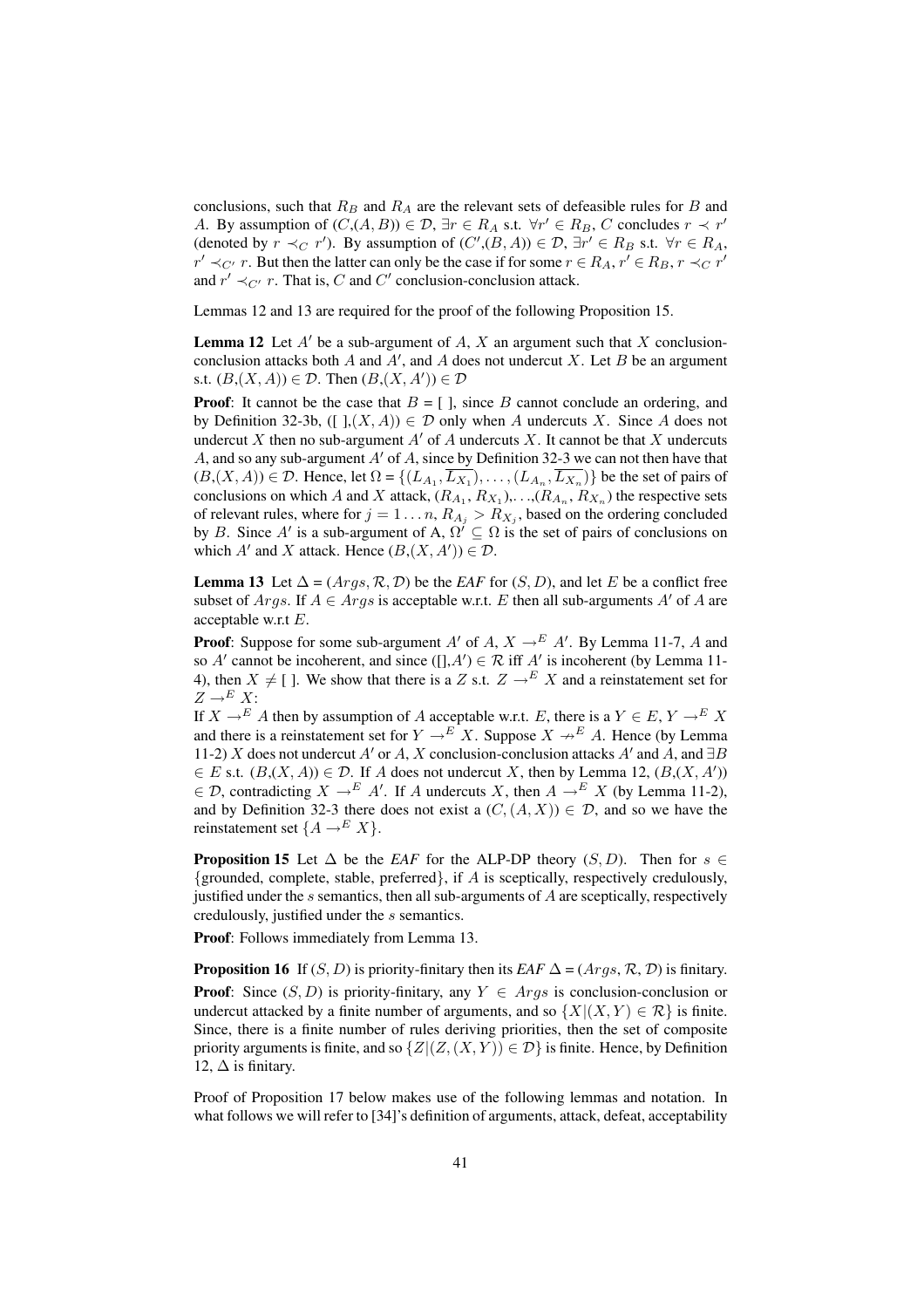conclusions, such that $R_B$ and $R_A$ are the relevant sets of defeasible rules for $B$ and $A$. By assumption of $(C,(A,B)) \in \mathcal{D}$, $\exists r \in R_A$ s.t. $\forall r' \in R_B$, $C$ concludes $r \prec r'$ (denoted by $r \prec_C r'$). By assumption of $(C',(B,A)) \in \mathcal{D}$, $\exists r' \in R_B$ s.t. $\forall r \in R_A$, $r' \prec_{C'} r$. But then the latter can only be the case if for some $r \in R_A$, $r' \in R_B$, $r \prec_C r'$ and $r' \prec_{C'} r$. That is, $C$ and $C'$ conclusion-conclusion attack.

Lemmas 12 and 13 are required for the proof of the following Proposition 15.

**Lemma 12** Let $A'$ be a sub-argument of $A$, $X$ an argument such that $X$ conclusion-conclusion attacks both $A$ and $A'$, and $A$ does not undercut $X$. Let $B$ be an argument s.t. $(B,(X,A)) \in \mathcal{D}$. Then $(B,(X,A')) \in \mathcal{D}$

**Proof**: It cannot be the case that $B$ = [ ], since $B$ cannot conclude an ordering, and by Definition 32-3b, ([ ],$(X,A)) \in \mathcal{D}$ only when $A$ undercuts $X$. Since $A$ does not undercut $X$ then no sub-argument $A'$ of $A$ undercuts $X$. It cannot be that $X$ undercuts $A$, and so any sub-argument $A'$ of $A$, since by Definition 32-3 we can not then have that $(B,(X,A)) \in \mathcal{D}$. Hence, let $\Omega = \{(L_{A_1}, \overline{L_{X_1}}), \ldots, (L_{A_n}, \overline{L_{X_n}})\}$ be the set of pairs of conclusions on which $A$ and $X$ attack, $(R_{A_1}, R_{X_1})$,...,$(R_{A_n}, R_{X_n})$ the respective sets of relevant rules, where for $j = 1 \ldots n$, $R_{A_j} > R_{X_j}$, based on the ordering concluded by $B$. Since $A'$ is a sub-argument of A, $\Omega' \subseteq \Omega$ is the set of pairs of conclusions on which $A'$ and $X$ attack. Hence $(B,(X,A')) \in \mathcal{D}$.

**Lemma 13** Let $\Delta = (Args, \mathcal{R}, \mathcal{D})$ be the *EAF* for $(S, D)$, and let $E$ be a conflict free subset of $Args$. If $A \in Args$ is acceptable w.r.t. $E$ then all sub-arguments $A'$ of $A$ are acceptable w.r.t $E$.

**Proof**: Suppose for some sub-argument $A'$ of $A$, $X \rightarrow^E A'$. By Lemma 11-7, $A$ and so $A'$ cannot be incoherent, and since $([],A') \in \mathcal{R}$ iff $A'$ is incoherent (by Lemma 11-4), then $X \neq$ [ ]. We show that there is a $Z$ s.t. $Z \rightarrow^E X$ and a reinstatement set for $Z \rightarrow^E X$:
If $X \rightarrow^E A$ then by assumption of $A$ acceptable w.r.t. $E$, there is a $Y \in E$, $Y \rightarrow^E X$ and there is a reinstatement set for $Y \rightarrow^E X$. Suppose $X \nrightarrow^E A$. Hence (by Lemma 11-2) $X$ does not undercut $A'$ or $A$, $X$ conclusion-conclusion attacks $A'$ and $A$, and $\exists B \in E$ s.t. $(B,(X,A)) \in \mathcal{D}$. If $A$ does not undercut $X$, then by Lemma 12, $(B,(X,A')) \in \mathcal{D}$, contradicting $X \rightarrow^E A'$. If $A$ undercuts $X$, then $A \rightarrow^E X$ (by Lemma 11-2), and by Definition 32-3 there does not exist a $(C,(A,X)) \in \mathcal{D}$, and so we have the reinstatement set $\{A \rightarrow^E X\}$.

**Proposition 15** Let $\Delta$ be the *EAF* for the ALP-DP theory $(S, D)$. Then for $s \in$ {grounded, complete, stable, preferred}, if $A$ is sceptically, respectively credulously, justified under the $s$ semantics, then all sub-arguments of $A$ are sceptically, respectively credulously, justified under the $s$ semantics.

**Proof**: Follows immediately from Lemma 13.

**Proposition 16** If $(S, D)$ is priority-finitary then its *EAF* $\Delta = (Args, \mathcal{R}, \mathcal{D})$ is finitary.

**Proof**: Since $(S, D)$ is priority-finitary, any $Y \in Args$ is conclusion-conclusion or undercut attacked by a finite number of arguments, and so $\{X | (X, Y) \in \mathcal{R}\}$ is finite. Since, there is a finite number of rules deriving priorities, then the set of composite priority arguments is finite, and so $\{Z | (Z, (X, Y)) \in \mathcal{D}\}$ is finite. Hence, by Definition 12, $\Delta$ is finitary.

Proof of Proposition 17 below makes use of the following lemmas and notation. In what follows we will refer to [34]'s definition of arguments, attack, defeat, acceptability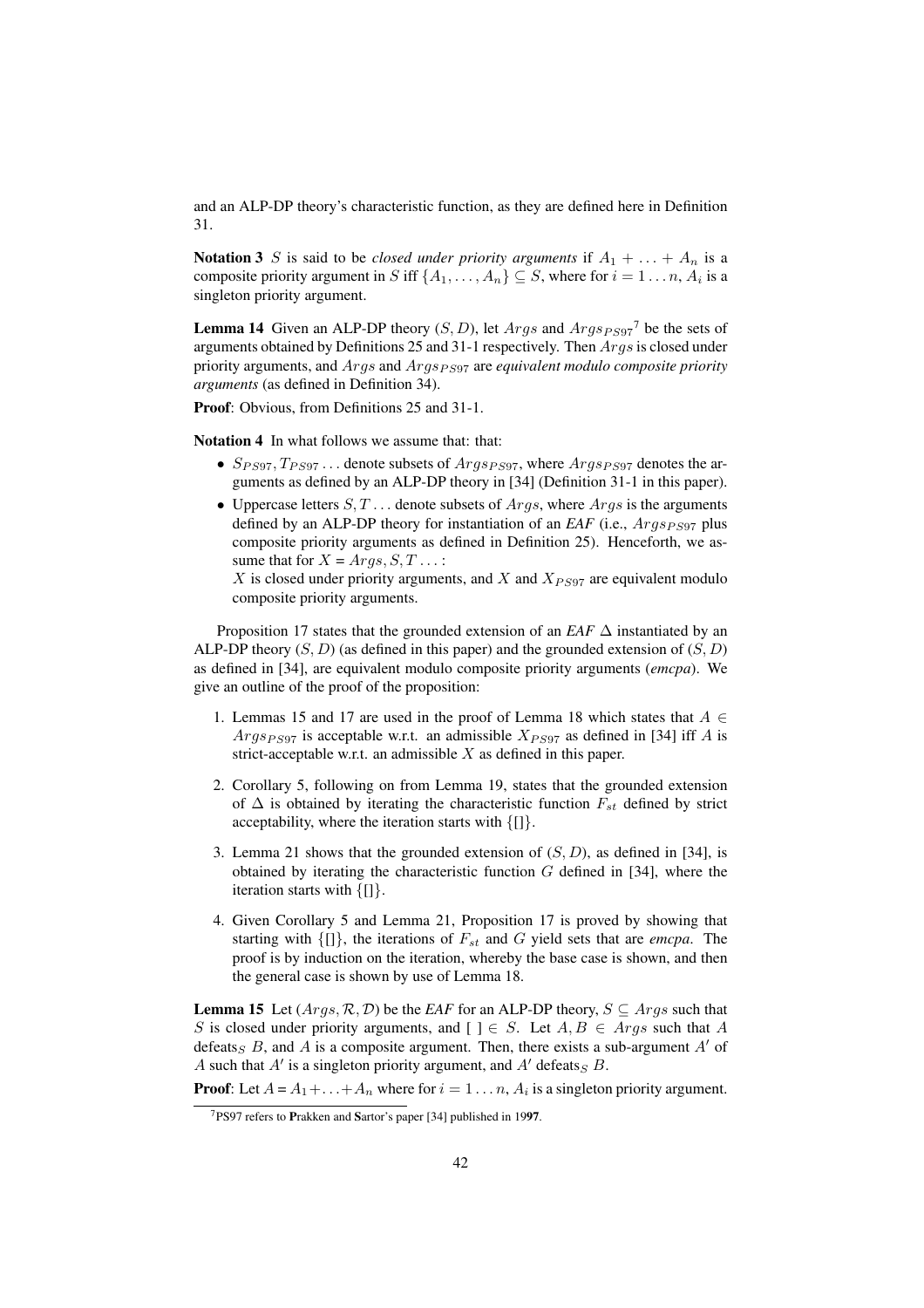and an ALP-DP theory's characteristic function, as they are defined here in Definition 31.

**Notation 3** $S$ is said to be *closed under priority arguments* if $A_1 + \ldots + A_n$ is a composite priority argument in $S$ iff $\{A_1, \ldots, A_n\} \subseteq S$, where for $i = 1 \ldots n$, $A_i$ is a singleton priority argument.

**Lemma 14** Given an ALP-DP theory $(S, D)$, let $Args$ and $Args_{PS97}$[7] be the sets of arguments obtained by Definitions 25 and 31-1 respectively. Then $Args$ is closed under priority arguments, and $Args$ and $Args_{PS97}$ are *equivalent modulo composite priority arguments* (as defined in Definition 34).

**Proof**: Obvious, from Definitions 25 and 31-1.

**Notation 4** In what follows we assume that: that:

- $S_{PS97}, T_{PS97} \ldots$ denote subsets of $Args_{PS97}$, where $Args_{PS97}$ denotes the arguments as defined by an ALP-DP theory in [34] (Definition 31-1 in this paper).
- Uppercase letters $S, T \ldots$ denote subsets of $Args$, where $Args$ is the arguments defined by an ALP-DP theory for instantiation of an *EAF* (i.e., $Args_{PS97}$ plus composite priority arguments as defined in Definition 25). Henceforth, we assume that for $X = Args, S, T \ldots$:
  $X$ is closed under priority arguments, and $X$ and $X_{PS97}$ are equivalent modulo composite priority arguments.

Proposition 17 states that the grounded extension of an *EAF* $\Delta$ instantiated by an ALP-DP theory $(S, D)$ (as defined in this paper) and the grounded extension of $(S, D)$ as defined in [34], are equivalent modulo composite priority arguments (*emcpa*). We give an outline of the proof of the proposition:

1. Lemmas 15 and 17 are used in the proof of Lemma 18 which states that $A \in Args_{PS97}$ is acceptable w.r.t. an admissible $X_{PS97}$ as defined in [34] iff $A$ is strict-acceptable w.r.t. an admissible $X$ as defined in this paper.
2. Corollary 5, following on from Lemma 19, states that the grounded extension of $\Delta$ is obtained by iterating the characteristic function $F_{st}$ defined by strict acceptability, where the iteration starts with $\{[]\}$.
3. Lemma 21 shows that the grounded extension of $(S, D)$, as defined in [34], is obtained by iterating the characteristic function $G$ defined in [34], where the iteration starts with $\{[]\}$.
4. Given Corollary 5 and Lemma 21, Proposition 17 is proved by showing that starting with $\{[]\}$, the iterations of $F_{st}$ and $G$ yield sets that are *emcpa*. The proof is by induction on the iteration, whereby the base case is shown, and then the general case is shown by use of Lemma 18.

**Lemma 15** Let $(Args, \mathcal{R}, \mathcal{D})$ be the *EAF* for an ALP-DP theory, $S \subseteq Args$ such that $S$ is closed under priority arguments, and $[\,] \in S$. Let $A, B \in Args$ such that $A$ defeats$_S$ $B$, and $A$ is a composite argument. Then, there exists a sub-argument $A'$ of $A$ such that $A'$ is a singleton priority argument, and $A'$ defeats$_S$ $B$.

**Proof**: Let $A = A_1 + \ldots + A_n$ where for $i = 1 \ldots n$, $A_i$ is a singleton priority argument.

[7] PS97 refers to **P**rakken and **S**artor's paper [34] published in 19**97**.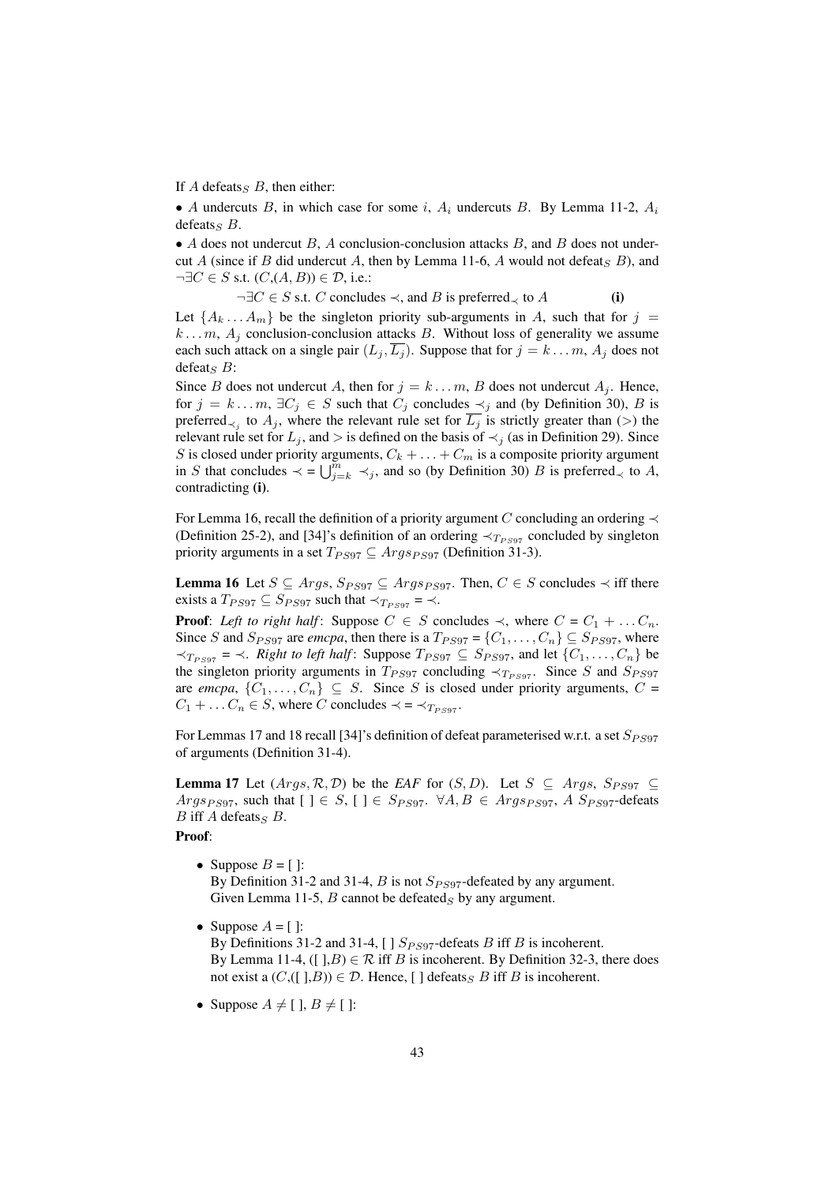If $A$ defeats$_S$ $B$, then either:

- $A$ undercuts $B$, in which case for some $i$, $A_i$ undercuts $B$. By Lemma 11-2, $A_i$ defeats$_S$ $B$.
- $A$ does not undercut $B$, $A$ conclusion-conclusion attacks $B$, and $B$ does not undercut $A$ (since if $B$ did undercut $A$, then by Lemma 11-6, $A$ would not defeat$_S$ $B$), and $\neg\exists C \in S$ s.t. $(C,(A,B)) \in \mathcal{D}$, i.e.:

$$\neg\exists C \in S \text{ s.t. } C \text{ concludes } \prec \text{, and } B \text{ is preferred}_{\prec} \text{ to } A \qquad \textbf{(i)}$$

Let $\{A_k \ldots A_m\}$ be the singleton priority sub-arguments in $A$, such that for $j = k \ldots m$, $A_j$ conclusion-conclusion attacks $B$. Without loss of generality we assume each such attack on a single pair $(L_j, \overline{L_j})$. Suppose that for $j = k \ldots m$, $A_j$ does not defeat$_S$ $B$:

Since $B$ does not undercut $A$, then for $j = k \ldots m$, $B$ does not undercut $A_j$. Hence, for $j = k \ldots m$, $\exists C_j \in S$ such that $C_j$ concludes $\prec_j$ and (by Definition 30), $B$ is preferred$_{\prec_j}$ to $A_j$, where the relevant rule set for $\overline{L_j}$ is strictly greater than ($>$) the relevant rule set for $L_j$, and $>$ is defined on the basis of $\prec_j$ (as in Definition 29). Since $S$ is closed under priority arguments, $C_k + \ldots + C_m$ is a composite priority argument in $S$ that concludes $\prec = \bigcup_{j=k}^{m} \prec_j$, and so (by Definition 30) $B$ is preferred$_\prec$ to $A$, contradicting **(i)**.

For Lemma 16, recall the definition of a priority argument $C$ concluding an ordering $\prec$ (Definition 25-2), and [34]'s definition of an ordering $\prec_{T_{PS97}}$ concluded by singleton priority arguments in a set $T_{PS97} \subseteq Args_{PS97}$ (Definition 31-3).

**Lemma 16** Let $S \subseteq Args$, $S_{PS97} \subseteq Args_{PS97}$. Then, $C \in S$ concludes $\prec$ iff there exists a $T_{PS97} \subseteq S_{PS97}$ such that $\prec_{T_{PS97}} = \prec$.

**Proof**: *Left to right half*: Suppose $C \in S$ concludes $\prec$, where $C = C_1 + \ldots C_n$. Since $S$ and $S_{PS97}$ are *emcpa*, then there is a $T_{PS97} = \{C_1, \ldots, C_n\} \subseteq S_{PS97}$, where $\prec_{T_{PS97}} = \prec$. *Right to left half*: Suppose $T_{PS97} \subseteq S_{PS97}$, and let $\{C_1, \ldots, C_n\}$ be the singleton priority arguments in $T_{PS97}$ concluding $\prec_{T_{PS97}}$. Since $S$ and $S_{PS97}$ are *emcpa*, $\{C_1, \ldots, C_n\} \subseteq S$. Since $S$ is closed under priority arguments, $C = C_1 + \ldots C_n \in S$, where $C$ concludes $\prec = \prec_{T_{PS97}}$.

For Lemmas 17 and 18 recall [34]'s definition of defeat parameterised w.r.t. a set $S_{PS97}$ of arguments (Definition 31-4).

**Lemma 17** Let $(Args, \mathcal{R}, \mathcal{D})$ be the *EAF* for $(S, D)$. Let $S \subseteq Args$, $S_{PS97} \subseteq Args_{PS97}$, such that $[\,] \in S$, $[\,] \in S_{PS97}$. $\forall A, B \in Args_{PS97}$, $A$ $S_{PS97}$-defeats $B$ iff $A$ defeats$_S$ $B$.

**Proof**:

- Suppose $B = [\,]$:
  By Definition 31-2 and 31-4, $B$ is not $S_{PS97}$-defeated by any argument.
  Given Lemma 11-5, $B$ cannot be defeated$_S$ by any argument.
- Suppose $A = [\,]$:
  By Definitions 31-2 and 31-4, $[\,]$ $S_{PS97}$-defeats $B$ iff $B$ is incoherent.
  By Lemma 11-4, $([\,],B) \in \mathcal{R}$ iff $B$ is incoherent. By Definition 32-3, there does not exist a $(C,([\,],B)) \in \mathcal{D}$. Hence, $[\,]$ defeats$_S$ $B$ iff $B$ is incoherent.
- Suppose $A \neq [\,]$, $B \neq [\,]$: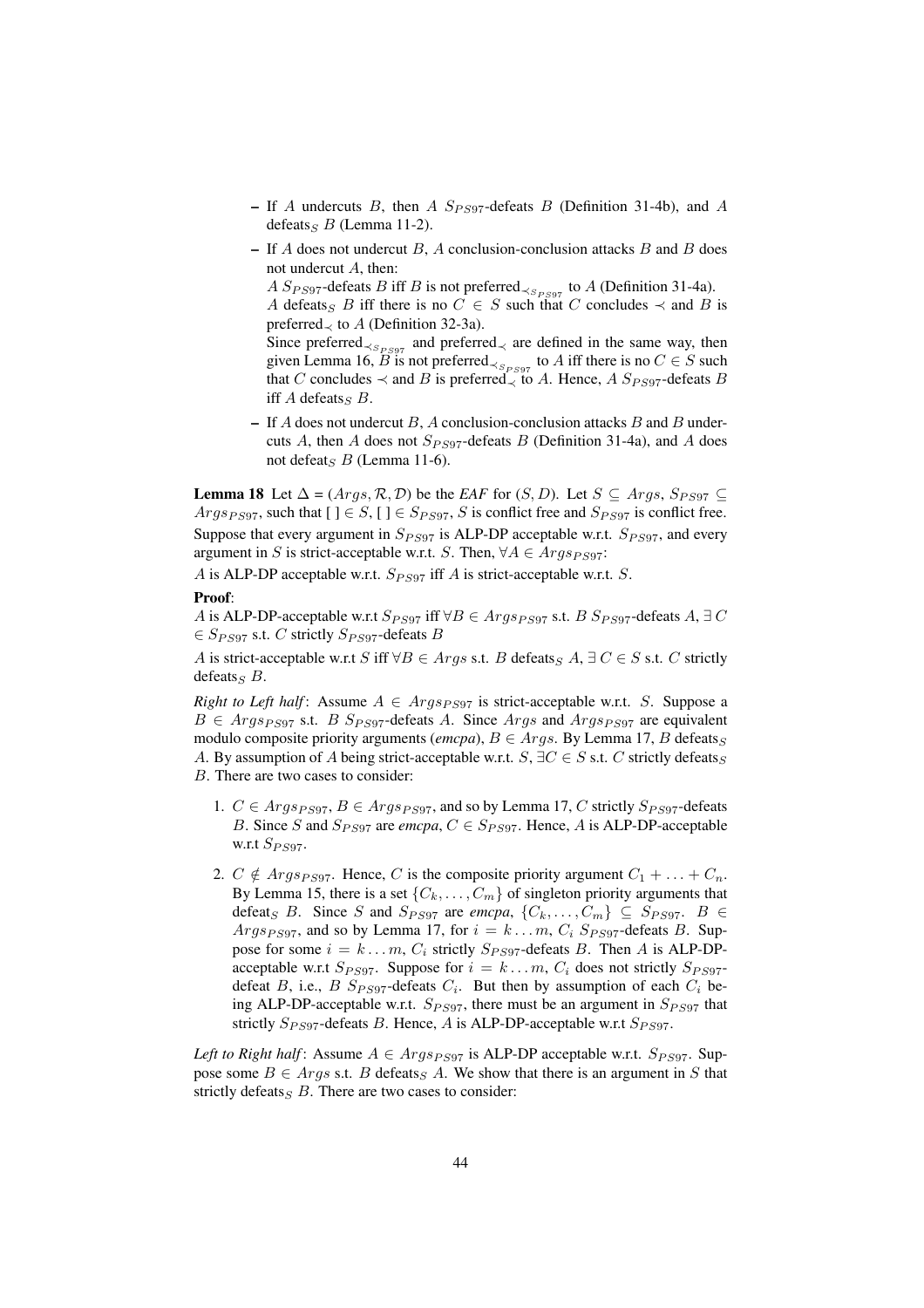- If $A$ undercuts $B$, then $A$ $S_{PS97}$-defeats $B$ (Definition 31-4b), and $A$ defeats$_S$ $B$ (Lemma 11-2).
- If $A$ does not undercut $B$, $A$ conclusion-conclusion attacks $B$ and $B$ does not undercut $A$, then:
  $A$ $S_{PS97}$-defeats $B$ iff $B$ is not preferred$_{\prec_{S_{PS97}}}$ to $A$ (Definition 31-4a).
  $A$ defeats$_S$ $B$ iff there is no $C \in S$ such that $C$ concludes $\prec$ and $B$ is preferred$_\prec$ to $A$ (Definition 32-3a).
  Since preferred$_{\prec_{S_{PS97}}}$ and preferred$_\prec$ are defined in the same way, then given Lemma 16, $B$ is not preferred$_{\prec_{S_{PS97}}}$ to $A$ iff there is no $C \in S$ such that $C$ concludes $\prec$ and $B$ is preferred$_\prec$ to $A$. Hence, $A$ $S_{PS97}$-defeats $B$ iff $A$ defeats$_S$ $B$.
- If $A$ does not undercut $B$, $A$ conclusion-conclusion attacks $B$ and $B$ undercuts $A$, then $A$ does not $S_{PS97}$-defeats $B$ (Definition 31-4a), and $A$ does not defeat$_S$ $B$ (Lemma 11-6).

**Lemma 18** Let $\Delta = (Args, \mathcal{R}, \mathcal{D})$ be the *EAF* for $(S, D)$. Let $S \subseteq Args$, $S_{PS97} \subseteq Args_{PS97}$, such that $[\,] \in S$, $[\,] \in S_{PS97}$, $S$ is conflict free and $S_{PS97}$ is conflict free. Suppose that every argument in $S_{PS97}$ is ALP-DP acceptable w.r.t. $S_{PS97}$, and every argument in $S$ is strict-acceptable w.r.t. $S$. Then, $\forall A \in Args_{PS97}$:

$A$ is ALP-DP acceptable w.r.t. $S_{PS97}$ iff $A$ is strict-acceptable w.r.t. $S$.

**Proof**:

$A$ is ALP-DP-acceptable w.r.t $S_{PS97}$ iff $\forall B \in Args_{PS97}$ s.t. $B$ $S_{PS97}$-defeats $A$, $\exists$ $C \in S_{PS97}$ s.t. $C$ strictly $S_{PS97}$-defeats $B$

$A$ is strict-acceptable w.r.t $S$ iff $\forall B \in Args$ s.t. $B$ defeats$_S$ $A$, $\exists$ $C \in S$ s.t. $C$ strictly defeats$_S$ $B$.

*Right to Left half*: Assume $A \in Args_{PS97}$ is strict-acceptable w.r.t. $S$. Suppose a $B \in Args_{PS97}$ s.t. $B$ $S_{PS97}$-defeats $A$. Since $Args$ and $Args_{PS97}$ are equivalent modulo composite priority arguments (*emcpa*), $B \in Args$. By Lemma 17, $B$ defeats$_S$ $A$. By assumption of $A$ being strict-acceptable w.r.t. $S$, $\exists C \in S$ s.t. $C$ strictly defeats$_S$ $B$. There are two cases to consider:

1. $C \in Args_{PS97}$, $B \in Args_{PS97}$, and so by Lemma 17, $C$ strictly $S_{PS97}$-defeats $B$. Since $S$ and $S_{PS97}$ are *emcpa*, $C \in S_{PS97}$. Hence, $A$ is ALP-DP-acceptable w.r.t $S_{PS97}$.
2. $C \notin Args_{PS97}$. Hence, $C$ is the composite priority argument $C_1 + \ldots + C_n$. By Lemma 15, there is a set $\{C_k, \ldots, C_m\}$ of singleton priority arguments that defeat$_S$ $B$. Since $S$ and $S_{PS97}$ are *emcpa*, $\{C_k, \ldots, C_m\} \subseteq S_{PS97}$. $B \in Args_{PS97}$, and so by Lemma 17, for $i = k \ldots m$, $C_i$ $S_{PS97}$-defeats $B$. Suppose for some $i = k \ldots m$, $C_i$ strictly $S_{PS97}$-defeats $B$. Then $A$ is ALP-DP-acceptable w.r.t $S_{PS97}$. Suppose for $i = k \ldots m$, $C_i$ does not strictly $S_{PS97}$-defeat $B$, i.e., $B$ $S_{PS97}$-defeats $C_i$. But then by assumption of each $C_i$ being ALP-DP-acceptable w.r.t. $S_{PS97}$, there must be an argument in $S_{PS97}$ that strictly $S_{PS97}$-defeats $B$. Hence, $A$ is ALP-DP-acceptable w.r.t $S_{PS97}$.

*Left to Right half*: Assume $A \in Args_{PS97}$ is ALP-DP acceptable w.r.t. $S_{PS97}$. Suppose some $B \in Args$ s.t. $B$ defeats$_S$ $A$. We show that there is an argument in $S$ that strictly defeats$_S$ $B$. There are two cases to consider: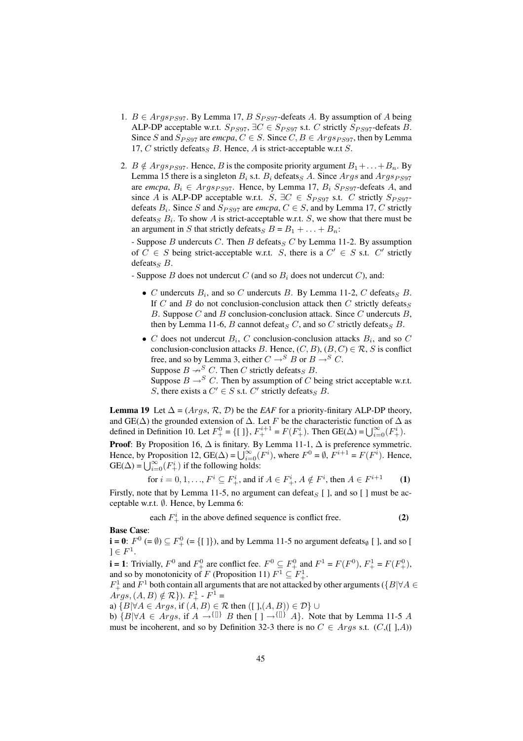1. $B \in Args_{PS97}$. By Lemma 17, $B$ $S_{PS97}$-defeats $A$. By assumption of $A$ being ALP-DP acceptable w.r.t. $S_{PS97}$, $\exists C \in S_{PS97}$ s.t. $C$ strictly $S_{PS97}$-defeats $B$. Since $S$ and $S_{PS97}$ are *emcpa*, $C \in S$. Since $C, B \in Args_{PS97}$, then by Lemma 17, $C$ strictly defeats$_S$ $B$. Hence, $A$ is strict-acceptable w.r.t $S$.

2. $B \notin Args_{PS97}$. Hence, $B$ is the composite priority argument $B_1 + \ldots + B_n$. By Lemma 15 there is a singleton $B_i$ s.t. $B_i$ defeats$_S$ $A$. Since $Args$ and $Args_{PS97}$ are *emcpa*, $B_i \in Args_{PS97}$. Hence, by Lemma 17, $B_i$ $S_{PS97}$-defeats $A$, and since $A$ is ALP-DP acceptable w.r.t. $S$, $\exists C \in S_{PS97}$ s.t. $C$ strictly $S_{PS97}$-defeats $B_i$. Since $S$ and $S_{PS97}$ are *emcpa*, $C \in S$, and by Lemma 17, $C$ strictly defeats$_S$ $B_i$. To show $A$ is strict-acceptable w.r.t. $S$, we show that there must be an argument in $S$ that strictly defeats$_S$ $B = B_1 + \ldots + B_n$:

   - Suppose $B$ undercuts $C$. Then $B$ defeats$_S$ $C$ by Lemma 11-2. By assumption of $C \in S$ being strict-acceptable w.r.t. $S$, there is a $C' \in S$ s.t. $C'$ strictly defeats$_S$ $B$.

   - Suppose $B$ does not undercut $C$ (and so $B_i$ does not undercut $C$), and:

     - $C$ undercuts $B_i$, and so $C$ undercuts $B$. By Lemma 11-2, $C$ defeats$_S$ $B$. If $C$ and $B$ do not conclusion-conclusion attack then $C$ strictly defeats$_S$ $B$. Suppose $C$ and $B$ conclusion-conclusion attack. Since $C$ undercuts $B$, then by Lemma 11-6, $B$ cannot defeat$_S$ $C$, and so $C$ strictly defeats$_S$ $B$.
     - $C$ does not undercut $B_i$, $C$ conclusion-conclusion attacks $B_i$, and so $C$ conclusion-conclusion attacks $B$. Hence, $(C, B), (B, C) \in \mathcal{R}$, $S$ is conflict free, and so by Lemma 3, either $C \rightarrow^S B$ or $B \rightarrow^S C$.
       Suppose $B \nrightarrow^S C$. Then $C$ strictly defeats$_S$ $B$.
       Suppose $B \rightarrow^S C$. Then by assumption of $C$ being strict acceptable w.r.t. $S$, there exists a $C' \in S$ s.t. $C'$ strictly defeats$_S$ $B$.

**Lemma 19** Let $\Delta$ = ($Args$, $\mathcal{R}$, $\mathcal{D}$) be the *EAF* for a priority-finitary ALP-DP theory, and GE($\Delta$) the grounded extension of $\Delta$. Let $F$ be the characteristic function of $\Delta$ as defined in Definition 10. Let $F^0_+ = \{[\,]\}$, $F^{i+1}_+ = F(F^i_+)$. Then GE($\Delta$) = $\bigcup_{i=0}^{\infty}(F^i_+)$.

**Proof**: By Proposition 16, $\Delta$ is finitary. By Lemma 11-1, $\Delta$ is preference symmetric. Hence, by Proposition 12, GE($\Delta$) = $\bigcup_{i=0}^{\infty}(F^i)$, where $F^0 = \emptyset$, $F^{i+1} = F(F^i)$. Hence, GE($\Delta$) = $\bigcup_{i=0}^{\infty}(F^i_+)$ if the following holds:

$$\text{for } i = 0, 1, \ldots, F^i \subseteq F^i_+, \text{ and if } A \in F^i_+, A \notin F^i, \text{ then } A \in F^{i+1} \qquad \textbf{(1)}$$

Firstly, note that by Lemma 11-5, no argument can defeat$_S$ [ ], and so [ ] must be acceptable w.r.t. $\emptyset$. Hence, by Lemma 6:

$$\text{each } F^i_+ \text{ in the above defined sequence is conflict free.} \qquad \textbf{(2)}$$

**Base Case**:

**i = 0**: $F^0$ (= $\emptyset$) $\subseteq F^0_+$ (= $\{[\,]\}$), and by Lemma 11-5 no argument defeats$_\emptyset$ [ ], and so [ ] $\in F^1$.

**i = 1**: Trivially, $F^0$ and $F^0_+$ are conflict fee. $F^0 \subseteq F^0_+$ and $F^1 = F(F^0)$, $F^1_+ = F(F^0_+)$, and so by monotonicity of $F$ (Proposition 11) $F^1 \subseteq F^1_+$.

$F^1_+$ and $F^1$ both contain all arguments that are not attacked by other arguments ($\{B | \forall A \in Args, (A, B) \notin \mathcal{R}\}$). $F^1_+$ - $F^1$ =

a) $\{B | \forall A \in Args$, if $(A, B) \in \mathcal{R}$ then $([\,], (A, B)) \in \mathcal{D}\} \cup$

b) $\{B | \forall A \in Args$, if $A \rightarrow^{\{[]\}} B$ then $[\,] \rightarrow^{\{[]\}} A\}$. Note that by Lemma 11-5 $A$ must be incoherent, and so by Definition 32-3 there is no $C \in Args$ s.t. $(C, ([\,], A))$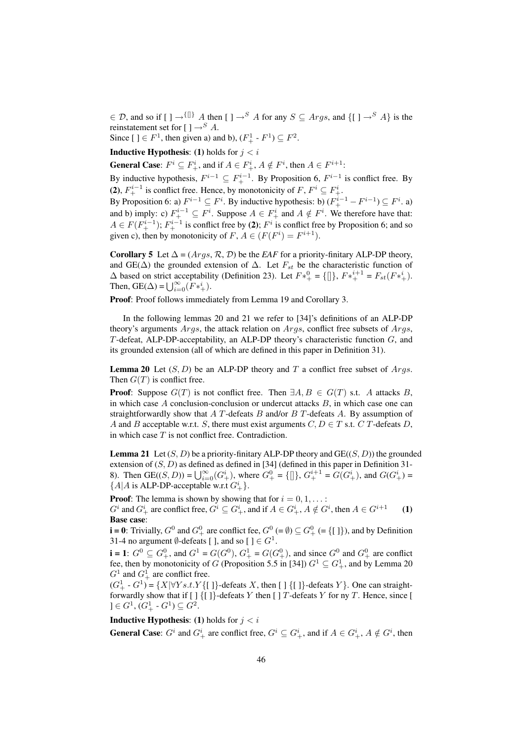$\in \mathcal{D}$, and so if $[\,] \rightarrow^{\{[]\}} A$ then $[\,] \rightarrow^{S} A$ for any $S \subseteq Args$, and $\{[\,] \rightarrow^{S} A\}$ is the reinstatement set for $[\,] \rightarrow^{S} A$.

Since $[\,] \in F^1$, then given a) and b), $(F^1_+ - F^1) \subseteq F^2$.

**Inductive Hypothesis**: **(1)** holds for $j < i$

**General Case**: $F^i \subseteq F^i_+$, and if $A \in F^i_+$, $A \notin F^i$, then $A \in F^{i+1}$:

By inductive hypothesis, $F^{i-1} \subseteq F^{i-1}_+$. By Proposition 6, $F^{i-1}$ is conflict free. By **(2)**, $F^{i-1}_+$ is conflict free. Hence, by monotonicity of $F$, $F^i \subseteq F^i_+$.

By Proposition 6: a) $F^{i-1} \subseteq F^i$. By inductive hypothesis: b) $(F^{i-1}_+ - F^{i-1}) \subseteq F^i$. a) and b) imply: c) $F^{i-1}_+ \subseteq F^i$. Suppose $A \in F^i_+$ and $A \notin F^i$. We therefore have that: $A \in F(F^{i-1}_+)$; $F^{i-1}_+$ is conflict free by **(2)**; $F^i$ is conflict free by Proposition 6; and so given c), then by monotonicity of $F$, $A \in (F(F^i) = F^{i+1})$.

**Corollary 5** Let $\Delta$ = $(Args, \mathcal{R}, \mathcal{D})$ be the *EAF* for a priority-finitary ALP-DP theory, and GE($\Delta$) the grounded extension of $\Delta$. Let $F_{st}$ be the characteristic function of $\Delta$ based on strict acceptability (Definition 23). Let $F*^0_+ = \{[]\}$, $F*^{i+1}_+ = F_{st}(F*^i_+)$. Then, GE($\Delta$) = $\bigcup_{i=0}^{\infty}(F*^i_+)$.

**Proof**: Proof follows immediately from Lemma 19 and Corollary 3.

In the following lemmas 20 and 21 we refer to [34]'s definitions of an ALP-DP theory's arguments $Args$, the attack relation on $Args$, conflict free subsets of $Args$, $T$-defeat, ALP-DP-acceptability, an ALP-DP theory's characteristic function $G$, and its grounded extension (all of which are defined in this paper in Definition 31).

**Lemma 20** Let $(S, D)$ be an ALP-DP theory and $T$ a conflict free subset of $Args$. Then $G(T)$ is conflict free.

**Proof**: Suppose $G(T)$ is not conflict free. Then $\exists A, B \in G(T)$ s.t. $A$ attacks $B$, in which case $A$ conclusion-conclusion or undercut attacks $B$, in which case one can straightforwardly show that $A$ $T$-defeats $B$ and/or $B$ $T$-defeats $A$. By assumption of $A$ and $B$ acceptable w.r.t. $S$, there must exist arguments $C, D \in T$ s.t. $C$ $T$-defeats $D$, in which case $T$ is not conflict free. Contradiction.

**Lemma 21** Let $(S, D)$ be a priority-finitary ALP-DP theory and GE($(S, D)$) the grounded extension of $(S, D)$ as defined as defined in [34] (defined in this paper in Definition 31-8). Then GE($(S, D)$) = $\bigcup_{i=0}^{\infty}(G^i_+)$, where $G^0_+ = \{[]\}$, $G^{i+1}_+ = G(G^i_+)$, and $G(G^i_+) = \{A | A$ is ALP-DP-acceptable w.r.t $G^i_+\}$.

**Proof**: The lemma is shown by showing that for $i = 0, 1, \ldots$ :

$G^i$ and $G^i_+$ are conflict free, $G^i \subseteq G^i_+$, and if $A \in G^i_+$, $A \notin G^i$, then $A \in G^{i+1}$ **(1)**

**Base case**:

**i = 0**: Trivially, $G^0$ and $G^0_+$ are conflict fee, $G^0$ (= $\emptyset$) $\subseteq G^0_+$ (= $\{[\,]\}$), and by Definition 31-4 no argument $\emptyset$-defeats $[\,]$, and so $[\,] \in G^1$.

**i = 1**: $G^0 \subseteq G^0_+$, and $G^1 = G(G^0)$, $G^1_+ = G(G^0_+)$, and since $G^0$ and $G^0_+$ are conflict fee, then by monotonicity of $G$ (Proposition 5.5 in [34]) $G^1 \subseteq G^1_+$, and by Lemma 20 $G^1$ and $G^1_+$ are conflict free.

$(G^1_+ - G^1) = \{X | \forall Y s.t. Y \{[\,]\}$-defeats $X$, then $[\,]$ $\{[\,]\}$-defeats $Y\}$. One can straightforwardly show that if $[\,]$ $\{[\,]\}$-defeats $Y$ then $[\,]$ $T$-defeats $Y$ for ny $T$. Hence, since $[\,] \in G^1$, $(G^1_+ - G^1) \subseteq G^2$.

**Inductive Hypothesis**: **(1)** holds for $j < i$

**General Case**: $G^i$ and $G^i_+$ are conflict free, $G^i \subseteq G^i_+$, and if $A \in G^i_+$, $A \notin G^i$, then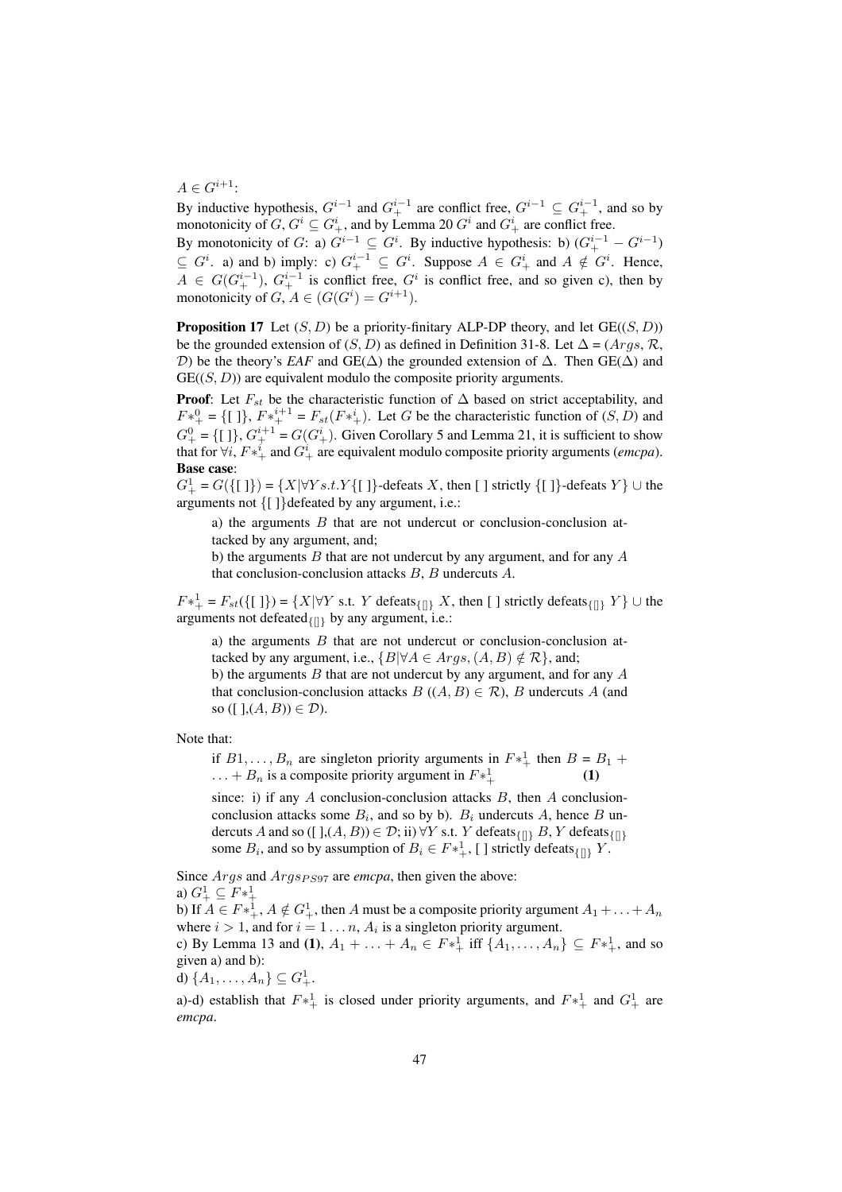$A \in G^{i+1}$:

By inductive hypothesis, $G^{i-1}$ and $G^{i-1}_{+}$ are conflict free, $G^{i-1} \subseteq G^{i-1}_{+}$, and so by monotonicity of $G$, $G^{i} \subseteq G^{i}_{+}$, and by Lemma 20 $G^{i}$ and $G^{i}_{+}$ are conflict free.

By monotonicity of $G$: a) $G^{i-1} \subseteq G^{i}$. By inductive hypothesis: b) $(G^{i-1}_{+} - G^{i-1}) \subseteq G^{i}$. a) and b) imply: c) $G^{i-1}_{+} \subseteq G^{i}$. Suppose $A \in G^{i}_{+}$ and $A \notin G^{i}$. Hence, $A \in G(G^{i-1}_{+})$, $G^{i-1}_{+}$ is conflict free, $G^{i}$ is conflict free, and so given c), then by monotonicity of $G$, $A \in (G(G^{i}) = G^{i+1})$.

**Proposition 17** Let $(S, D)$ be a priority-finitary ALP-DP theory, and let GE($(S, D)$) be the grounded extension of $(S, D)$ as defined in Definition 31-8. Let $\Delta$ = ($Args$, $\mathcal{R}$, $\mathcal{D}$) be the theory's *EAF* and GE($\Delta$) the grounded extension of $\Delta$. Then GE($\Delta$) and GE($(S, D)$) are equivalent modulo the composite priority arguments.

**Proof**: Let $F_{st}$ be the characteristic function of $\Delta$ based on strict acceptability, and $F*^{0}_{+}$ = $\{[\,]\}$, $F*^{i+1}_{+}$ = $F_{st}(F*^{i}_{+})$. Let $G$ be the characteristic function of $(S, D)$ and $G^{0}_{+}$ = $\{[\,]\}$, $G^{i+1}_{+}$ = $G(G^{i}_{+})$. Given Corollary 5 and Lemma 21, it is sufficient to show that for $\forall i$, $F*^{i}_{+}$ and $G^{i}_{+}$ are equivalent modulo composite priority arguments (*emcpa*).

**Base case**:

$G^{1}_{+}$ = $G(\{[\,]\})$ = $\{X|\forall Y s.t. Y\{[\,]\}$-defeats $X$, then $[\,]$ strictly $\{[\,]\}$-defeats $Y\}$ $\cup$ the arguments not $\{[\,]\}$defeated by any argument, i.e.:

> a) the arguments $B$ that are not undercut or conclusion-conclusion attacked by any argument, and;
>
> b) the arguments $B$ that are not undercut by any argument, and for any $A$ that conclusion-conclusion attacks $B$, $B$ undercuts $A$.

$F*^{1}_{+}$ = $F_{st}(\{[\,]\})$ = $\{X|\forall Y$ s.t. $Y$ defeats$_{\{[]\}}$ $X$, then $[\,]$ strictly defeats$_{\{[]\}}$ $Y\}$ $\cup$ the arguments not defeated$_{\{[]\}}$ by any argument, i.e.:

> a) the arguments $B$ that are not undercut or conclusion-conclusion attacked by any argument, i.e., $\{B|\forall A \in Args, (A, B) \notin \mathcal{R}\}$, and;
>
> b) the arguments $B$ that are not undercut by any argument, and for any $A$ that conclusion-conclusion attacks $B$ ($(A, B) \in \mathcal{R}$), $B$ undercuts $A$ (and so ($[\,]$,$(A, B)$) $\in \mathcal{D}$).

Note that:

> if $B1, \ldots, B_n$ are singleton priority arguments in $F*^{1}_{+}$ then $B$ = $B_1 + \ldots + B_n$ is a composite priority argument in $F*^{1}_{+}$ **(1)**
>
> since: i) if any $A$ conclusion-conclusion attacks $B$, then $A$ conclusion-conclusion attacks some $B_i$, and so by b). $B_i$ undercuts $A$, hence $B$ undercuts $A$ and so ($[\,]$,$(A, B)$) $\in \mathcal{D}$; ii) $\forall Y$ s.t. $Y$ defeats$_{\{[]\}}$ $B$, $Y$ defeats$_{\{[]\}}$ some $B_i$, and so by assumption of $B_i \in F*^{1}_{+}$, $[\,]$ strictly defeats$_{\{[]\}}$ $Y$.

Since $Args$ and $Args_{PS97}$ are *emcpa*, then given the above:

a) $G^{1}_{+} \subseteq F*^{1}_{+}$

b) If $A \in F*^{1}_{+}$, $A \notin G^{1}_{+}$, then $A$ must be a composite priority argument $A_1 + \ldots + A_n$ where $i > 1$, and for $i = 1 \ldots n$, $A_i$ is a singleton priority argument.

c) By Lemma 13 and **(1)**, $A_1 + \ldots + A_n \in F*^{1}_{+}$ iff $\{A_1, \ldots, A_n\} \subseteq F*^{1}_{+}$, and so given a) and b):

d) $\{A_1, \ldots, A_n\} \subseteq G^{1}_{+}$.

a)-d) establish that $F*^{1}_{+}$ is closed under priority arguments, and $F*^{1}_{+}$ and $G^{1}_{+}$ are *emcpa*.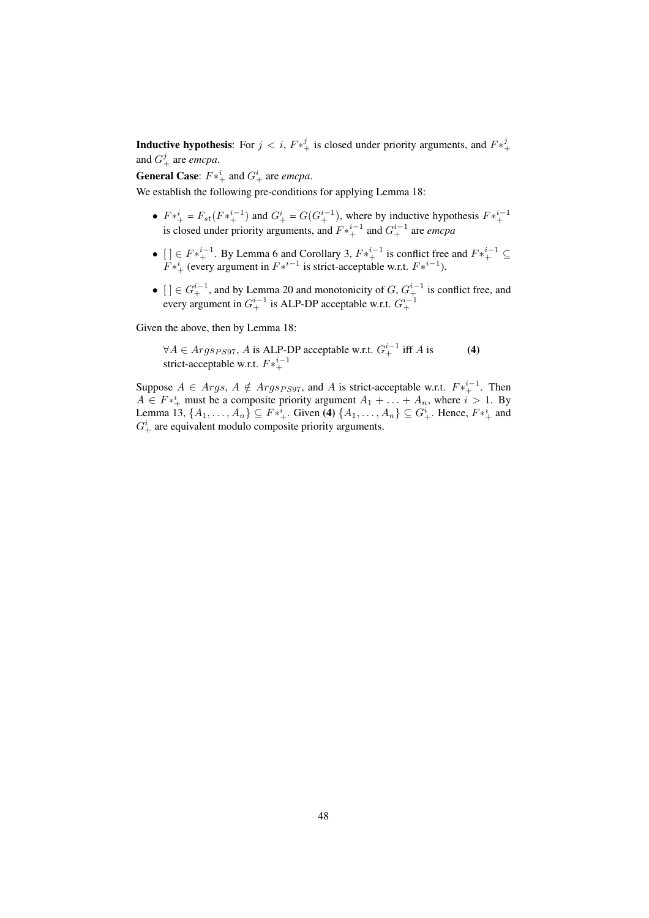**Inductive hypothesis**: For $j < i$, $F*^j_+$ is closed under priority arguments, and $F*^j_+$ and $G^j_+$ are *emcpa*.

**General Case**: $F*^i_+$ and $G^i_+$ are *emcpa*.

We establish the following pre-conditions for applying Lemma 18:

- $F*^i_+ = F_{st}(F*^{i-1}_+)$ and $G^i_+ = G(G^{i-1}_+)$, where by inductive hypothesis $F*^{i-1}_+$ is closed under priority arguments, and $F*^{i-1}_+$ and $G^{i-1}_+$ are *emcpa*
- $[\,] \in F*^{i-1}_+$. By Lemma 6 and Corollary 3, $F*^{i-1}_+$ is conflict free and $F*^{i-1}_+ \subseteq F*^i_+$ (every argument in $F*^{i-1}$ is strict-acceptable w.r.t. $F*^{i-1}$).
- $[\,] \in G^{i-1}_+$, and by Lemma 20 and monotonicity of $G$, $G^{i-1}_+$ is conflict free, and every argument in $G^{i-1}_+$ is ALP-DP acceptable w.r.t. $G^{i-1}_+$

Given the above, then by Lemma 18:

$\forall A \in Args_{PS97}$, $A$ is ALP-DP acceptable w.r.t. $G^{i-1}_+$ iff $A$ is strict-acceptable w.r.t. $F*^{i-1}_+$ **(4)**

Suppose $A \in Args$, $A \notin Args_{PS97}$, and $A$ is strict-acceptable w.r.t. $F*^{i-1}_+$. Then $A \in F*^i_+$ must be a composite priority argument $A_1 + \ldots + A_n$, where $i > 1$. By Lemma 13, $\{A_1, \ldots, A_n\} \subseteq F*^i_+$. Given **(4)** $\{A_1, \ldots, A_n\} \subseteq G^i_+$. Hence, $F*^i_+$ and $G^i_+$ are equivalent modulo composite priority arguments.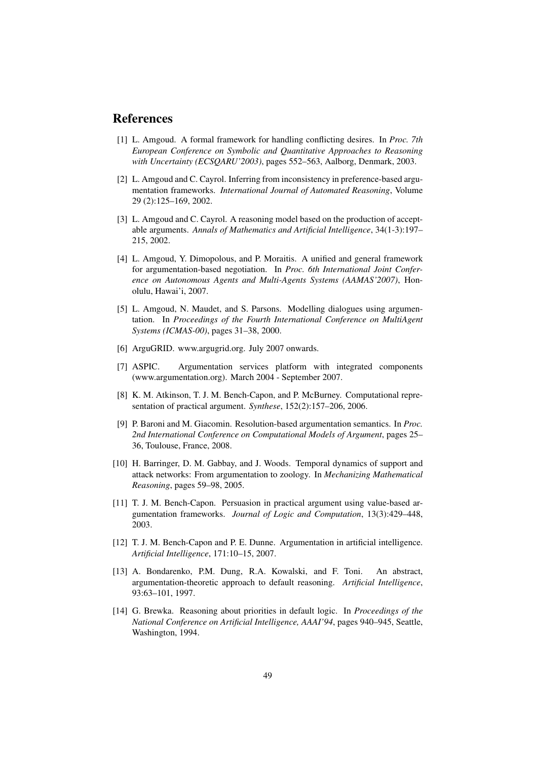# References

[1] L. Amgoud. A formal framework for handling conflicting desires. In *Proc. 7th European Conference on Symbolic and Quantitative Approaches to Reasoning with Uncertainty (ECSQARU'2003)*, pages 552–563, Aalborg, Denmark, 2003.

[2] L. Amgoud and C. Cayrol. Inferring from inconsistency in preference-based argumentation frameworks. *International Journal of Automated Reasoning*, Volume 29 (2):125–169, 2002.

[3] L. Amgoud and C. Cayrol. A reasoning model based on the production of acceptable arguments. *Annals of Mathematics and Artificial Intelligence*, 34(1-3):197–215, 2002.

[4] L. Amgoud, Y. Dimopolous, and P. Moraitis. A unified and general framework for argumentation-based negotiation. In *Proc. 6th International Joint Conference on Autonomous Agents and Multi-Agents Systems (AAMAS'2007)*, Honolulu, Hawai'i, 2007.

[5] L. Amgoud, N. Maudet, and S. Parsons. Modelling dialogues using argumentation. In *Proceedings of the Fourth International Conference on MultiAgent Systems (ICMAS-00)*, pages 31–38, 2000.

[6] ArguGRID. www.argugrid.org. July 2007 onwards.

[7] ASPIC. Argumentation services platform with integrated components (www.argumentation.org). March 2004 - September 2007.

[8] K. M. Atkinson, T. J. M. Bench-Capon, and P. McBurney. Computational representation of practical argument. *Synthese*, 152(2):157–206, 2006.

[9] P. Baroni and M. Giacomin. Resolution-based argumentation semantics. In *Proc. 2nd International Conference on Computational Models of Argument*, pages 25–36, Toulouse, France, 2008.

[10] H. Barringer, D. M. Gabbay, and J. Woods. Temporal dynamics of support and attack networks: From argumentation to zoology. In *Mechanizing Mathematical Reasoning*, pages 59–98, 2005.

[11] T. J. M. Bench-Capon. Persuasion in practical argument using value-based argumentation frameworks. *Journal of Logic and Computation*, 13(3):429–448, 2003.

[12] T. J. M. Bench-Capon and P. E. Dunne. Argumentation in artificial intelligence. *Artificial Intelligence*, 171:10–15, 2007.

[13] A. Bondarenko, P.M. Dung, R.A. Kowalski, and F. Toni. An abstract, argumentation-theoretic approach to default reasoning. *Artificial Intelligence*, 93:63–101, 1997.

[14] G. Brewka. Reasoning about priorities in default logic. In *Proceedings of the National Conference on Artificial Intelligence, AAAI'94*, pages 940–945, Seattle, Washington, 1994.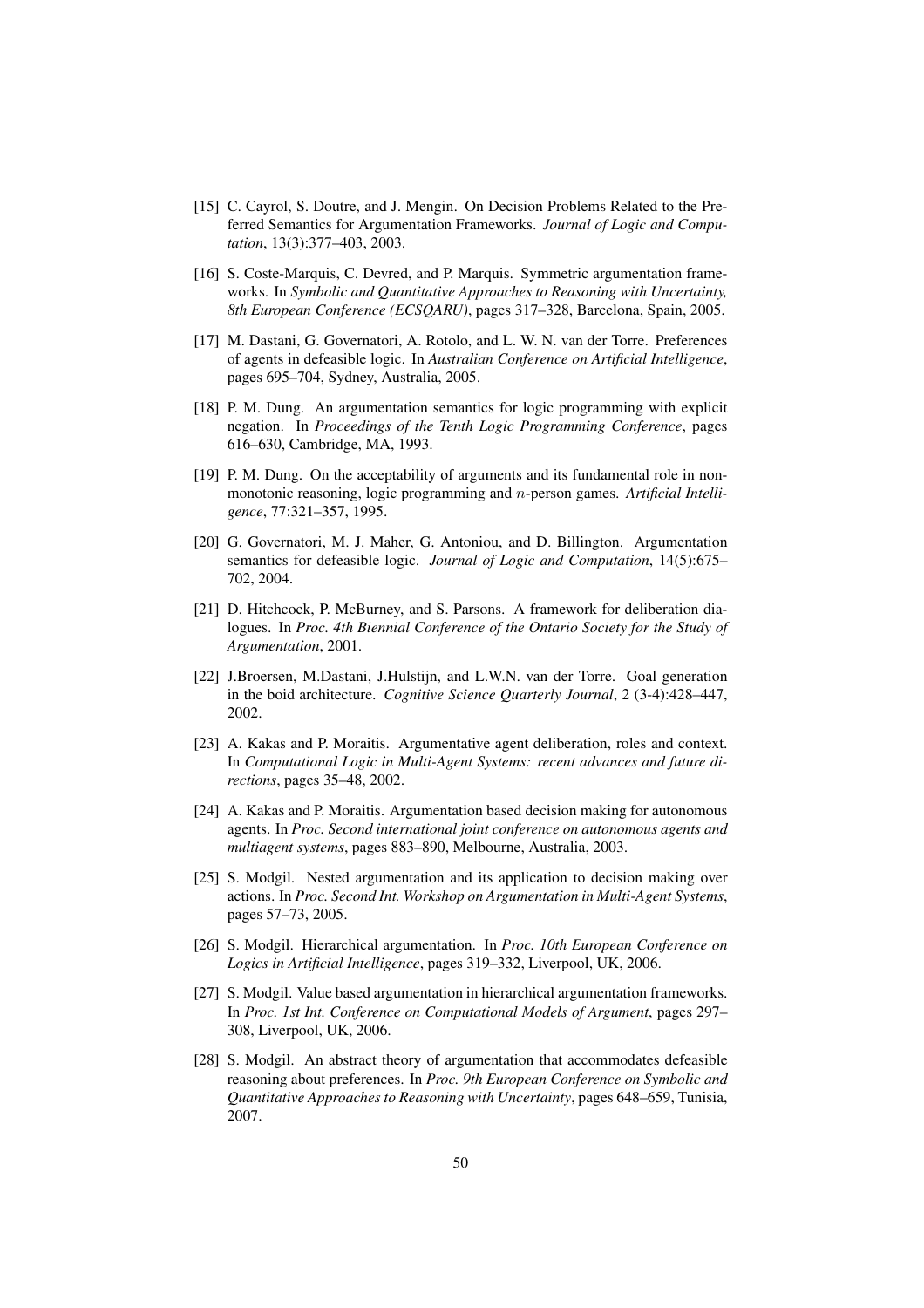[15] C. Cayrol, S. Doutre, and J. Mengin. On Decision Problems Related to the Preferred Semantics for Argumentation Frameworks. *Journal of Logic and Computation*, 13(3):377–403, 2003.

[16] S. Coste-Marquis, C. Devred, and P. Marquis. Symmetric argumentation frameworks. In *Symbolic and Quantitative Approaches to Reasoning with Uncertainty, 8th European Conference (ECSQARU)*, pages 317–328, Barcelona, Spain, 2005.

[17] M. Dastani, G. Governatori, A. Rotolo, and L. W. N. van der Torre. Preferences of agents in defeasible logic. In *Australian Conference on Artificial Intelligence*, pages 695–704, Sydney, Australia, 2005.

[18] P. M. Dung. An argumentation semantics for logic programming with explicit negation. In *Proceedings of the Tenth Logic Programming Conference*, pages 616–630, Cambridge, MA, 1993.

[19] P. M. Dung. On the acceptability of arguments and its fundamental role in nonmonotonic reasoning, logic programming and $n$-person games. *Artificial Intelligence*, 77:321–357, 1995.

[20] G. Governatori, M. J. Maher, G. Antoniou, and D. Billington. Argumentation semantics for defeasible logic. *Journal of Logic and Computation*, 14(5):675–702, 2004.

[21] D. Hitchcock, P. McBurney, and S. Parsons. A framework for deliberation dialogues. In *Proc. 4th Biennial Conference of the Ontario Society for the Study of Argumentation*, 2001.

[22] J.Broersen, M.Dastani, J.Hulstijn, and L.W.N. van der Torre. Goal generation in the boid architecture. *Cognitive Science Quarterly Journal*, 2 (3-4):428–447, 2002.

[23] A. Kakas and P. Moraitis. Argumentative agent deliberation, roles and context. In *Computational Logic in Multi-Agent Systems: recent advances and future directions*, pages 35–48, 2002.

[24] A. Kakas and P. Moraitis. Argumentation based decision making for autonomous agents. In *Proc. Second international joint conference on autonomous agents and multiagent systems*, pages 883–890, Melbourne, Australia, 2003.

[25] S. Modgil. Nested argumentation and its application to decision making over actions. In *Proc. Second Int. Workshop on Argumentation in Multi-Agent Systems*, pages 57–73, 2005.

[26] S. Modgil. Hierarchical argumentation. In *Proc. 10th European Conference on Logics in Artificial Intelligence*, pages 319–332, Liverpool, UK, 2006.

[27] S. Modgil. Value based argumentation in hierarchical argumentation frameworks. In *Proc. 1st Int. Conference on Computational Models of Argument*, pages 297–308, Liverpool, UK, 2006.

[28] S. Modgil. An abstract theory of argumentation that accommodates defeasible reasoning about preferences. In *Proc. 9th European Conference on Symbolic and Quantitative Approaches to Reasoning with Uncertainty*, pages 648–659, Tunisia, 2007.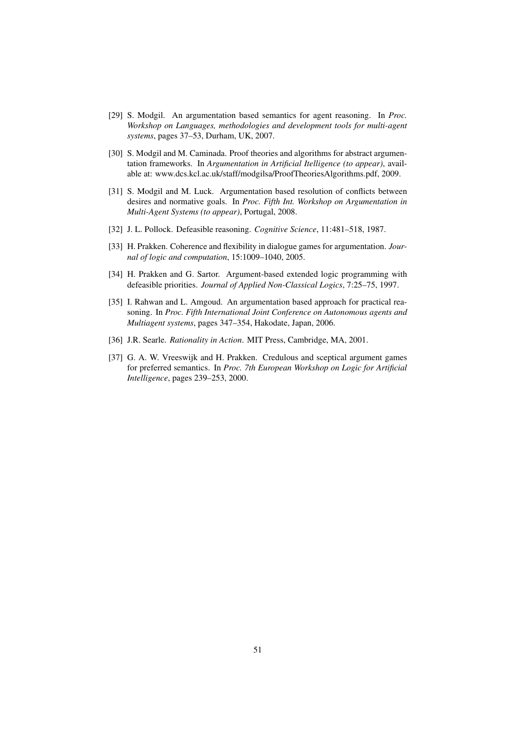[29] S. Modgil. An argumentation based semantics for agent reasoning. In *Proc. Workshop on Languages, methodologies and development tools for multi-agent systems*, pages 37–53, Durham, UK, 2007.

[30] S. Modgil and M. Caminada. Proof theories and algorithms for abstract argumentation frameworks. In *Argumentation in Artificial Itelligence (to appear)*, available at: www.dcs.kcl.ac.uk/staff/modgilsa/ProofTheoriesAlgorithms.pdf, 2009.

[31] S. Modgil and M. Luck. Argumentation based resolution of conflicts between desires and normative goals. In *Proc. Fifth Int. Workshop on Argumentation in Multi-Agent Systems (to appear)*, Portugal, 2008.

[32] J. L. Pollock. Defeasible reasoning. *Cognitive Science*, 11:481–518, 1987.

[33] H. Prakken. Coherence and flexibility in dialogue games for argumentation. *Journal of logic and computation*, 15:1009–1040, 2005.

[34] H. Prakken and G. Sartor. Argument-based extended logic programming with defeasible priorities. *Journal of Applied Non-Classical Logics*, 7:25–75, 1997.

[35] I. Rahwan and L. Amgoud. An argumentation based approach for practical reasoning. In *Proc. Fifth International Joint Conference on Autonomous agents and Multiagent systems*, pages 347–354, Hakodate, Japan, 2006.

[36] J.R. Searle. *Rationality in Action*. MIT Press, Cambridge, MA, 2001.

[37] G. A. W. Vreeswijk and H. Prakken. Credulous and sceptical argument games for preferred semantics. In *Proc. 7th European Workshop on Logic for Artificial Intelligence*, pages 239–253, 2000.